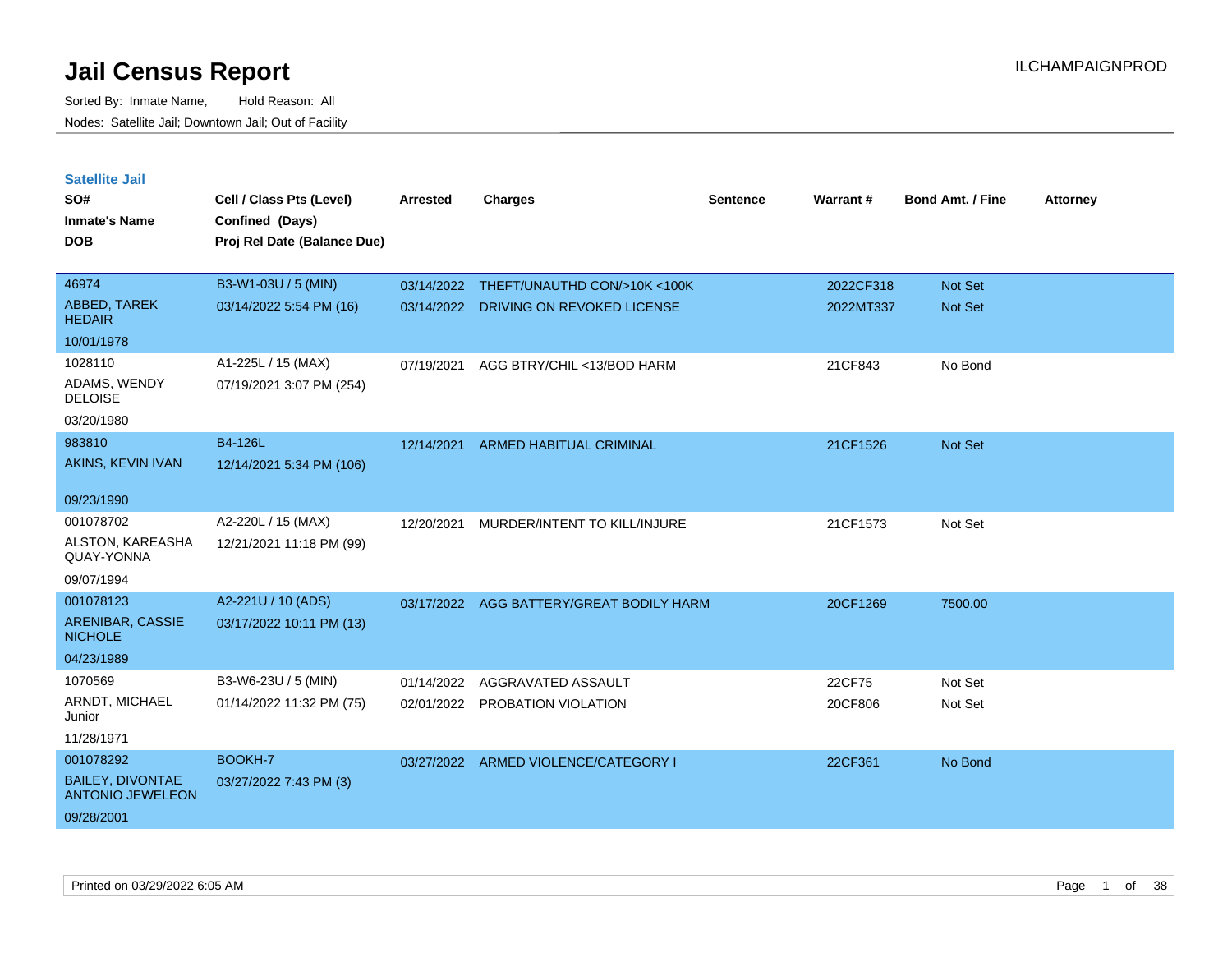# Jail Census Report

ILCHAMPAIGNPROD

Sorted By: Inmate Name, Hold Reason: All

Nodes: Satellite Jail; Downtown Jail; Out of Facility

## Satellite Jail

| SO# / Inmate's Name / DOB | Cell / Class Pts (Level) / Confined (Days) / Proj Rel Date (Balance Due) | Arrested | Charges | Sentence | Warrant # | Bond Amt. / Fine | Attorney |
|---|---|---|---|---|---|---|---|
| 46974<br>ABBED, TAREK HEDAIR<br>10/01/1978 | B3-W1-03U / 5 (MIN)<br>03/14/2022 5:54 PM (16) | 03/14/2022<br>03/14/2022 | THEFT/UNAUTHD CON/>10K <100K<br>DRIVING ON REVOKED LICENSE | | 2022CF318<br>2022MT337 | Not Set<br>Not Set | |
| 1028110<br>ADAMS, WENDY DELOISE<br>03/20/1980 | A1-225L / 15 (MAX)<br>07/19/2021 3:07 PM (254) | 07/19/2021 | AGG BTRY/CHIL <13/BOD HARM | | 21CF843 | No Bond | |
| 983810<br>AKINS, KEVIN IVAN<br>09/23/1990 | B4-126L<br>12/14/2021 5:34 PM (106) | 12/14/2021 | ARMED HABITUAL CRIMINAL | | 21CF1526 | Not Set | |
| 001078702<br>ALSTON, KAREASHA QUAY-YONNA<br>09/07/1994 | A2-220L / 15 (MAX)<br>12/21/2021 11:18 PM (99) | 12/20/2021 | MURDER/INTENT TO KILL/INJURE | | 21CF1573 | Not Set | |
| 001078123<br>ARENIBAR, CASSIE NICHOLE<br>04/23/1989 | A2-221U / 10 (ADS)<br>03/17/2022 10:11 PM (13) | 03/17/2022 | AGG BATTERY/GREAT BODILY HARM | | 20CF1269 | 7500.00 | |
| 1070569<br>ARNDT, MICHAEL Junior<br>11/28/1971 | B3-W6-23U / 5 (MIN)<br>01/14/2022 11:32 PM (75) | 01/14/2022<br>02/01/2022 | AGGRAVATED ASSAULT<br>PROBATION VIOLATION | | 22CF75<br>20CF806 | Not Set<br>Not Set | |
| 001078292<br>BAILEY, DIVONTAE ANTONIO JEWELEON<br>09/28/2001 | BOOKH-7<br>03/27/2022 7:43 PM (3) | 03/27/2022 | ARMED VIOLENCE/CATEGORY I | | 22CF361 | No Bond | |

Printed on 03/29/2022 6:05 AM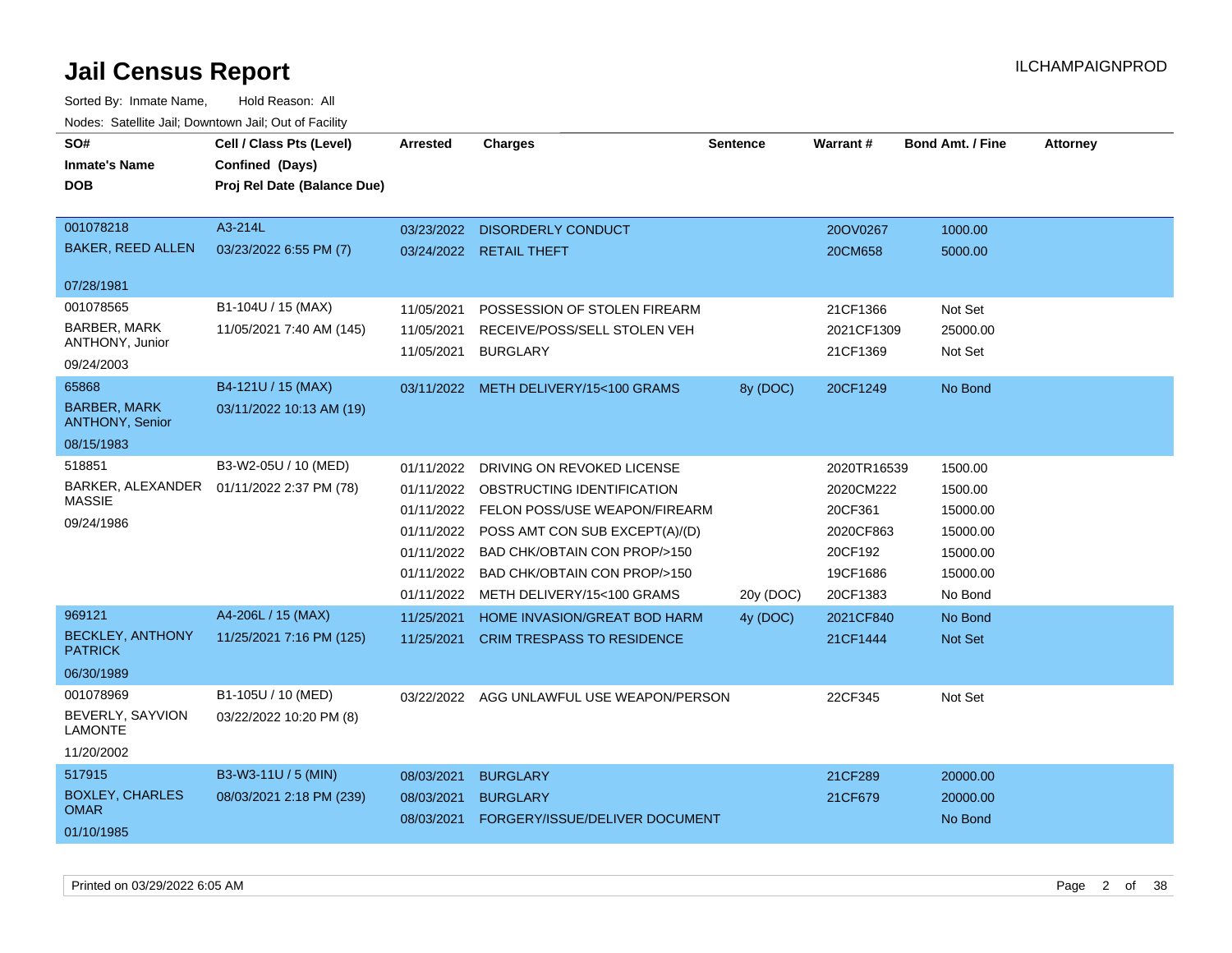# Jail Census Report

ILCHAMPAIGNPROD

Sorted By: Inmate Name, Hold Reason: All

Nodes: Satellite Jail; Downtown Jail; Out of Facility

| SO# / Inmate's Name / DOB | Cell / Class Pts (Level) / Confined (Days) / Proj Rel Date (Balance Due) | Arrested | Charges | Sentence | Warrant # | Bond Amt. / Fine | Attorney |
|---|---|---|---|---|---|---|---|
| 001078218<br>BAKER, REED ALLEN<br>07/28/1981 | A3-214L<br>03/23/2022 6:55 PM (7) | 03/23/2022 | DISORDERLY CONDUCT | | 20OV0267 | 1000.00 | |
| | | 03/24/2022 | RETAIL THEFT | | 20CM658 | 5000.00 | |
| 001078565<br>BARBER, MARK ANTHONY, Junior<br>09/24/2003 | B1-104U / 15 (MAX)<br>11/05/2021 7:40 AM (145) | 11/05/2021 | POSSESSION OF STOLEN FIREARM | | 21CF1366 | Not Set | |
| | | 11/05/2021 | RECEIVE/POSS/SELL STOLEN VEH | | 2021CF1309 | 25000.00 | |
| | | 11/05/2021 | BURGLARY | | 21CF1369 | Not Set | |
| 65868<br>BARBER, MARK ANTHONY, Senior<br>08/15/1983 | B4-121U / 15 (MAX)<br>03/11/2022 10:13 AM (19) | 03/11/2022 | METH DELIVERY/15<100 GRAMS | 8y (DOC) | 20CF1249 | No Bond | |
| 518851<br>BARKER, ALEXANDER MASSIE<br>09/24/1986 | B3-W2-05U / 10 (MED)<br>01/11/2022 2:37 PM (78) | 01/11/2022 | DRIVING ON REVOKED LICENSE | | 2020TR16539 | 1500.00 | |
| | | 01/11/2022 | OBSTRUCTING IDENTIFICATION | | 2020CM222 | 1500.00 | |
| | | 01/11/2022 | FELON POSS/USE WEAPON/FIREARM | | 20CF361 | 15000.00 | |
| | | 01/11/2022 | POSS AMT CON SUB EXCEPT(A)/(D) | | 2020CF863 | 15000.00 | |
| | | 01/11/2022 | BAD CHK/OBTAIN CON PROP/>150 | | 20CF192 | 15000.00 | |
| | | 01/11/2022 | BAD CHK/OBTAIN CON PROP/>150 | | 19CF1686 | 15000.00 | |
| | | 01/11/2022 | METH DELIVERY/15<100 GRAMS | 20y (DOC) | 20CF1383 | No Bond | |
| 969121<br>BECKLEY, ANTHONY PATRICK<br>06/30/1989 | A4-206L / 15 (MAX)<br>11/25/2021 7:16 PM (125) | 11/25/2021 | HOME INVASION/GREAT BOD HARM | 4y (DOC) | 2021CF840 | No Bond | |
| | | 11/25/2021 | CRIM TRESPASS TO RESIDENCE | | 21CF1444 | Not Set | |
| 001078969<br>BEVERLY, SAYVION LAMONTE<br>11/20/2002 | B1-105U / 10 (MED)<br>03/22/2022 10:20 PM (8) | 03/22/2022 | AGG UNLAWFUL USE WEAPON/PERSON | | 22CF345 | Not Set | |
| 517915<br>BOXLEY, CHARLES OMAR<br>01/10/1985 | B3-W3-11U / 5 (MIN)<br>08/03/2021 2:18 PM (239) | 08/03/2021 | BURGLARY | | 21CF289 | 20000.00 | |
| | | 08/03/2021 | BURGLARY | | 21CF679 | 20000.00 | |
| | | 08/03/2021 | FORGERY/ISSUE/DELIVER DOCUMENT | | | No Bond | |

Printed on 03/29/2022 6:05 AM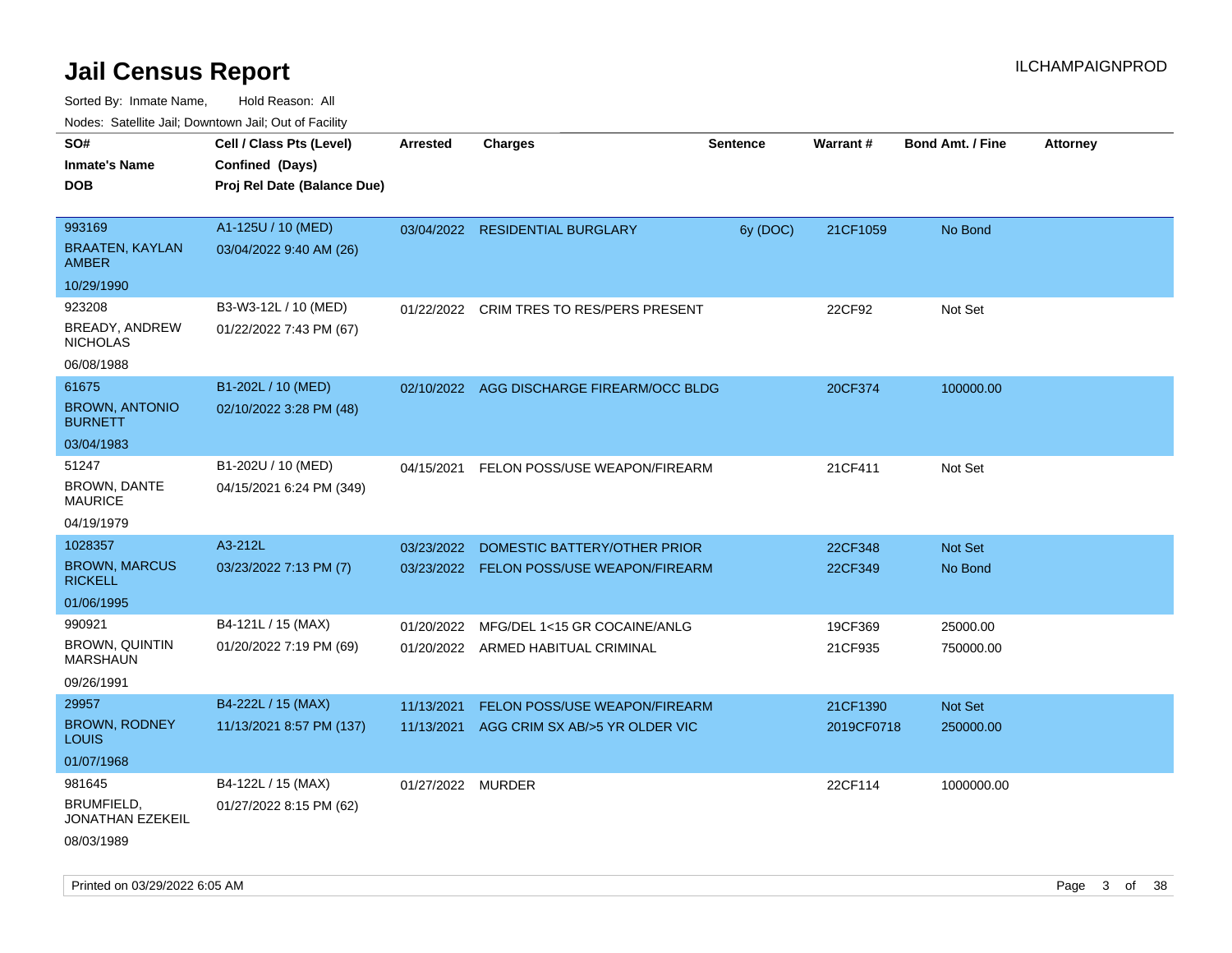# Jail Census Report

Sorted By: Inmate Name, Hold Reason: All

Nodes: Satellite Jail; Downtown Jail; Out of Facility

| SO# / Inmate's Name / DOB | Cell / Class Pts (Level) / Confined (Days) / Proj Rel Date (Balance Due) | Arrested | Charges | Sentence | Warrant # | Bond Amt. / Fine | Attorney |
|---|---|---|---|---|---|---|---|
| 993169<br>BRAATEN, KAYLAN AMBER<br>10/29/1990 | A1-125U / 10 (MED)<br>03/04/2022 9:40 AM (26) | 03/04/2022 | RESIDENTIAL BURGLARY | 6y (DOC) | 21CF1059 | No Bond | |
| 923208<br>BREADY, ANDREW NICHOLAS<br>06/08/1988 | B3-W3-12L / 10 (MED)<br>01/22/2022 7:43 PM (67) | 01/22/2022 | CRIM TRES TO RES/PERS PRESENT | | 22CF92 | Not Set | |
| 61675<br>BROWN, ANTONIO BURNETT<br>03/04/1983 | B1-202L / 10 (MED)<br>02/10/2022 3:28 PM (48) | 02/10/2022 | AGG DISCHARGE FIREARM/OCC BLDG | | 20CF374 | 100000.00 | |
| 51247<br>BROWN, DANTE MAURICE<br>04/19/1979 | B1-202U / 10 (MED)<br>04/15/2021 6:24 PM (349) | 04/15/2021 | FELON POSS/USE WEAPON/FIREARM | | 21CF411 | Not Set | |
| 1028357<br>BROWN, MARCUS RICKELL<br>01/06/1995 | A3-212L<br>03/23/2022 7:13 PM (7) | 03/23/2022<br>03/23/2022 | DOMESTIC BATTERY/OTHER PRIOR<br>FELON POSS/USE WEAPON/FIREARM | | 22CF348<br>22CF349 | Not Set<br>No Bond | |
| 990921<br>BROWN, QUINTIN MARSHAUN<br>09/26/1991 | B4-121L / 15 (MAX)<br>01/20/2022 7:19 PM (69) | 01/20/2022<br>01/20/2022 | MFG/DEL 1<15 GR COCAINE/ANLG<br>ARMED HABITUAL CRIMINAL | | 19CF369<br>21CF935 | 25000.00<br>750000.00 | |
| 29957<br>BROWN, RODNEY LOUIS<br>01/07/1968 | B4-222L / 15 (MAX)<br>11/13/2021 8:57 PM (137) | 11/13/2021<br>11/13/2021 | FELON POSS/USE WEAPON/FIREARM<br>AGG CRIM SX AB/>5 YR OLDER VIC | | 21CF1390<br>2019CF0718 | Not Set<br>250000.00 | |
| 981645<br>BRUMFIELD, JONATHAN EZEKEIL<br>08/03/1989 | B4-122L / 15 (MAX)<br>01/27/2022 8:15 PM (62) | 01/27/2022 | MURDER | | 22CF114 | 1000000.00 | |

Printed on 03/29/2022 6:05 AM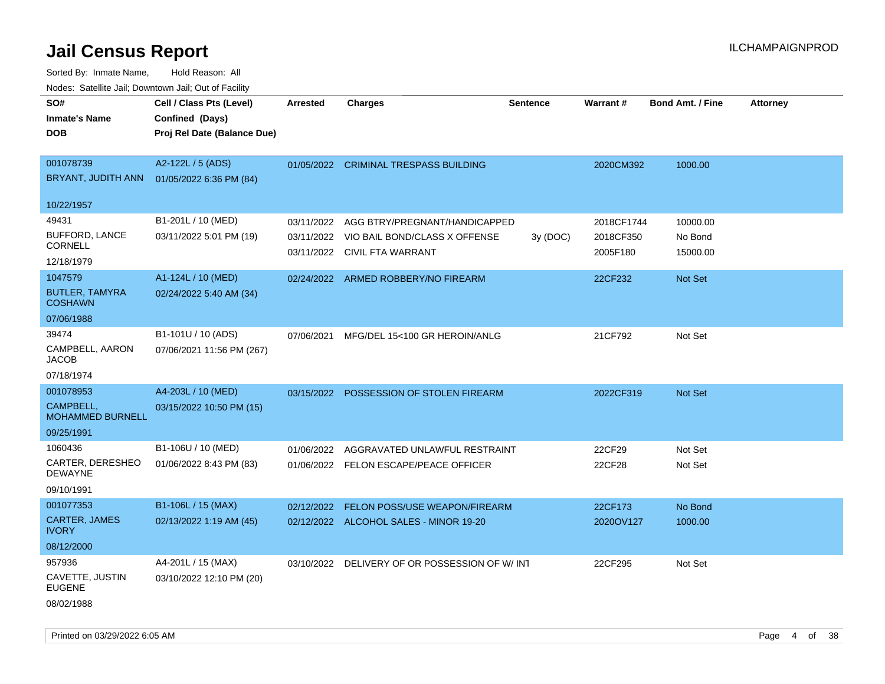# Jail Census Report

ILCHAMPAIGNPROD

Sorted By: Inmate Name, Hold Reason: All

Nodes: Satellite Jail; Downtown Jail; Out of Facility

| SO# / Inmate's Name / DOB | Cell / Class Pts (Level) / Confined (Days) / Proj Rel Date (Balance Due) | Arrested | Charges | Sentence | Warrant # | Bond Amt. / Fine | Attorney |
|---|---|---|---|---|---|---|---|
| 001078739<br>BRYANT, JUDITH ANN<br>10/22/1957 | A2-122L / 5 (ADS)<br>01/05/2022 6:36 PM (84) | 01/05/2022 | CRIMINAL TRESPASS BUILDING | | 2020CM392 | 1000.00 | |
| 49431<br>BUFFORD, LANCE CORNELL<br>12/18/1979 | B1-201L / 10 (MED)<br>03/11/2022 5:01 PM (19) | 03/11/2022<br>03/11/2022<br>03/11/2022 | AGG BTRY/PREGNANT/HANDICAPPED<br>VIO BAIL BOND/CLASS X OFFENSE<br>CIVIL FTA WARRANT | <br>3y (DOC)<br> | 2018CF1744<br>2018CF350<br>2005F180 | 10000.00<br>No Bond<br>15000.00 | |
| 1047579<br>BUTLER, TAMYRA COSHAWN<br>07/06/1988 | A1-124L / 10 (MED)<br>02/24/2022 5:40 AM (34) | 02/24/2022 | ARMED ROBBERY/NO FIREARM | | 22CF232 | Not Set | |
| 39474<br>CAMPBELL, AARON JACOB<br>07/18/1974 | B1-101U / 10 (ADS)<br>07/06/2021 11:56 PM (267) | 07/06/2021 | MFG/DEL 15<100 GR HEROIN/ANLG | | 21CF792 | Not Set | |
| 001078953<br>CAMPBELL, MOHAMMED BURNELL<br>09/25/1991 | A4-203L / 10 (MED)<br>03/15/2022 10:50 PM (15) | 03/15/2022 | POSSESSION OF STOLEN FIREARM | | 2022CF319 | Not Set | |
| 1060436<br>CARTER, DERESHEO DEWAYNE<br>09/10/1991 | B1-106U / 10 (MED)<br>01/06/2022 8:43 PM (83) | 01/06/2022<br>01/06/2022 | AGGRAVATED UNLAWFUL RESTRAINT<br>FELON ESCAPE/PEACE OFFICER | | 22CF29<br>22CF28 | Not Set<br>Not Set | |
| 001077353<br>CARTER, JAMES IVORY<br>08/12/2000 | B1-106L / 15 (MAX)<br>02/13/2022 1:19 AM (45) | 02/12/2022<br>02/12/2022 | FELON POSS/USE WEAPON/FIREARM<br>ALCOHOL SALES - MINOR 19-20 | | 22CF173<br>2020OV127 | No Bond<br>1000.00 | |
| 957936<br>CAVETTE, JUSTIN EUGENE<br>08/02/1988 | A4-201L / 15 (MAX)<br>03/10/2022 12:10 PM (20) | 03/10/2022 | DELIVERY OF OR POSSESSION OF W/ INT | | 22CF295 | Not Set | |

Printed on 03/29/2022 6:05 AM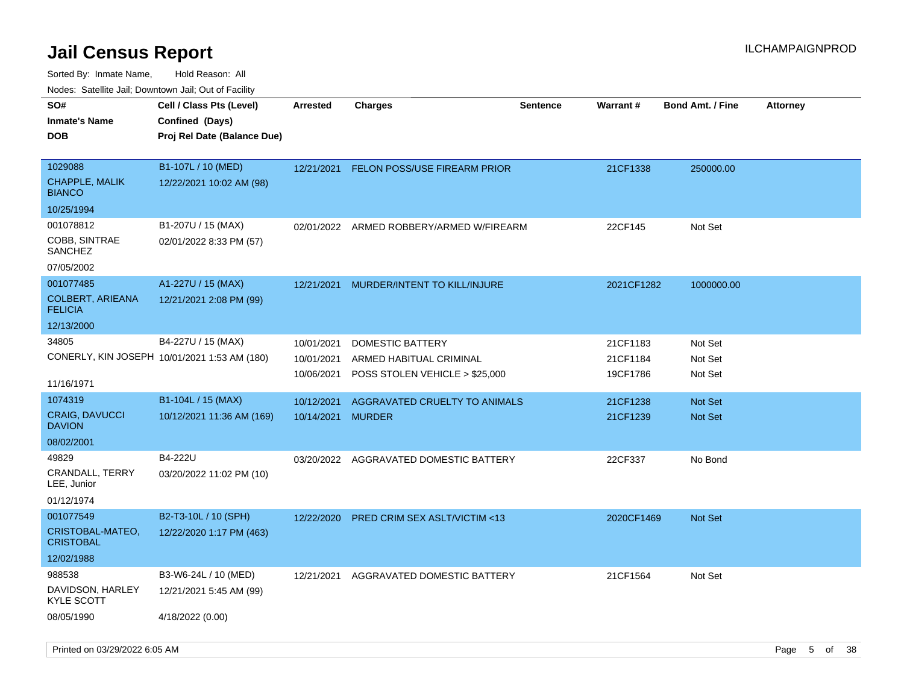# Jail Census Report

ILCHAMPAIGNPROD

Sorted By: Inmate Name, Hold Reason: All

Nodes: Satellite Jail; Downtown Jail; Out of Facility

| SO# / Inmate's Name / DOB | Cell / Class Pts (Level) / Confined (Days) / Proj Rel Date (Balance Due) | Arrested | Charges | Sentence | Warrant # | Bond Amt. / Fine | Attorney |
|---|---|---|---|---|---|---|---|
| 1029088<br>CHAPPLE, MALIK BIANCO<br>10/25/1994 | B1-107L / 10 (MED)<br>12/22/2021 10:02 AM (98) | 12/21/2021 | FELON POSS/USE FIREARM PRIOR | | 21CF1338 | 250000.00 | |
| 001078812<br>COBB, SINTRAE SANCHEZ<br>07/05/2002 | B1-207U / 15 (MAX)<br>02/01/2022 8:33 PM (57) | 02/01/2022 | ARMED ROBBERY/ARMED W/FIREARM | | 22CF145 | Not Set | |
| 001077485<br>COLBERT, ARIEANA FELICIA<br>12/13/2000 | A1-227U / 15 (MAX)<br>12/21/2021 2:08 PM (99) | 12/21/2021 | MURDER/INTENT TO KILL/INJURE | | 2021CF1282 | 1000000.00 | |
| 34805<br>CONERLY, KIN JOSEPH<br>11/16/1971 | B4-227U / 15 (MAX)<br>10/01/2021 1:53 AM (180) | 10/01/2021<br>10/01/2021<br>10/06/2021 | DOMESTIC BATTERY<br>ARMED HABITUAL CRIMINAL<br>POSS STOLEN VEHICLE > $25,000 | | 21CF1183<br>21CF1184<br>19CF1786 | Not Set<br>Not Set<br>Not Set | |
| 1074319<br>CRAIG, DAVUCCI DAVION<br>08/02/2001 | B1-104L / 15 (MAX)<br>10/12/2021 11:36 AM (169) | 10/12/2021<br>10/14/2021 | AGGRAVATED CRUELTY TO ANIMALS<br>MURDER | | 21CF1238<br>21CF1239 | Not Set<br>Not Set | |
| 49829<br>CRANDALL, TERRY LEE, Junior<br>01/12/1974 | B4-222U<br>03/20/2022 11:02 PM (10) | 03/20/2022 | AGGRAVATED DOMESTIC BATTERY | | 22CF337 | No Bond | |
| 001077549<br>CRISTOBAL-MATEO, CRISTOBAL<br>12/02/1988 | B2-T3-10L / 10 (SPH)<br>12/22/2020 1:17 PM (463) | 12/22/2020 | PRED CRIM SEX ASLT/VICTIM <13 | | 2020CF1469 | Not Set | |
| 988538<br>DAVIDSON, HARLEY KYLE SCOTT<br>08/05/1990 | B3-W6-24L / 10 (MED)<br>12/21/2021 5:45 AM (99)<br>4/18/2022 (0.00) | 12/21/2021 | AGGRAVATED DOMESTIC BATTERY | | 21CF1564 | Not Set | |

Printed on 03/29/2022 6:05 AM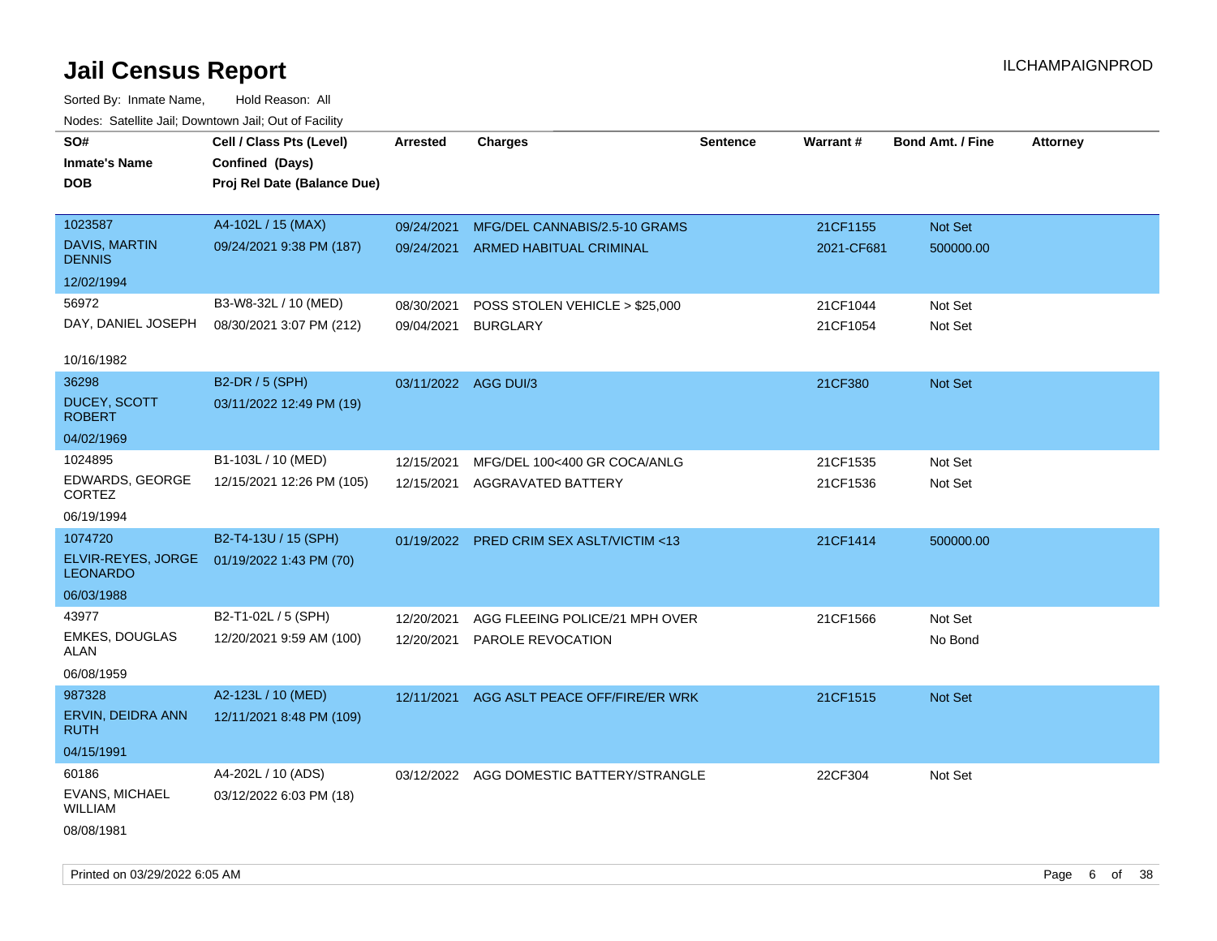# Jail Census Report

ILCHAMPAIGNPROD

Sorted By: Inmate Name, Hold Reason: All

Nodes: Satellite Jail; Downtown Jail; Out of Facility

| SO# / Inmate's Name / DOB | Cell / Class Pts (Level) / Confined (Days) / Proj Rel Date (Balance Due) | Arrested | Charges | Sentence | Warrant # | Bond Amt. / Fine | Attorney |
|---|---|---|---|---|---|---|---|
| 1023587<br>DAVIS, MARTIN DENNIS<br>12/02/1994 | A4-102L / 15 (MAX)<br>09/24/2021 9:38 PM (187) | 09/24/2021<br>09/24/2021 | MFG/DEL CANNABIS/2.5-10 GRAMS<br>ARMED HABITUAL CRIMINAL | | 21CF1155<br>2021-CF681 | Not Set<br>500000.00 | |
| 56972<br>DAY, DANIEL JOSEPH<br>10/16/1982 | B3-W8-32L / 10 (MED)<br>08/30/2021 3:07 PM (212) | 08/30/2021<br>09/04/2021 | POSS STOLEN VEHICLE > $25,000<br>BURGLARY | | 21CF1044<br>21CF1054 | Not Set<br>Not Set | |
| 36298<br>DUCEY, SCOTT ROBERT<br>04/02/1969 | B2-DR / 5 (SPH)<br>03/11/2022 12:49 PM (19) | 03/11/2022 | AGG DUI/3 | | 21CF380 | Not Set | |
| 1024895<br>EDWARDS, GEORGE CORTEZ<br>06/19/1994 | B1-103L / 10 (MED)<br>12/15/2021 12:26 PM (105) | 12/15/2021<br>12/15/2021 | MFG/DEL 100<400 GR COCA/ANLG<br>AGGRAVATED BATTERY | | 21CF1535<br>21CF1536 | Not Set<br>Not Set | |
| 1074720<br>ELVIR-REYES, JORGE LEONARDO<br>06/03/1988 | B2-T4-13U / 15 (SPH)<br>01/19/2022 1:43 PM (70) | 01/19/2022 | PRED CRIM SEX ASLT/VICTIM <13 | | 21CF1414 | 500000.00 | |
| 43977<br>EMKES, DOUGLAS ALAN<br>06/08/1959 | B2-T1-02L / 5 (SPH)<br>12/20/2021 9:59 AM (100) | 12/20/2021<br>12/20/2021 | AGG FLEEING POLICE/21 MPH OVER<br>PAROLE REVOCATION | | 21CF1566 | Not Set<br>No Bond | |
| 987328<br>ERVIN, DEIDRA ANN RUTH<br>04/15/1991 | A2-123L / 10 (MED)<br>12/11/2021 8:48 PM (109) | 12/11/2021 | AGG ASLT PEACE OFF/FIRE/ER WRK | | 21CF1515 | Not Set | |
| 60186<br>EVANS, MICHAEL WILLIAM<br>08/08/1981 | A4-202L / 10 (ADS)<br>03/12/2022 6:03 PM (18) | 03/12/2022 | AGG DOMESTIC BATTERY/STRANGLE | | 22CF304 | Not Set | |

Printed on 03/29/2022 6:05 AM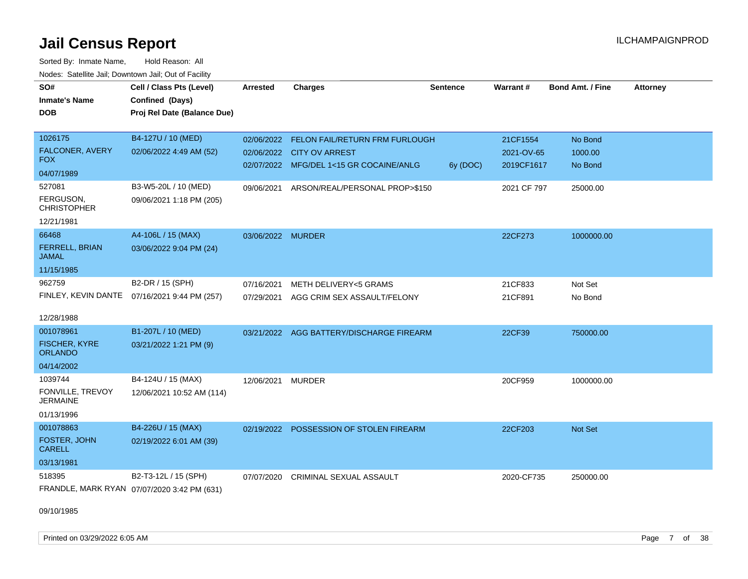# Jail Census Report

ILCHAMPAIGNPROD

Sorted By: Inmate Name, Hold Reason: All

Nodes: Satellite Jail; Downtown Jail; Out of Facility

| SO# / Inmate's Name / DOB | Cell / Class Pts (Level) / Confined (Days) / Proj Rel Date (Balance Due) | Arrested | Charges | Sentence | Warrant # | Bond Amt. / Fine | Attorney |
|---|---|---|---|---|---|---|---|
| 1026175 FALCONER, AVERY FOX 04/07/1989 | B4-127U / 10 (MED) 02/06/2022 4:49 AM (52) | 02/06/2022 | FELON FAIL/RETURN FRM FURLOUGH | | 21CF1554 | No Bond | |
| | | 02/06/2022 | CITY OV ARREST | | 2021-OV-65 | 1000.00 | |
| | | 02/07/2022 | MFG/DEL 1<15 GR COCAINE/ANLG | 6y (DOC) | 2019CF1617 | No Bond | |
| 527081 FERGUSON, CHRISTOPHER 12/21/1981 | B3-W5-20L / 10 (MED) 09/06/2021 1:18 PM (205) | 09/06/2021 | ARSON/REAL/PERSONAL PROP>$150 | | 2021 CF 797 | 25000.00 | |
| 66468 FERRELL, BRIAN JAMAL 11/15/1985 | A4-106L / 15 (MAX) 03/06/2022 9:04 PM (24) | 03/06/2022 | MURDER | | 22CF273 | 1000000.00 | |
| 962759 FINLEY, KEVIN DANTE 12/28/1988 | B2-DR / 15 (SPH) 07/16/2021 9:44 PM (257) | 07/16/2021 | METH DELIVERY<5 GRAMS | | 21CF833 | Not Set | |
| | | 07/29/2021 | AGG CRIM SEX ASSAULT/FELONY | | 21CF891 | No Bond | |
| 001078961 FISCHER, KYRE ORLANDO 04/14/2002 | B1-207L / 10 (MED) 03/21/2022 1:21 PM (9) | 03/21/2022 | AGG BATTERY/DISCHARGE FIREARM | | 22CF39 | 750000.00 | |
| 1039744 FONVILLE, TREVOY JERMAINE 01/13/1996 | B4-124U / 15 (MAX) 12/06/2021 10:52 AM (114) | 12/06/2021 | MURDER | | 20CF959 | 1000000.00 | |
| 001078863 FOSTER, JOHN CARELL 03/13/1981 | B4-226U / 15 (MAX) 02/19/2022 6:01 AM (39) | 02/19/2022 | POSSESSION OF STOLEN FIREARM | | 22CF203 | Not Set | |
| 518395 FRANDLE, MARK RYAN 09/10/1985 | B2-T3-12L / 15 (SPH) 07/07/2020 3:42 PM (631) | 07/07/2020 | CRIMINAL SEXUAL ASSAULT | | 2020-CF735 | 250000.00 | |

Printed on 03/29/2022 6:05 AM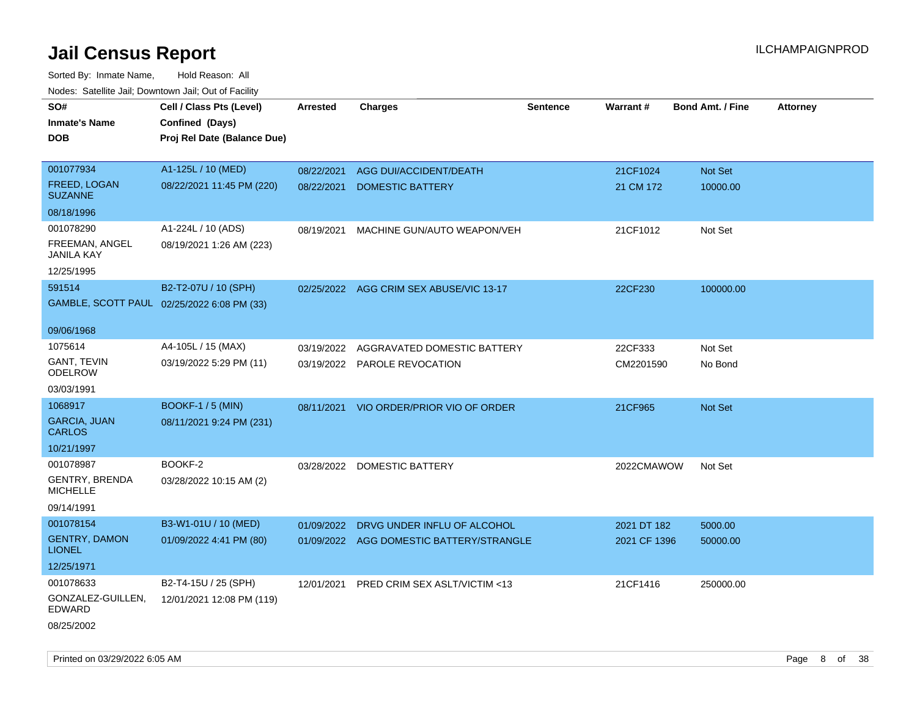# Jail Census Report

Sorted By: Inmate Name, Hold Reason: All

Nodes: Satellite Jail; Downtown Jail; Out of Facility

| SO# / Inmate's Name / DOB | Cell / Class Pts (Level) / Confined (Days) / Proj Rel Date (Balance Due) | Arrested | Charges | Sentence | Warrant # | Bond Amt. / Fine | Attorney |
|---|---|---|---|---|---|---|---|
| 001077934<br>FREED, LOGAN SUZANNE<br>08/18/1996 | A1-125L / 10 (MED)<br>08/22/2021 11:45 PM (220) | 08/22/2021<br>08/22/2021 | AGG DUI/ACCIDENT/DEATH<br>DOMESTIC BATTERY | | 21CF1024<br>21 CM 172 | Not Set<br>10000.00 | |
| 001078290<br>FREEMAN, ANGEL JANILA KAY<br>12/25/1995 | A1-224L / 10 (ADS)<br>08/19/2021 1:26 AM (223) | 08/19/2021 | MACHINE GUN/AUTO WEAPON/VEH | | 21CF1012 | Not Set | |
| 591514<br>GAMBLE, SCOTT PAUL<br>09/06/1968 | B2-T2-07U / 10 (SPH)<br>02/25/2022 6:08 PM (33) | 02/25/2022 | AGG CRIM SEX ABUSE/VIC 13-17 | | 22CF230 | 100000.00 | |
| 1075614<br>GANT, TEVIN ODELROW<br>03/03/1991 | A4-105L / 15 (MAX)<br>03/19/2022 5:29 PM (11) | 03/19/2022<br>03/19/2022 | AGGRAVATED DOMESTIC BATTERY<br>PAROLE REVOCATION | | 22CF333<br>CM2201590 | Not Set<br>No Bond | |
| 1068917<br>GARCIA, JUAN CARLOS<br>10/21/1997 | BOOKF-1 / 5 (MIN)<br>08/11/2021 9:24 PM (231) | 08/11/2021 | VIO ORDER/PRIOR VIO OF ORDER | | 21CF965 | Not Set | |
| 001078987<br>GENTRY, BRENDA MICHELLE<br>09/14/1991 | BOOKF-2<br>03/28/2022 10:15 AM (2) | 03/28/2022 | DOMESTIC BATTERY | | 2022CMAWOW | Not Set | |
| 001078154<br>GENTRY, DAMON LIONEL<br>12/25/1971 | B3-W1-01U / 10 (MED)<br>01/09/2022 4:41 PM (80) | 01/09/2022<br>01/09/2022 | DRVG UNDER INFLU OF ALCOHOL<br>AGG DOMESTIC BATTERY/STRANGLE | | 2021 DT 182<br>2021 CF 1396 | 5000.00<br>50000.00 | |
| 001078633<br>GONZALEZ-GUILLEN, EDWARD<br>08/25/2002 | B2-T4-15U / 25 (SPH)<br>12/01/2021 12:08 PM (119) | 12/01/2021 | PRED CRIM SEX ASLT/VICTIM <13 | | 21CF1416 | 250000.00 | |

Printed on 03/29/2022 6:05 AM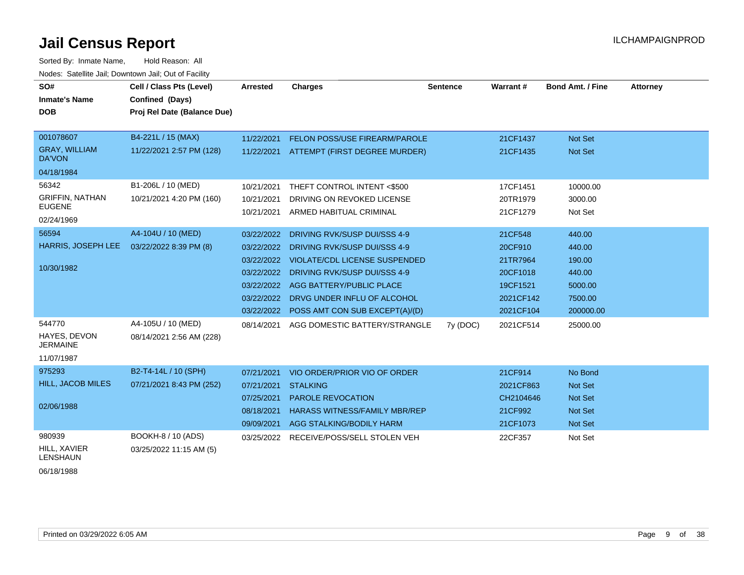# Jail Census Report

ILCHAMPAIGNPROD

Sorted By: Inmate Name, Hold Reason: All

Nodes: Satellite Jail; Downtown Jail; Out of Facility

| SO# / Inmate's Name / DOB | Cell / Class Pts (Level) / Confined (Days) / Proj Rel Date (Balance Due) | Arrested | Charges | Sentence | Warrant # | Bond Amt. / Fine | Attorney |
|---|---|---|---|---|---|---|---|
| 001078607 GRAY, WILLIAM DA'VON 04/18/1984 | B4-221L / 15 (MAX) 11/22/2021 2:57 PM (128) | 11/22/2021 | FELON POSS/USE FIREARM/PAROLE | | 21CF1437 | Not Set | |
| | | 11/22/2021 | ATTEMPT (FIRST DEGREE MURDER) | | 21CF1435 | Not Set | |
| 56342 GRIFFIN, NATHAN EUGENE 02/24/1969 | B1-206L / 10 (MED) 10/21/2021 4:20 PM (160) | 10/21/2021 | THEFT CONTROL INTENT <$500 | | 17CF1451 | 10000.00 | |
| | | 10/21/2021 | DRIVING ON REVOKED LICENSE | | 20TR1979 | 3000.00 | |
| | | 10/21/2021 | ARMED HABITUAL CRIMINAL | | 21CF1279 | Not Set | |
| 56594 HARRIS, JOSEPH LEE 10/30/1982 | A4-104U / 10 (MED) 03/22/2022 8:39 PM (8) | 03/22/2022 | DRIVING RVK/SUSP DUI/SSS 4-9 | | 21CF548 | 440.00 | |
| | | 03/22/2022 | DRIVING RVK/SUSP DUI/SSS 4-9 | | 20CF910 | 440.00 | |
| | | 03/22/2022 | VIOLATE/CDL LICENSE SUSPENDED | | 21TR7964 | 190.00 | |
| | | 03/22/2022 | DRIVING RVK/SUSP DUI/SSS 4-9 | | 20CF1018 | 440.00 | |
| | | 03/22/2022 | AGG BATTERY/PUBLIC PLACE | | 19CF1521 | 5000.00 | |
| | | 03/22/2022 | DRVG UNDER INFLU OF ALCOHOL | | 2021CF142 | 7500.00 | |
| | | 03/22/2022 | POSS AMT CON SUB EXCEPT(A)/(D) | | 2021CF104 | 200000.00 | |
| 544770 HAYES, DEVON JERMAINE 11/07/1987 | A4-105U / 10 (MED) 08/14/2021 2:56 AM (228) | 08/14/2021 | AGG DOMESTIC BATTERY/STRANGLE | 7y (DOC) | 2021CF514 | 25000.00 | |
| 975293 HILL, JACOB MILES 02/06/1988 | B2-T4-14L / 10 (SPH) 07/21/2021 8:43 PM (252) | 07/21/2021 | VIO ORDER/PRIOR VIO OF ORDER | | 21CF914 | No Bond | |
| | | 07/21/2021 | STALKING | | 2021CF863 | Not Set | |
| | | 07/25/2021 | PAROLE REVOCATION | | CH2104646 | Not Set | |
| | | 08/18/2021 | HARASS WITNESS/FAMILY MBR/REP | | 21CF992 | Not Set | |
| | | 09/09/2021 | AGG STALKING/BODILY HARM | | 21CF1073 | Not Set | |
| 980939 HILL, XAVIER LENSHAUN 06/18/1988 | BOOKH-8 / 10 (ADS) 03/25/2022 11:15 AM (5) | 03/25/2022 | RECEIVE/POSS/SELL STOLEN VEH | | 22CF357 | Not Set | |

Printed on 03/29/2022 6:05 AM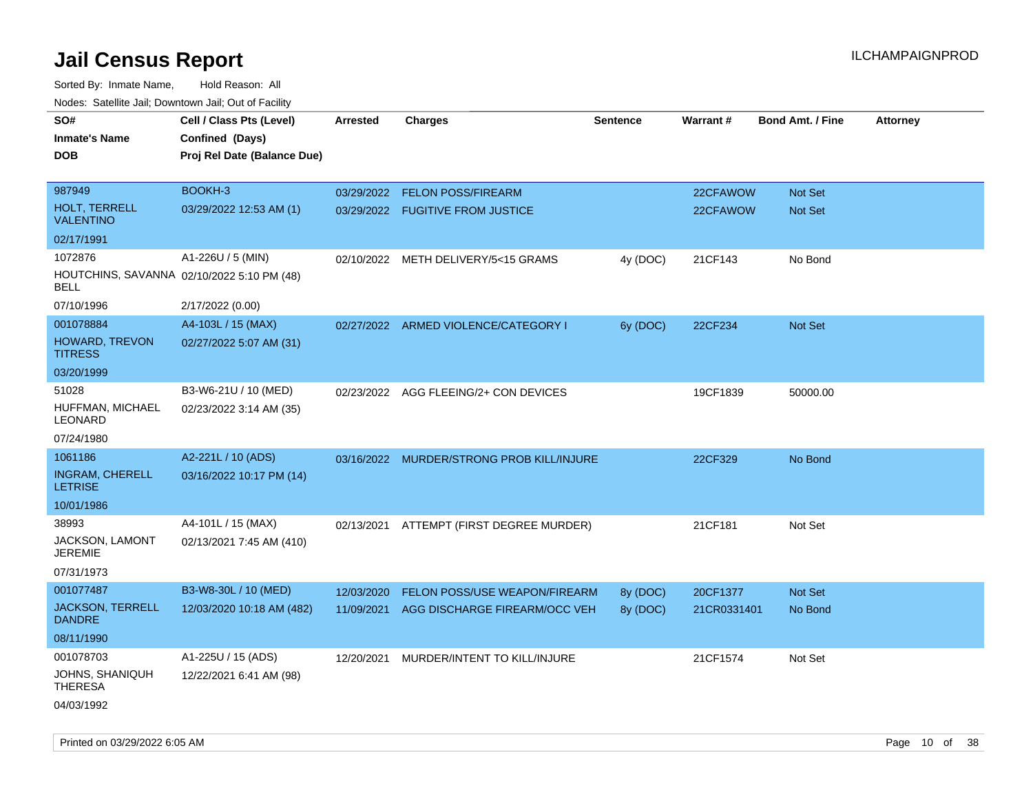# Jail Census Report

ILCHAMPAIGNPROD

Sorted By: Inmate Name, Hold Reason: All

Nodes: Satellite Jail; Downtown Jail; Out of Facility

| SO# / Inmate's Name / DOB | Cell / Class Pts (Level) / Confined (Days) / Proj Rel Date (Balance Due) | Arrested | Charges | Sentence | Warrant # | Bond Amt. / Fine | Attorney |
|---|---|---|---|---|---|---|---|
| 987949<br>HOLT, TERRELL VALENTINO<br>02/17/1991 | BOOKH-3<br>03/29/2022 12:53 AM (1) | 03/29/2022<br>03/29/2022 | FELON POSS/FIREARM<br>FUGITIVE FROM JUSTICE | | 22CFAWOW<br>22CFAWOW | Not Set<br>Not Set | |
| 1072876<br>HOUTCHINS, SAVANNA BELL<br>07/10/1996 | A1-226U / 5 (MIN)<br>02/10/2022 5:10 PM (48)<br>2/17/2022 (0.00) | 02/10/2022 | METH DELIVERY/5<15 GRAMS | 4y (DOC) | 21CF143 | No Bond | |
| 001078884<br>HOWARD, TREVON TITRESS<br>03/20/1999 | A4-103L / 15 (MAX)<br>02/27/2022 5:07 AM (31) | 02/27/2022 | ARMED VIOLENCE/CATEGORY I | 6y (DOC) | 22CF234 | Not Set | |
| 51028<br>HUFFMAN, MICHAEL LEONARD<br>07/24/1980 | B3-W6-21U / 10 (MED)<br>02/23/2022 3:14 AM (35) | 02/23/2022 | AGG FLEEING/2+ CON DEVICES | | 19CF1839 | 50000.00 | |
| 1061186<br>INGRAM, CHERELL LETRISE<br>10/01/1986 | A2-221L / 10 (ADS)<br>03/16/2022 10:17 PM (14) | 03/16/2022 | MURDER/STRONG PROB KILL/INJURE | | 22CF329 | No Bond | |
| 38993<br>JACKSON, LAMONT JEREMIE<br>07/31/1973 | A4-101L / 15 (MAX)<br>02/13/2021 7:45 AM (410) | 02/13/2021 | ATTEMPT (FIRST DEGREE MURDER) | | 21CF181 | Not Set | |
| 001077487<br>JACKSON, TERRELL DANDRE<br>08/11/1990 | B3-W8-30L / 10 (MED)<br>12/03/2020 10:18 AM (482) | 12/03/2020<br>11/09/2021 | FELON POSS/USE WEAPON/FIREARM<br>AGG DISCHARGE FIREARM/OCC VEH | 8y (DOC)<br>8y (DOC) | 20CF1377<br>21CR0331401 | Not Set<br>No Bond | |
| 001078703<br>JOHNS, SHANIQUH THERESA<br>04/03/1992 | A1-225U / 15 (ADS)<br>12/22/2021 6:41 AM (98) | 12/20/2021 | MURDER/INTENT TO KILL/INJURE | | 21CF1574 | Not Set | |

Printed on 03/29/2022 6:05 AM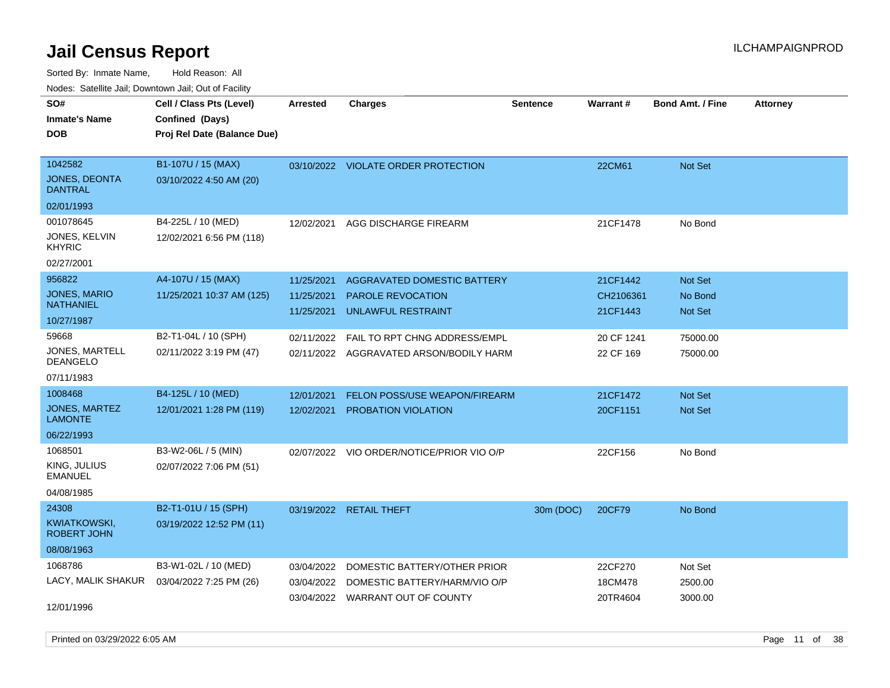# Jail Census Report

Sorted By: Inmate Name, Hold Reason: All

Nodes: Satellite Jail; Downtown Jail; Out of Facility

| SO# / Inmate's Name / DOB | Cell / Class Pts (Level) / Confined (Days) / Proj Rel Date (Balance Due) | Arrested | Charges | Sentence | Warrant # | Bond Amt. / Fine | Attorney |
|---|---|---|---|---|---|---|---|
| 1042582<br>JONES, DEONTA DANTRAL<br>02/01/1993 | B1-107U / 15 (MAX)<br>03/10/2022 4:50 AM (20) | 03/10/2022 | VIOLATE ORDER PROTECTION | | 22CM61 | Not Set | |
| 001078645<br>JONES, KELVIN KHYRIC<br>02/27/2001 | B4-225L / 10 (MED)<br>12/02/2021 6:56 PM (118) | 12/02/2021 | AGG DISCHARGE FIREARM | | 21CF1478 | No Bond | |
| 956822<br>JONES, MARIO NATHANIEL<br>10/27/1987 | A4-107U / 15 (MAX)<br>11/25/2021 10:37 AM (125) | 11/25/2021<br>11/25/2021<br>11/25/2021 | AGGRAVATED DOMESTIC BATTERY<br>PAROLE REVOCATION<br>UNLAWFUL RESTRAINT | | 21CF1442<br>CH2106361<br>21CF1443 | Not Set<br>No Bond<br>Not Set | |
| 59668<br>JONES, MARTELL DEANGELO<br>07/11/1983 | B2-T1-04L / 10 (SPH)<br>02/11/2022 3:19 PM (47) | 02/11/2022<br>02/11/2022 | FAIL TO RPT CHNG ADDRESS/EMPL<br>AGGRAVATED ARSON/BODILY HARM | | 20 CF 1241<br>22 CF 169 | 75000.00<br>75000.00 | |
| 1008468<br>JONES, MARTEZ LAMONTE<br>06/22/1993 | B4-125L / 10 (MED)<br>12/01/2021 1:28 PM (119) | 12/01/2021<br>12/02/2021 | FELON POSS/USE WEAPON/FIREARM<br>PROBATION VIOLATION | | 21CF1472<br>20CF1151 | Not Set<br>Not Set | |
| 1068501<br>KING, JULIUS EMANUEL<br>04/08/1985 | B3-W2-06L / 5 (MIN)<br>02/07/2022 7:06 PM (51) | 02/07/2022 | VIO ORDER/NOTICE/PRIOR VIO O/P | | 22CF156 | No Bond | |
| 24308<br>KWIATKOWSKI, ROBERT JOHN<br>08/08/1963 | B2-T1-01U / 15 (SPH)<br>03/19/2022 12:52 PM (11) | 03/19/2022 | RETAIL THEFT | 30m (DOC) | 20CF79 | No Bond | |
| 1068786<br>LACY, MALIK SHAKUR<br>12/01/1996 | B3-W1-02L / 10 (MED)<br>03/04/2022 7:25 PM (26) | 03/04/2022<br>03/04/2022<br>03/04/2022 | DOMESTIC BATTERY/OTHER PRIOR<br>DOMESTIC BATTERY/HARM/VIO O/P<br>WARRANT OUT OF COUNTY | | 22CF270<br>18CM478<br>20TR4604 | Not Set<br>2500.00<br>3000.00 | |

Printed on 03/29/2022 6:05 AM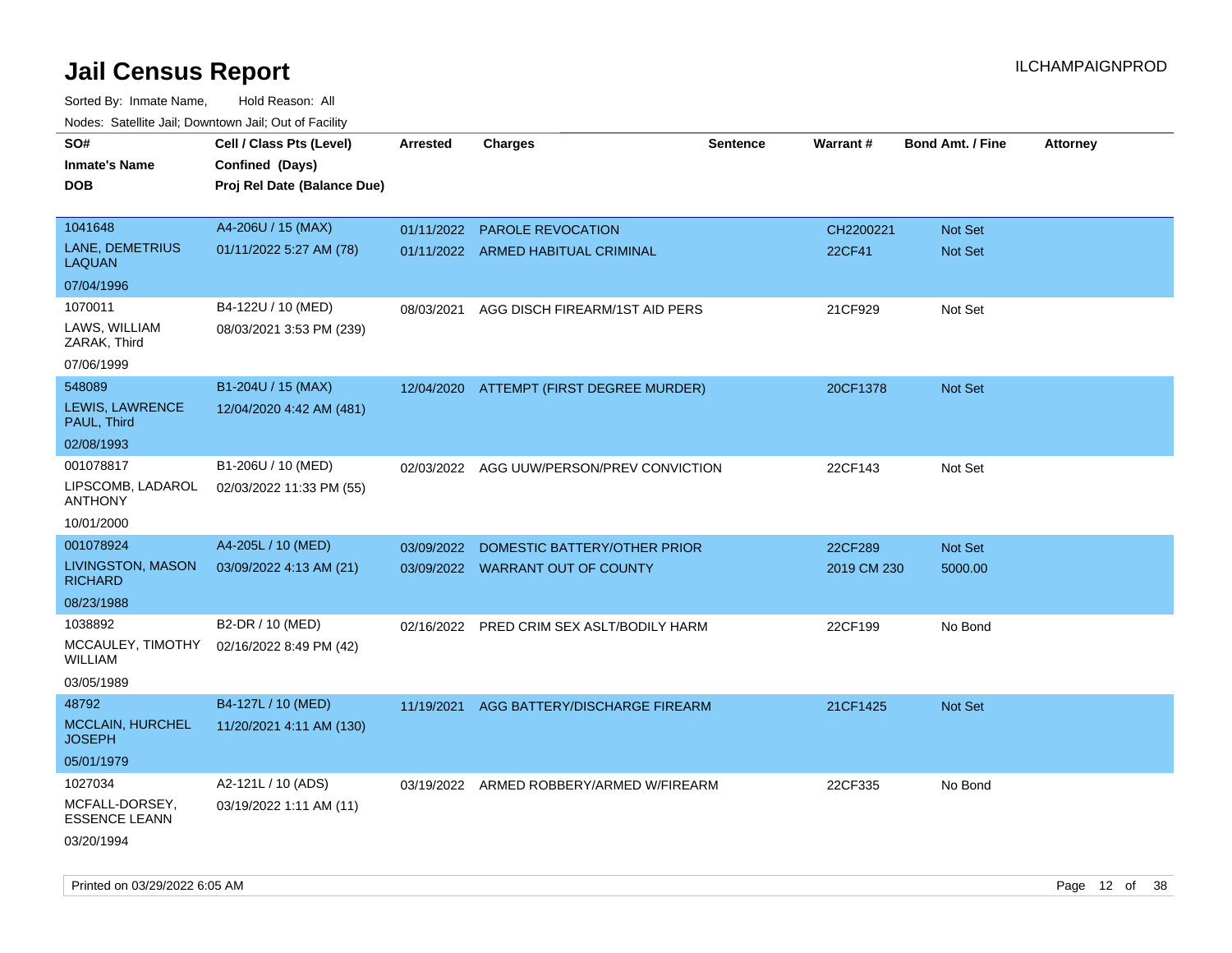# Jail Census Report

Sorted By: Inmate Name, Hold Reason: All

Nodes: Satellite Jail; Downtown Jail; Out of Facility

| SO# / Inmate's Name / DOB | Cell / Class Pts (Level) / Confined (Days) / Proj Rel Date (Balance Due) | Arrested | Charges | Sentence | Warrant # | Bond Amt. / Fine | Attorney |
|---|---|---|---|---|---|---|---|
| 1041648<br>LANE, DEMETRIUS LAQUAN<br>07/04/1996 | A4-206U / 15 (MAX)<br>01/11/2022 5:27 AM (78) | 01/11/2022<br>01/11/2022 | PAROLE REVOCATION<br>ARMED HABITUAL CRIMINAL | | CH2200221<br>22CF41 | Not Set<br>Not Set | |
| 1070011<br>LAWS, WILLIAM ZARAK, Third<br>07/06/1999 | B4-122U / 10 (MED)<br>08/03/2021 3:53 PM (239) | 08/03/2021 | AGG DISCH FIREARM/1ST AID PERS | | 21CF929 | Not Set | |
| 548089<br>LEWIS, LAWRENCE PAUL, Third<br>02/08/1993 | B1-204U / 15 (MAX)<br>12/04/2020 4:42 AM (481) | 12/04/2020 | ATTEMPT (FIRST DEGREE MURDER) | | 20CF1378 | Not Set | |
| 001078817<br>LIPSCOMB, LADAROL ANTHONY<br>10/01/2000 | B1-206U / 10 (MED)<br>02/03/2022 11:33 PM (55) | 02/03/2022 | AGG UUW/PERSON/PREV CONVICTION | | 22CF143 | Not Set | |
| 001078924<br>LIVINGSTON, MASON RICHARD<br>08/23/1988 | A4-205L / 10 (MED)<br>03/09/2022 4:13 AM (21) | 03/09/2022<br>03/09/2022 | DOMESTIC BATTERY/OTHER PRIOR<br>WARRANT OUT OF COUNTY | | 22CF289<br>2019 CM 230 | Not Set<br>5000.00 | |
| 1038892<br>MCCAULEY, TIMOTHY WILLIAM<br>03/05/1989 | B2-DR / 10 (MED)<br>02/16/2022 8:49 PM (42) | 02/16/2022 | PRED CRIM SEX ASLT/BODILY HARM | | 22CF199 | No Bond | |
| 48792<br>MCCLAIN, HURCHEL JOSEPH<br>05/01/1979 | B4-127L / 10 (MED)<br>11/20/2021 4:11 AM (130) | 11/19/2021 | AGG BATTERY/DISCHARGE FIREARM | | 21CF1425 | Not Set | |
| 1027034<br>MCFALL-DORSEY, ESSENCE LEANN<br>03/20/1994 | A2-121L / 10 (ADS)<br>03/19/2022 1:11 AM (11) | 03/19/2022 | ARMED ROBBERY/ARMED W/FIREARM | | 22CF335 | No Bond | |

Printed on 03/29/2022 6:05 AM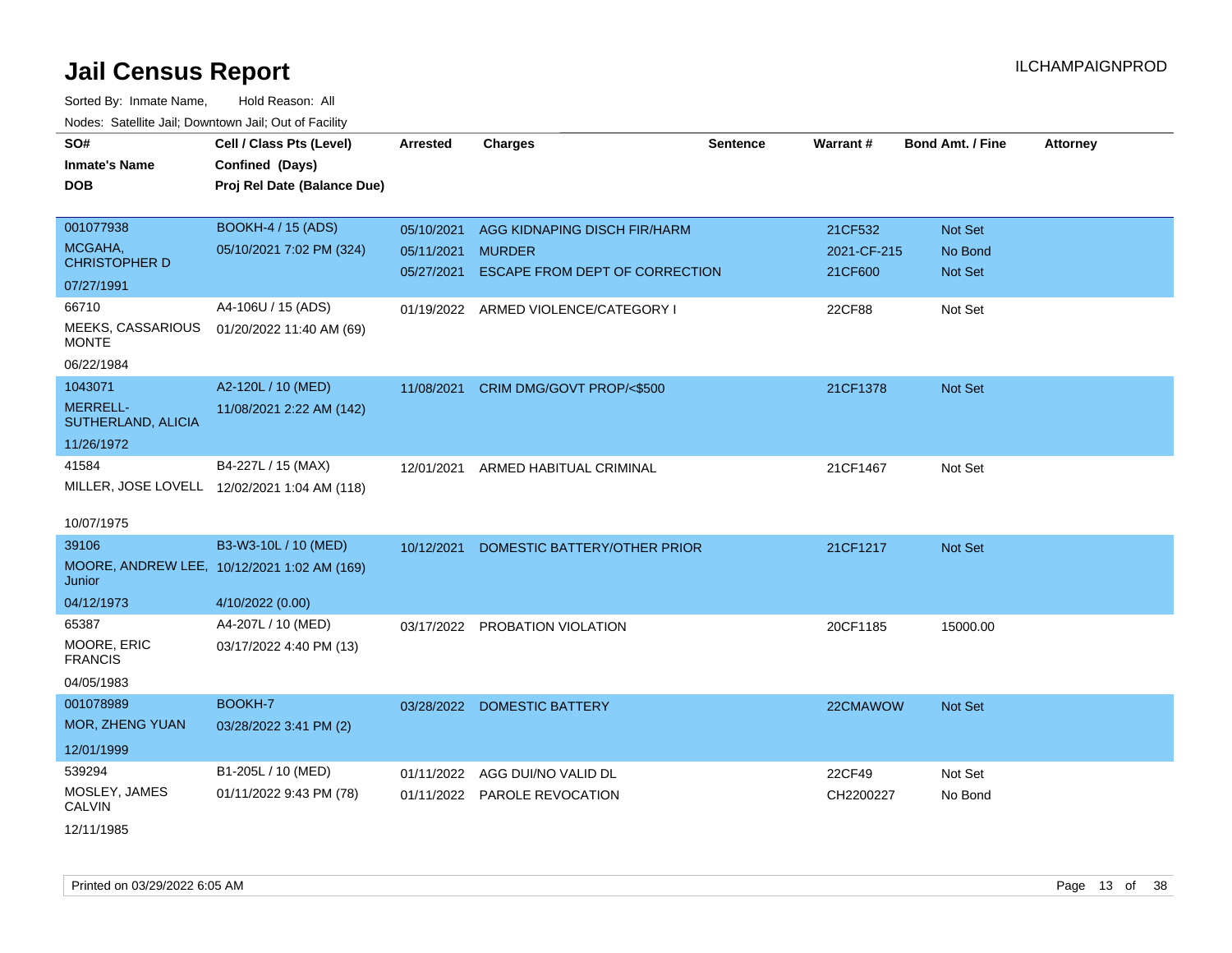# Jail Census Report

ILCHAMPAIGNPROD

Sorted By: Inmate Name, Hold Reason: All

Nodes: Satellite Jail; Downtown Jail; Out of Facility

| SO# / Inmate's Name / DOB | Cell / Class Pts (Level) / Confined (Days) / Proj Rel Date (Balance Due) | Arrested | Charges | Sentence | Warrant # | Bond Amt. / Fine | Attorney |
|---|---|---|---|---|---|---|---|
| 001077938<br>MCGAHA, CHRISTOPHER D<br>07/27/1991 | BOOKH-4 / 15 (ADS)<br>05/10/2021 7:02 PM (324) | 05/10/2021<br>05/11/2021<br>05/27/2021 | AGG KIDNAPING DISCH FIR/HARM<br>MURDER<br>ESCAPE FROM DEPT OF CORRECTION | | 21CF532<br>2021-CF-215<br>21CF600 | Not Set<br>No Bond<br>Not Set | |
| 66710<br>MEEKS, CASSARIOUS MONTE<br>06/22/1984 | A4-106U / 15 (ADS)<br>01/20/2022 11:40 AM (69) | 01/19/2022 | ARMED VIOLENCE/CATEGORY I | | 22CF88 | Not Set | |
| 1043071<br>MERRELL-SUTHERLAND, ALICIA<br>11/26/1972 | A2-120L / 10 (MED)<br>11/08/2021 2:22 AM (142) | 11/08/2021 | CRIM DMG/GOVT PROP/<$500 | | 21CF1378 | Not Set | |
| 41584<br>MILLER, JOSE LOVELL<br>10/07/1975 | B4-227L / 15 (MAX)<br>12/02/2021 1:04 AM (118) | 12/01/2021 | ARMED HABITUAL CRIMINAL | | 21CF1467 | Not Set | |
| 39106<br>MOORE, ANDREW LEE, Junior<br>04/12/1973 | B3-W3-10L / 10 (MED)<br>10/12/2021 1:02 AM (169)<br>4/10/2022 (0.00) | 10/12/2021 | DOMESTIC BATTERY/OTHER PRIOR | | 21CF1217 | Not Set | |
| 65387<br>MOORE, ERIC FRANCIS<br>04/05/1983 | A4-207L / 10 (MED)<br>03/17/2022 4:40 PM (13) | 03/17/2022 | PROBATION VIOLATION | | 20CF1185 | 15000.00 | |
| 001078989<br>MOR, ZHENG YUAN<br>12/01/1999 | BOOKH-7<br>03/28/2022 3:41 PM (2) | 03/28/2022 | DOMESTIC BATTERY | | 22CMAWOW | Not Set | |
| 539294<br>MOSLEY, JAMES CALVIN<br>12/11/1985 | B1-205L / 10 (MED)<br>01/11/2022 9:43 PM (78) | 01/11/2022<br>01/11/2022 | AGG DUI/NO VALID DL<br>PAROLE REVOCATION | | 22CF49<br>CH2200227 | Not Set<br>No Bond | |

Printed on 03/29/2022 6:05 AM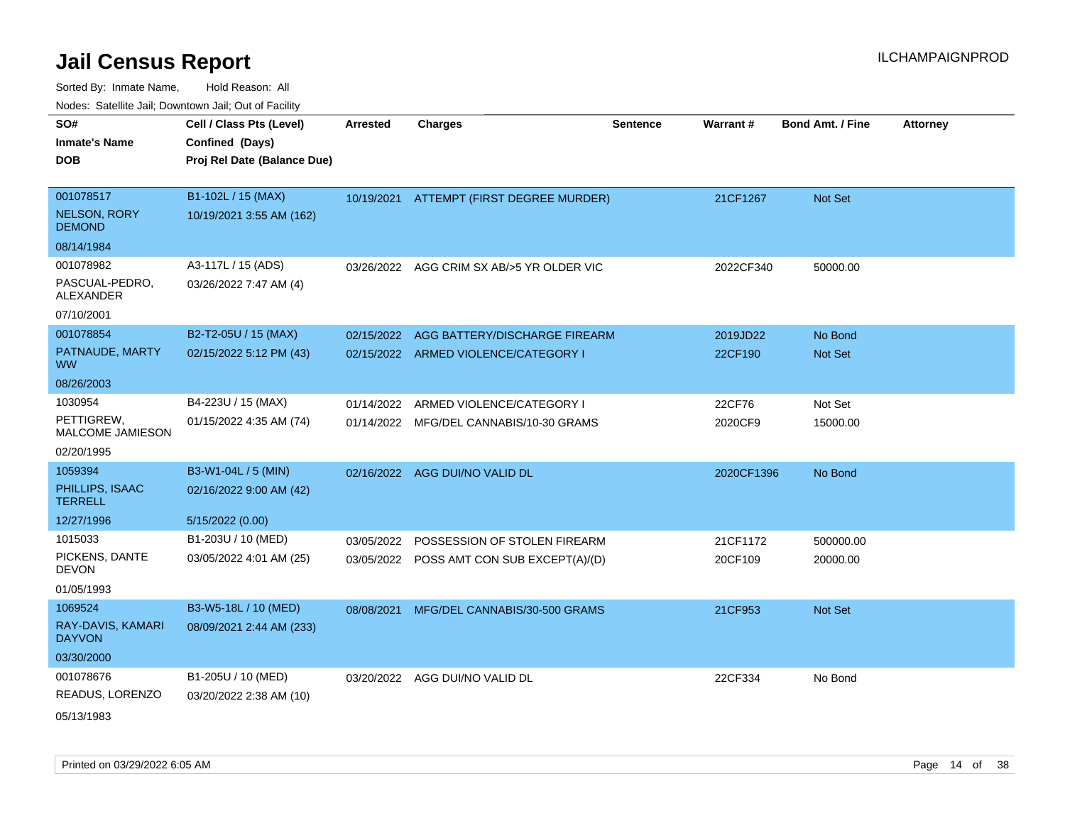# Jail Census Report

ILCHAMPAIGNPROD

Sorted By: Inmate Name, Hold Reason: All

Nodes: Satellite Jail; Downtown Jail; Out of Facility

| SO# / Inmate's Name / DOB | Cell / Class Pts (Level) / Confined (Days) / Proj Rel Date (Balance Due) | Arrested | Charges | Sentence | Warrant # | Bond Amt. / Fine | Attorney |
|---|---|---|---|---|---|---|---|
| 001078517<br>NELSON, RORY DEMOND<br>08/14/1984 | B1-102L / 15 (MAX)<br>10/19/2021 3:55 AM (162) | 10/19/2021 | ATTEMPT (FIRST DEGREE MURDER) | | 21CF1267 | Not Set | |
| 001078982<br>PASCUAL-PEDRO, ALEXANDER<br>07/10/2001 | A3-117L / 15 (ADS)<br>03/26/2022 7:47 AM (4) | 03/26/2022 | AGG CRIM SX AB/>5 YR OLDER VIC | | 2022CF340 | 50000.00 | |
| 001078854<br>PATNAUDE, MARTY WW<br>08/26/2003 | B2-T2-05U / 15 (MAX)<br>02/15/2022 5:12 PM (43) | 02/15/2022<br>02/15/2022 | AGG BATTERY/DISCHARGE FIREARM<br>ARMED VIOLENCE/CATEGORY I | | 2019JD22<br>22CF190 | No Bond<br>Not Set | |
| 1030954<br>PETTIGREW, MALCOME JAMIESON<br>02/20/1995 | B4-223U / 15 (MAX)<br>01/15/2022 4:35 AM (74) | 01/14/2022<br>01/14/2022 | ARMED VIOLENCE/CATEGORY I<br>MFG/DEL CANNABIS/10-30 GRAMS | | 22CF76<br>2020CF9 | Not Set<br>15000.00 | |
| 1059394<br>PHILLIPS, ISAAC TERRELL<br>12/27/1996 | B3-W1-04L / 5 (MIN)<br>02/16/2022 9:00 AM (42)<br>5/15/2022 (0.00) | 02/16/2022 | AGG DUI/NO VALID DL | | 2020CF1396 | No Bond | |
| 1015033<br>PICKENS, DANTE DEVON<br>01/05/1993 | B1-203U / 10 (MED)<br>03/05/2022 4:01 AM (25) | 03/05/2022<br>03/05/2022 | POSSESSION OF STOLEN FIREARM<br>POSS AMT CON SUB EXCEPT(A)/(D) | | 21CF1172<br>20CF109 | 500000.00<br>20000.00 | |
| 1069524<br>RAY-DAVIS, KAMARI DAYVON<br>03/30/2000 | B3-W5-18L / 10 (MED)<br>08/09/2021 2:44 AM (233) | 08/08/2021 | MFG/DEL CANNABIS/30-500 GRAMS | | 21CF953 | Not Set | |
| 001078676<br>READUS, LORENZO<br>05/13/1983 | B1-205U / 10 (MED)<br>03/20/2022 2:38 AM (10) | 03/20/2022 | AGG DUI/NO VALID DL | | 22CF334 | No Bond | |

Printed on 03/29/2022 6:05 AM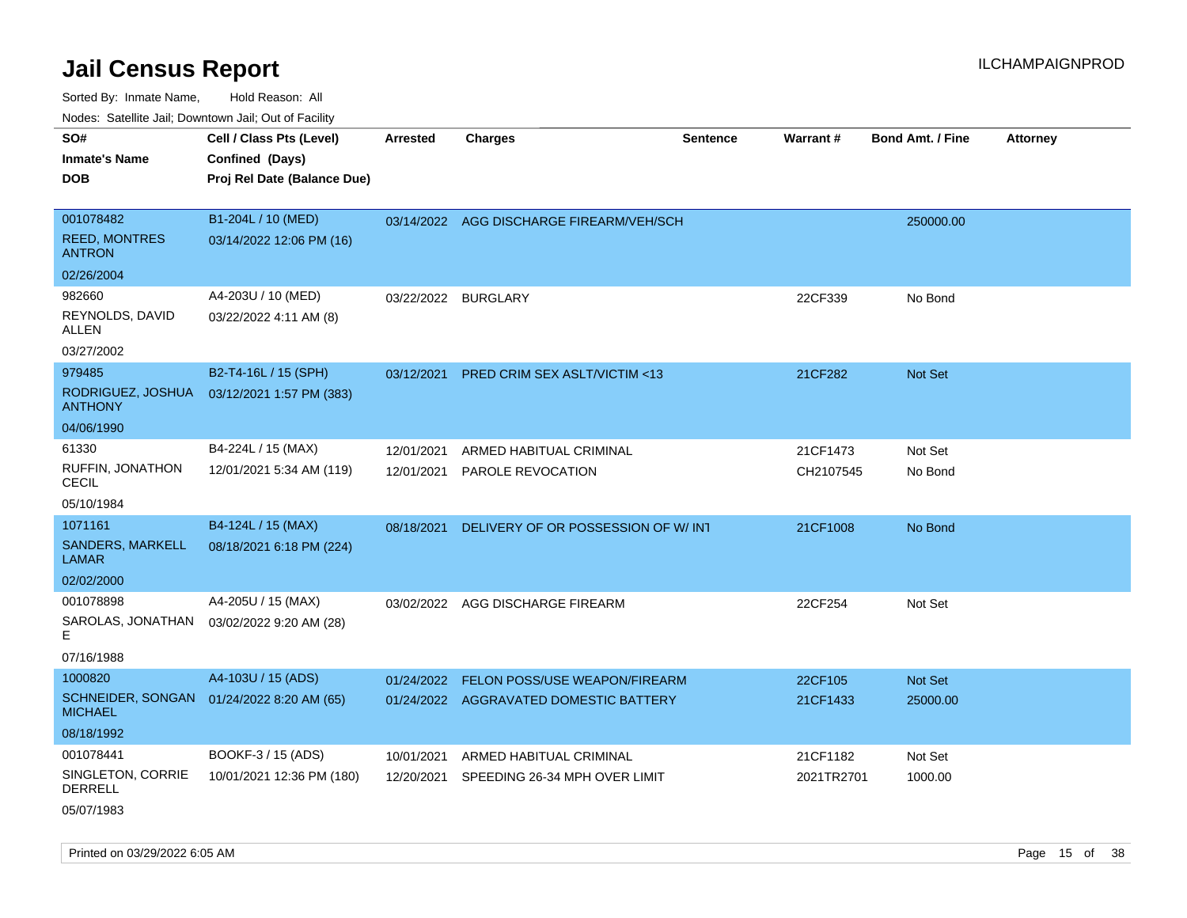# Jail Census Report

Sorted By: Inmate Name, Hold Reason: All

Nodes: Satellite Jail; Downtown Jail; Out of Facility

| SO# / Inmate's Name / DOB | Cell / Class Pts (Level) / Confined (Days) / Proj Rel Date (Balance Due) | Arrested | Charges | Sentence | Warrant # | Bond Amt. / Fine | Attorney |
|---|---|---|---|---|---|---|---|
| 001078482<br>REED, MONTRES ANTRON<br>02/26/2004 | B1-204L / 10 (MED)<br>03/14/2022 12:06 PM (16) | 03/14/2022 | AGG DISCHARGE FIREARM/VEH/SCH | | | 250000.00 | |
| 982660<br>REYNOLDS, DAVID ALLEN<br>03/27/2002 | A4-203U / 10 (MED)<br>03/22/2022 4:11 AM (8) | 03/22/2022 | BURGLARY | | 22CF339 | No Bond | |
| 979485<br>RODRIGUEZ, JOSHUA ANTHONY<br>04/06/1990 | B2-T4-16L / 15 (SPH)<br>03/12/2021 1:57 PM (383) | 03/12/2021 | PRED CRIM SEX ASLT/VICTIM <13 | | 21CF282 | Not Set | |
| 61330<br>RUFFIN, JONATHON CECIL<br>05/10/1984 | B4-224L / 15 (MAX)<br>12/01/2021 5:34 AM (119) | 12/01/2021<br>12/01/2021 | ARMED HABITUAL CRIMINAL<br>PAROLE REVOCATION | | 21CF1473<br>CH2107545 | Not Set<br>No Bond | |
| 1071161<br>SANDERS, MARKELL LAMAR<br>02/02/2000 | B4-124L / 15 (MAX)<br>08/18/2021 6:18 PM (224) | 08/18/2021 | DELIVERY OF OR POSSESSION OF W/ INT | | 21CF1008 | No Bond | |
| 001078898<br>SAROLAS, JONATHAN E<br>07/16/1988 | A4-205U / 15 (MAX)<br>03/02/2022 9:20 AM (28) | 03/02/2022 | AGG DISCHARGE FIREARM | | 22CF254 | Not Set | |
| 1000820<br>SCHNEIDER, SONGAN MICHAEL<br>08/18/1992 | A4-103U / 15 (ADS)<br>01/24/2022 8:20 AM (65) | 01/24/2022<br>01/24/2022 | FELON POSS/USE WEAPON/FIREARM<br>AGGRAVATED DOMESTIC BATTERY | | 22CF105<br>21CF1433 | Not Set<br>25000.00 | |
| 001078441<br>SINGLETON, CORRIE DERRELL<br>05/07/1983 | BOOKF-3 / 15 (ADS)<br>10/01/2021 12:36 PM (180) | 10/01/2021<br>12/20/2021 | ARMED HABITUAL CRIMINAL<br>SPEEDING 26-34 MPH OVER LIMIT | | 21CF1182<br>2021TR2701 | Not Set<br>1000.00 | |

Printed on 03/29/2022 6:05 AM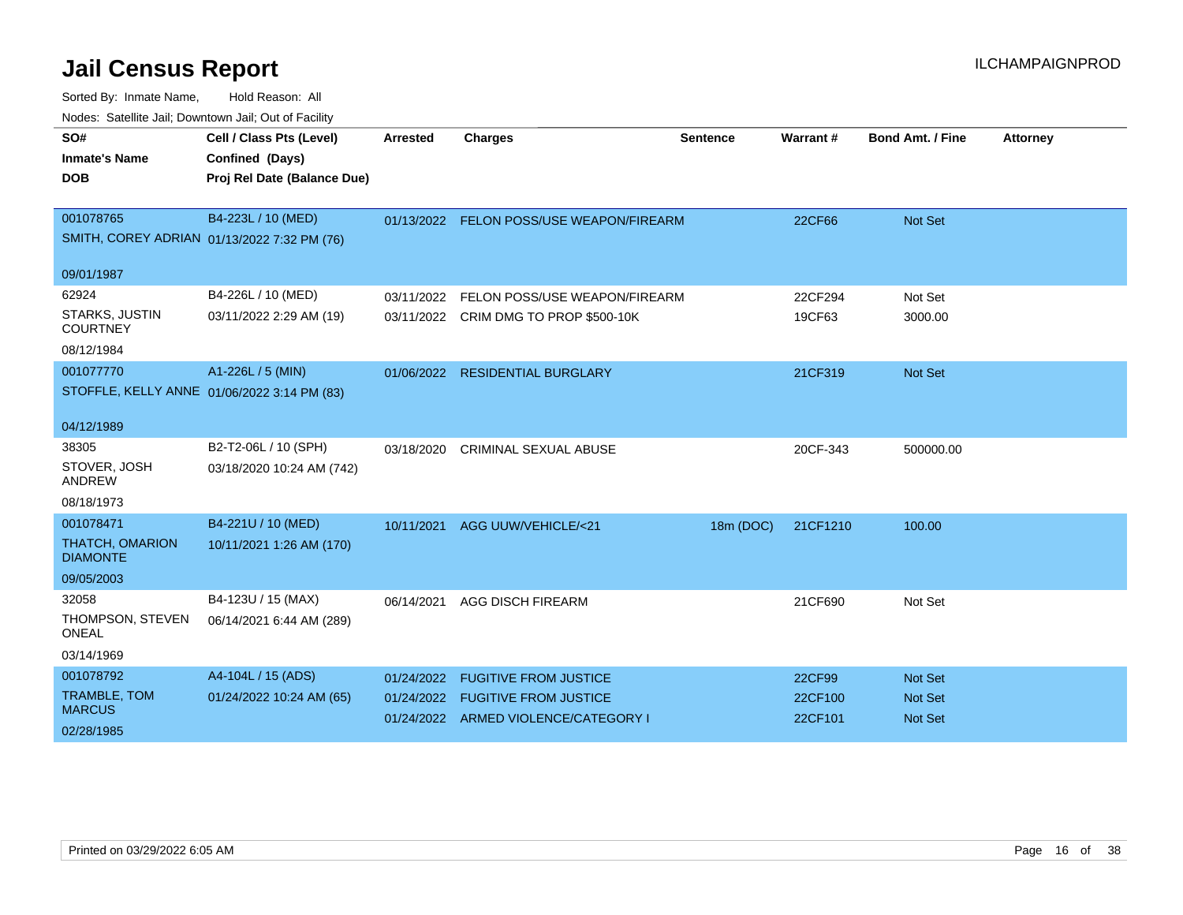# Jail Census Report

ILCHAMPAIGNPROD

Sorted By: Inmate Name, Hold Reason: All

Nodes: Satellite Jail; Downtown Jail; Out of Facility

| SO# / Inmate's Name / DOB | Cell / Class Pts (Level) / Confined (Days) / Proj Rel Date (Balance Due) | Arrested | Charges | Sentence | Warrant # | Bond Amt. / Fine | Attorney |
|---|---|---|---|---|---|---|---|
| 001078765<br>SMITH, COREY ADRIAN<br>09/01/1987 | B4-223L / 10 (MED)<br>01/13/2022 7:32 PM (76) | 01/13/2022 | FELON POSS/USE WEAPON/FIREARM | | 22CF66 | Not Set | |
| 62924<br>STARKS, JUSTIN COURTNEY<br>08/12/1984 | B4-226L / 10 (MED)<br>03/11/2022 2:29 AM (19) | 03/11/2022<br>03/11/2022 | FELON POSS/USE WEAPON/FIREARM<br>CRIM DMG TO PROP $500-10K | | 22CF294<br>19CF63 | Not Set<br>3000.00 | |
| 001077770<br>STOFFLE, KELLY ANNE<br>04/12/1989 | A1-226L / 5 (MIN)<br>01/06/2022 3:14 PM (83) | 01/06/2022 | RESIDENTIAL BURGLARY | | 21CF319 | Not Set | |
| 38305<br>STOVER, JOSH ANDREW<br>08/18/1973 | B2-T2-06L / 10 (SPH)<br>03/18/2020 10:24 AM (742) | 03/18/2020 | CRIMINAL SEXUAL ABUSE | | 20CF-343 | 500000.00 | |
| 001078471<br>THATCH, OMARION DIAMONTE<br>09/05/2003 | B4-221U / 10 (MED)<br>10/11/2021 1:26 AM (170) | 10/11/2021 | AGG UUW/VEHICLE/<21 | 18m (DOC) | 21CF1210 | 100.00 | |
| 32058<br>THOMPSON, STEVEN ONEAL<br>03/14/1969 | B4-123U / 15 (MAX)<br>06/14/2021 6:44 AM (289) | 06/14/2021 | AGG DISCH FIREARM | | 21CF690 | Not Set | |
| 001078792<br>TRAMBLE, TOM MARCUS<br>02/28/1985 | A4-104L / 15 (ADS)<br>01/24/2022 10:24 AM (65) | 01/24/2022<br>01/24/2022<br>01/24/2022 | FUGITIVE FROM JUSTICE<br>FUGITIVE FROM JUSTICE<br>ARMED VIOLENCE/CATEGORY I | | 22CF99<br>22CF100<br>22CF101 | Not Set<br>Not Set<br>Not Set | |

Printed on 03/29/2022 6:05 AM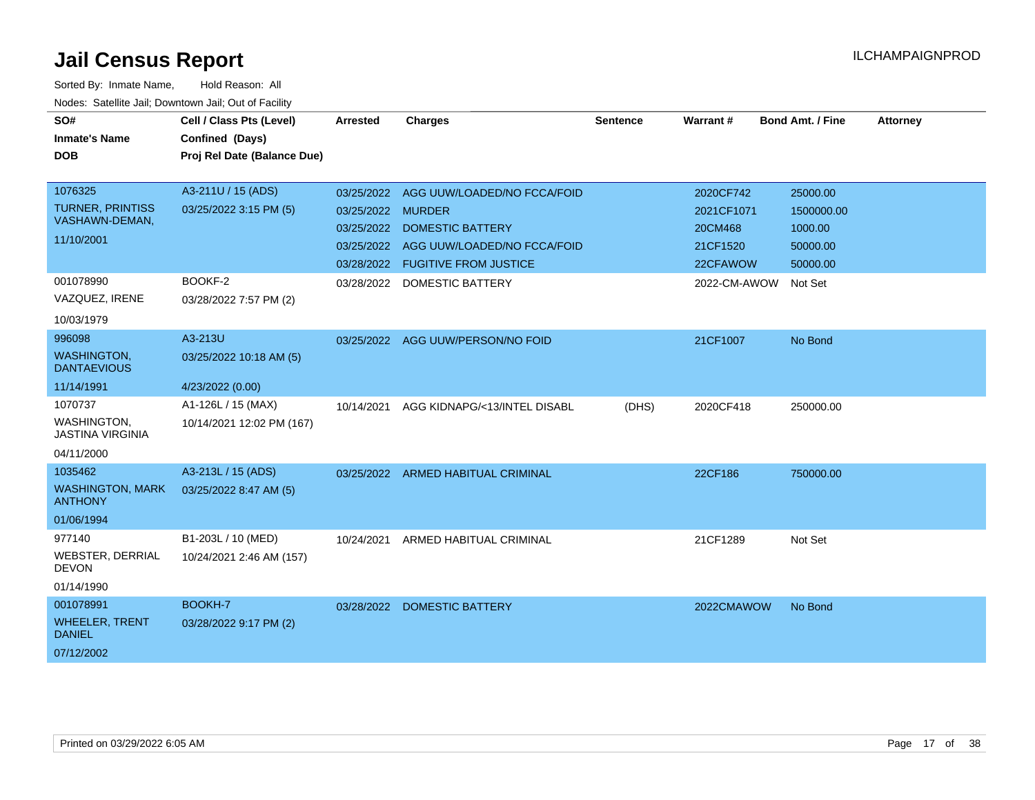# Jail Census Report

ILCHAMPAIGNPROD

Sorted By: Inmate Name, Hold Reason: All

Nodes: Satellite Jail; Downtown Jail; Out of Facility

| SO# / Inmate's Name / DOB | Cell / Class Pts (Level) / Confined (Days) / Proj Rel Date (Balance Due) | Arrested | Charges | Sentence | Warrant # | Bond Amt. / Fine | Attorney |
|---|---|---|---|---|---|---|---|
| 1076325 TURNER, PRINTISS VASHAWN-DEMAN, 11/10/2001 | A3-211U / 15 (ADS) 03/25/2022 3:15 PM (5) | 03/25/2022 | AGG UUW/LOADED/NO FCCA/FOID | | 2020CF742 | 25000.00 | |
| | | 03/25/2022 | MURDER | | 2021CF1071 | 1500000.00 | |
| | | 03/25/2022 | DOMESTIC BATTERY | | 20CM468 | 1000.00 | |
| | | 03/25/2022 | AGG UUW/LOADED/NO FCCA/FOID | | 21CF1520 | 50000.00 | |
| | | 03/28/2022 | FUGITIVE FROM JUSTICE | | 22CFAWOW | 50000.00 | |
| 001078990 VAZQUEZ, IRENE 10/03/1979 | BOOKF-2 03/28/2022 7:57 PM (2) | 03/28/2022 | DOMESTIC BATTERY | | 2022-CM-AWOW | Not Set | |
| 996098 WASHINGTON, DANTAEVIOUS 11/14/1991 | A3-213U 03/25/2022 10:18 AM (5) 4/23/2022 (0.00) | 03/25/2022 | AGG UUW/PERSON/NO FOID | | 21CF1007 | No Bond | |
| 1070737 WASHINGTON, JASTINA VIRGINIA 04/11/2000 | A1-126L / 15 (MAX) 10/14/2021 12:02 PM (167) | 10/14/2021 | AGG KIDNAPG/<13/INTEL DISABL | (DHS) | 2020CF418 | 250000.00 | |
| 1035462 WASHINGTON, MARK ANTHONY 01/06/1994 | A3-213L / 15 (ADS) 03/25/2022 8:47 AM (5) | 03/25/2022 | ARMED HABITUAL CRIMINAL | | 22CF186 | 750000.00 | |
| 977140 WEBSTER, DERRIAL DEVON 01/14/1990 | B1-203L / 10 (MED) 10/24/2021 2:46 AM (157) | 10/24/2021 | ARMED HABITUAL CRIMINAL | | 21CF1289 | Not Set | |
| 001078991 WHEELER, TRENT DANIEL 07/12/2002 | BOOKH-7 03/28/2022 9:17 PM (2) | 03/28/2022 | DOMESTIC BATTERY | | 2022CMAWOW | No Bond | |

Printed on 03/29/2022 6:05 AM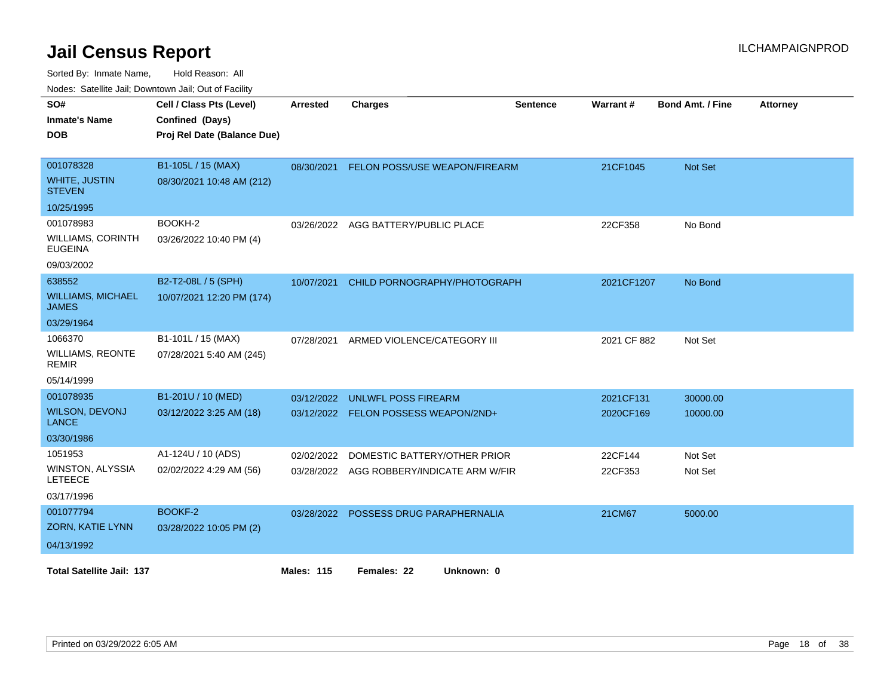# Jail Census Report

ILCHAMPAIGNPROD

Sorted By: Inmate Name, Hold Reason: All

Nodes: Satellite Jail; Downtown Jail; Out of Facility

| SO# / Inmate's Name / DOB | Cell / Class Pts (Level) / Confined (Days) / Proj Rel Date (Balance Due) | Arrested | Charges | Sentence | Warrant # | Bond Amt. / Fine | Attorney |
|---|---|---|---|---|---|---|---|
| 001078328<br>WHITE, JUSTIN STEVEN<br>10/25/1995 | B1-105L / 15 (MAX)<br>08/30/2021 10:48 AM (212) | 08/30/2021 | FELON POSS/USE WEAPON/FIREARM | | 21CF1045 | Not Set | |
| 001078983<br>WILLIAMS, CORINTH EUGEINA<br>09/03/2002 | BOOKH-2<br>03/26/2022 10:40 PM (4) | 03/26/2022 | AGG BATTERY/PUBLIC PLACE | | 22CF358 | No Bond | |
| 638552<br>WILLIAMS, MICHAEL JAMES<br>03/29/1964 | B2-T2-08L / 5 (SPH)<br>10/07/2021 12:20 PM (174) | 10/07/2021 | CHILD PORNOGRAPHY/PHOTOGRAPH | | 2021CF1207 | No Bond | |
| 1066370<br>WILLIAMS, REONTE REMIR<br>05/14/1999 | B1-101L / 15 (MAX)<br>07/28/2021 5:40 AM (245) | 07/28/2021 | ARMED VIOLENCE/CATEGORY III | | 2021 CF 882 | Not Set | |
| 001078935<br>WILSON, DEVONJ LANCE<br>03/30/1986 | B1-201U / 10 (MED)<br>03/12/2022 3:25 AM (18) | 03/12/2022<br>03/12/2022 | UNLWFL POSS FIREARM<br>FELON POSSESS WEAPON/2ND+ | | 2021CF131<br>2020CF169 | 30000.00<br>10000.00 | |
| 1051953<br>WINSTON, ALYSSIA LETEECE<br>03/17/1996 | A1-124U / 10 (ADS)<br>02/02/2022 4:29 AM (56) | 02/02/2022<br>03/28/2022 | DOMESTIC BATTERY/OTHER PRIOR<br>AGG ROBBERY/INDICATE ARM W/FIR | | 22CF144<br>22CF353 | Not Set<br>Not Set | |
| 001077794<br>ZORN, KATIE LYNN<br>04/13/1992 | BOOKF-2<br>03/28/2022 10:05 PM (2) | 03/28/2022 | POSSESS DRUG PARAPHERNALIA | | 21CM67 | 5000.00 | |

**Total Satellite Jail: 137** **Males: 115** **Females: 22** **Unknown: 0**

Printed on 03/29/2022 6:05 AM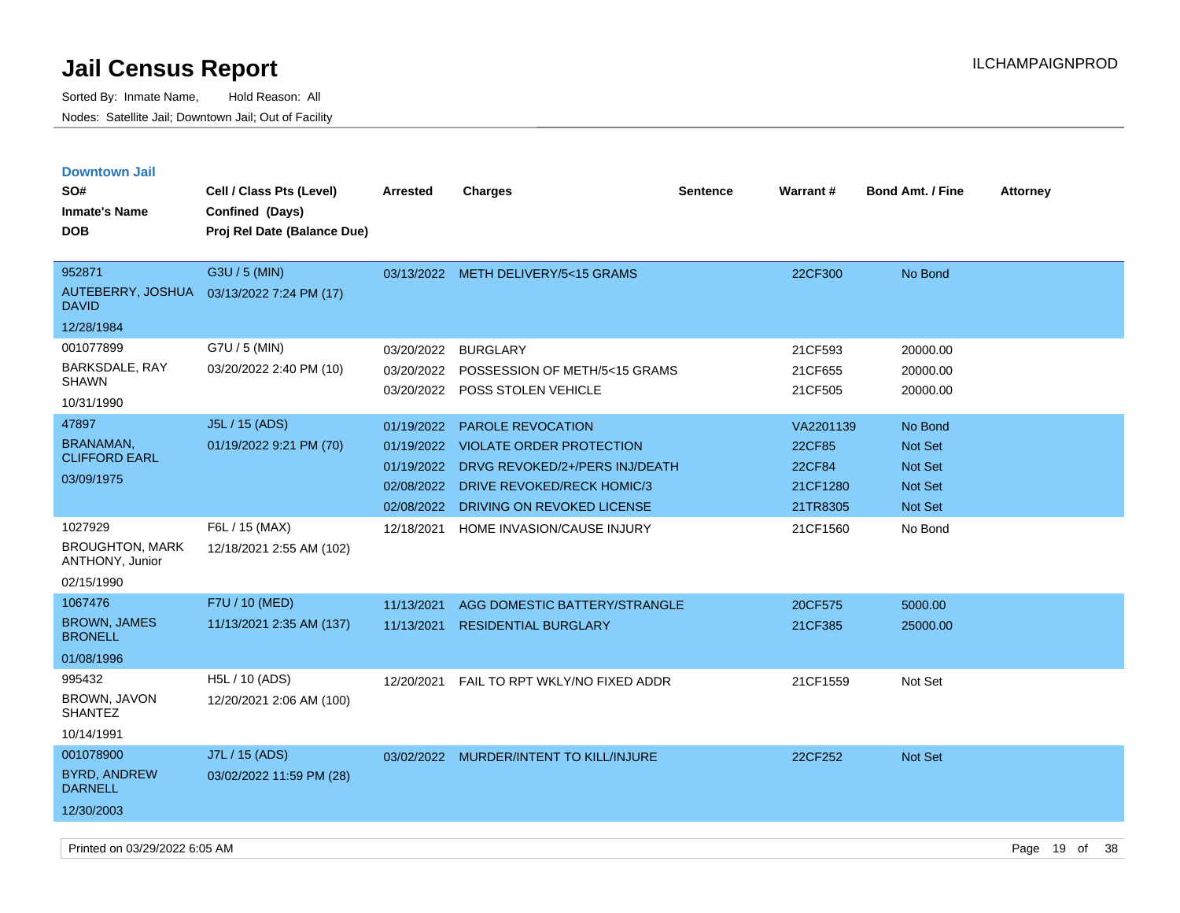# Jail Census Report

Sorted By: Inmate Name, Hold Reason: All

Nodes: Satellite Jail; Downtown Jail; Out of Facility

ILCHAMPAIGNPROD

## Downtown Jail

| SO# / Inmate's Name / DOB | Cell / Class Pts (Level) / Confined (Days) / Proj Rel Date (Balance Due) | Arrested | Charges | Sentence | Warrant # | Bond Amt. / Fine | Attorney |
|---|---|---|---|---|---|---|---|
| 952871<br>AUTEBERRY, JOSHUA DAVID<br>12/28/1984 | G3U / 5 (MIN)<br>03/13/2022 7:24 PM (17) | 03/13/2022 | METH DELIVERY/5<15 GRAMS | | 22CF300 | No Bond | |
| 001077899<br>BARKSDALE, RAY SHAWN<br>10/31/1990 | G7U / 5 (MIN)<br>03/20/2022 2:40 PM (10) | 03/20/2022 | BURGLARY | | 21CF593 | 20000.00 | |
| | | 03/20/2022 | POSSESSION OF METH/5<15 GRAMS | | 21CF655 | 20000.00 | |
| | | 03/20/2022 | POSS STOLEN VEHICLE | | 21CF505 | 20000.00 | |
| 47897<br>BRANAMAN, CLIFFORD EARL<br>03/09/1975 | J5L / 15 (ADS)<br>01/19/2022 9:21 PM (70) | 01/19/2022 | PAROLE REVOCATION | | VA2201139 | No Bond | |
| | | 01/19/2022 | VIOLATE ORDER PROTECTION | | 22CF85 | Not Set | |
| | | 01/19/2022 | DRVG REVOKED/2+/PERS INJ/DEATH | | 22CF84 | Not Set | |
| | | 02/08/2022 | DRIVE REVOKED/RECK HOMIC/3 | | 21CF1280 | Not Set | |
| | | 02/08/2022 | DRIVING ON REVOKED LICENSE | | 21TR8305 | Not Set | |
| 1027929<br>BROUGHTON, MARK ANTHONY, Junior<br>02/15/1990 | F6L / 15 (MAX)<br>12/18/2021 2:55 AM (102) | 12/18/2021 | HOME INVASION/CAUSE INJURY | | 21CF1560 | No Bond | |
| 1067476<br>BROWN, JAMES BRONELL<br>01/08/1996 | F7U / 10 (MED)<br>11/13/2021 2:35 AM (137) | 11/13/2021 | AGG DOMESTIC BATTERY/STRANGLE | | 20CF575 | 5000.00 | |
| | | 11/13/2021 | RESIDENTIAL BURGLARY | | 21CF385 | 25000.00 | |
| 995432<br>BROWN, JAVON SHANTEZ<br>10/14/1991 | H5L / 10 (ADS)<br>12/20/2021 2:06 AM (100) | 12/20/2021 | FAIL TO RPT WKLY/NO FIXED ADDR | | 21CF1559 | Not Set | |
| 001078900<br>BYRD, ANDREW DARNELL<br>12/30/2003 | J7L / 15 (ADS)<br>03/02/2022 11:59 PM (28) | 03/02/2022 | MURDER/INTENT TO KILL/INJURE | | 22CF252 | Not Set | |

Printed on 03/29/2022 6:05 AM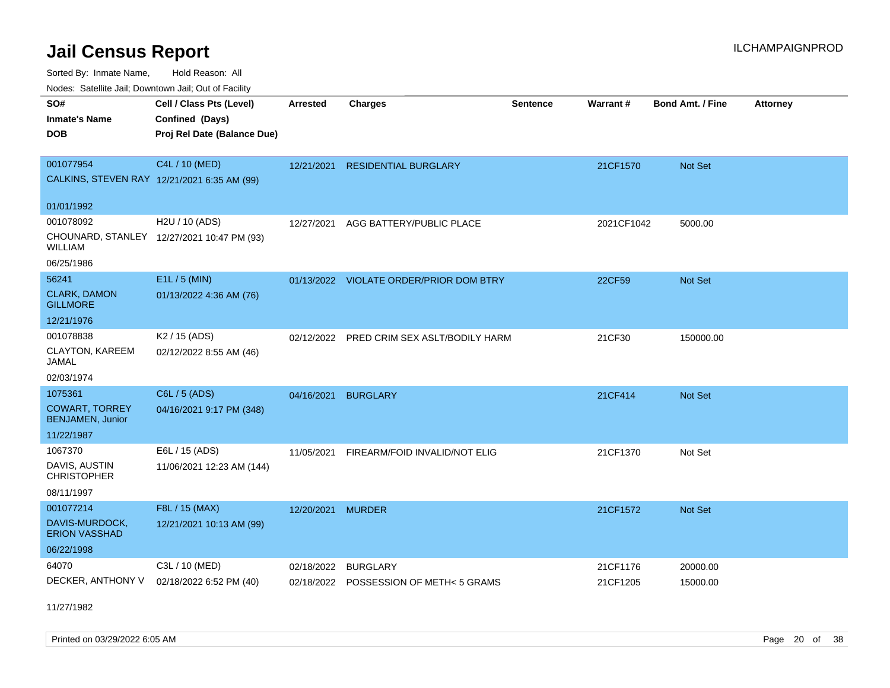# Jail Census Report

Sorted By: Inmate Name, Hold Reason: All

Nodes: Satellite Jail; Downtown Jail; Out of Facility

| SO# / Inmate's Name / DOB | Cell / Class Pts (Level) / Confined (Days) / Proj Rel Date (Balance Due) | Arrested | Charges | Sentence | Warrant # | Bond Amt. / Fine | Attorney |
|---|---|---|---|---|---|---|---|
| 001077954<br>CALKINS, STEVEN RAY<br>01/01/1992 | C4L / 10 (MED)<br>12/21/2021 6:35 AM (99) | 12/21/2021 | RESIDENTIAL BURGLARY | | 21CF1570 | Not Set | |
| 001078092<br>CHOUNARD, STANLEY WILLIAM<br>06/25/1986 | H2U / 10 (ADS)<br>12/27/2021 10:47 PM (93) | 12/27/2021 | AGG BATTERY/PUBLIC PLACE | | 2021CF1042 | 5000.00 | |
| 56241<br>CLARK, DAMON GILLMORE<br>12/21/1976 | E1L / 5 (MIN)<br>01/13/2022 4:36 AM (76) | 01/13/2022 | VIOLATE ORDER/PRIOR DOM BTRY | | 22CF59 | Not Set | |
| 001078838<br>CLAYTON, KAREEM JAMAL<br>02/03/1974 | K2 / 15 (ADS)<br>02/12/2022 8:55 AM (46) | 02/12/2022 | PRED CRIM SEX ASLT/BODILY HARM | | 21CF30 | 150000.00 | |
| 1075361<br>COWART, TORREY BENJAMEN, Junior<br>11/22/1987 | C6L / 5 (ADS)<br>04/16/2021 9:17 PM (348) | 04/16/2021 | BURGLARY | | 21CF414 | Not Set | |
| 1067370<br>DAVIS, AUSTIN CHRISTOPHER<br>08/11/1997 | E6L / 15 (ADS)<br>11/06/2021 12:23 AM (144) | 11/05/2021 | FIREARM/FOID INVALID/NOT ELIG | | 21CF1370 | Not Set | |
| 001077214<br>DAVIS-MURDOCK, ERION VASSHAD<br>06/22/1998 | F8L / 15 (MAX)<br>12/21/2021 10:13 AM (99) | 12/20/2021 | MURDER | | 21CF1572 | Not Set | |
| 64070<br>DECKER, ANTHONY V<br>11/27/1982 | C3L / 10 (MED)<br>02/18/2022 6:52 PM (40) | 02/18/2022 | BURGLARY | | 21CF1176 | 20000.00 | |
| | | 02/18/2022 | POSSESSION OF METH< 5 GRAMS | | 21CF1205 | 15000.00 | |

Printed on 03/29/2022 6:05 AM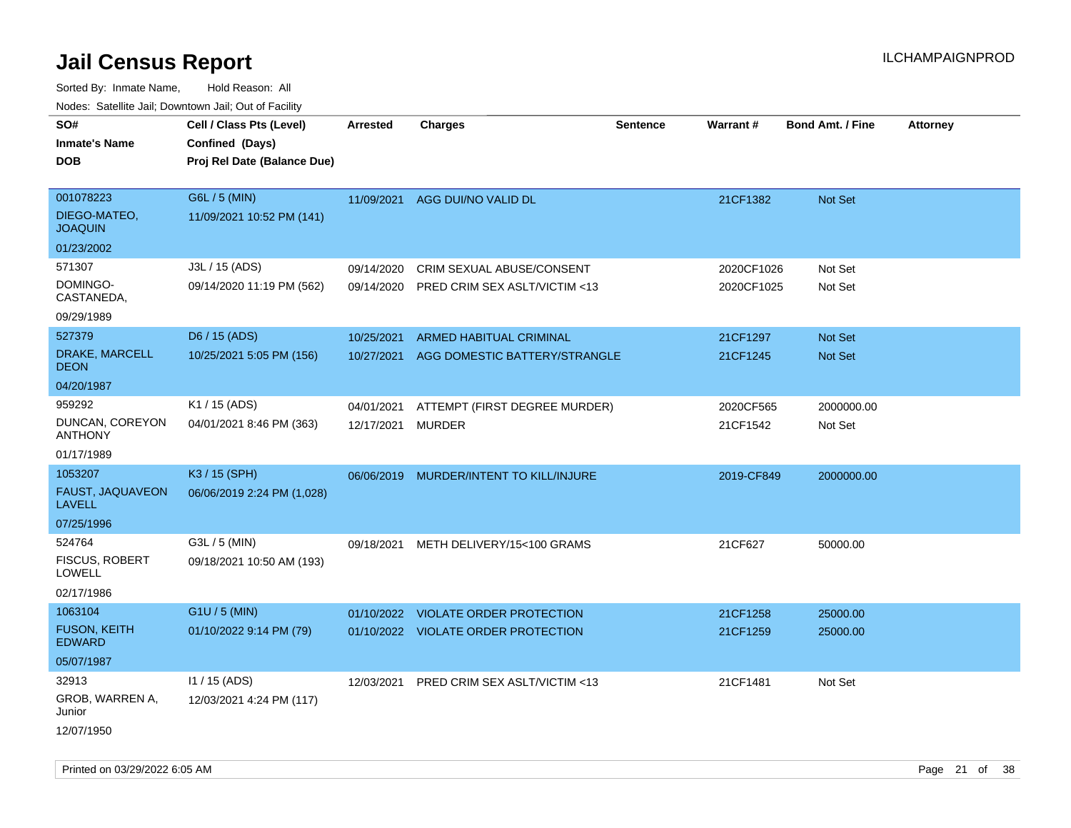# Jail Census Report

ILCHAMPAIGNPROD

Sorted By: Inmate Name, Hold Reason: All

Nodes: Satellite Jail; Downtown Jail; Out of Facility

| SO# / Inmate's Name / DOB | Cell / Class Pts (Level) / Confined (Days) / Proj Rel Date (Balance Due) | Arrested | Charges | Sentence | Warrant # | Bond Amt. / Fine | Attorney |
|---|---|---|---|---|---|---|---|
| 001078223<br>DIEGO-MATEO, JOAQUIN<br>01/23/2002 | G6L / 5 (MIN)<br>11/09/2021 10:52 PM (141) | 11/09/2021 | AGG DUI/NO VALID DL | | 21CF1382 | Not Set | |
| 571307<br>DOMINGO-CASTANEDA,<br>09/29/1989 | J3L / 15 (ADS)<br>09/14/2020 11:19 PM (562) | 09/14/2020 | CRIM SEXUAL ABUSE/CONSENT | | 2020CF1026 | Not Set | |
| | | 09/14/2020 | PRED CRIM SEX ASLT/VICTIM <13 | | 2020CF1025 | Not Set | |
| 527379<br>DRAKE, MARCELL DEON<br>04/20/1987 | D6 / 15 (ADS)<br>10/25/2021 5:05 PM (156) | 10/25/2021 | ARMED HABITUAL CRIMINAL | | 21CF1297 | Not Set | |
| | | 10/27/2021 | AGG DOMESTIC BATTERY/STRANGLE | | 21CF1245 | Not Set | |
| 959292<br>DUNCAN, COREYON ANTHONY<br>01/17/1989 | K1 / 15 (ADS)<br>04/01/2021 8:46 PM (363) | 04/01/2021 | ATTEMPT (FIRST DEGREE MURDER) | | 2020CF565 | 2000000.00 | |
| | | 12/17/2021 | MURDER | | 21CF1542 | Not Set | |
| 1053207<br>FAUST, JAQUAVEON LAVELL<br>07/25/1996 | K3 / 15 (SPH)<br>06/06/2019 2:24 PM (1,028) | 06/06/2019 | MURDER/INTENT TO KILL/INJURE | | 2019-CF849 | 2000000.00 | |
| 524764<br>FISCUS, ROBERT LOWELL<br>02/17/1986 | G3L / 5 (MIN)<br>09/18/2021 10:50 AM (193) | 09/18/2021 | METH DELIVERY/15<100 GRAMS | | 21CF627 | 50000.00 | |
| 1063104<br>FUSON, KEITH EDWARD<br>05/07/1987 | G1U / 5 (MIN)<br>01/10/2022 9:14 PM (79) | 01/10/2022 | VIOLATE ORDER PROTECTION | | 21CF1258 | 25000.00 | |
| | | 01/10/2022 | VIOLATE ORDER PROTECTION | | 21CF1259 | 25000.00 | |
| 32913<br>GROB, WARREN A, Junior<br>12/07/1950 | I1 / 15 (ADS)<br>12/03/2021 4:24 PM (117) | 12/03/2021 | PRED CRIM SEX ASLT/VICTIM <13 | | 21CF1481 | Not Set | |

Printed on 03/29/2022 6:05 AM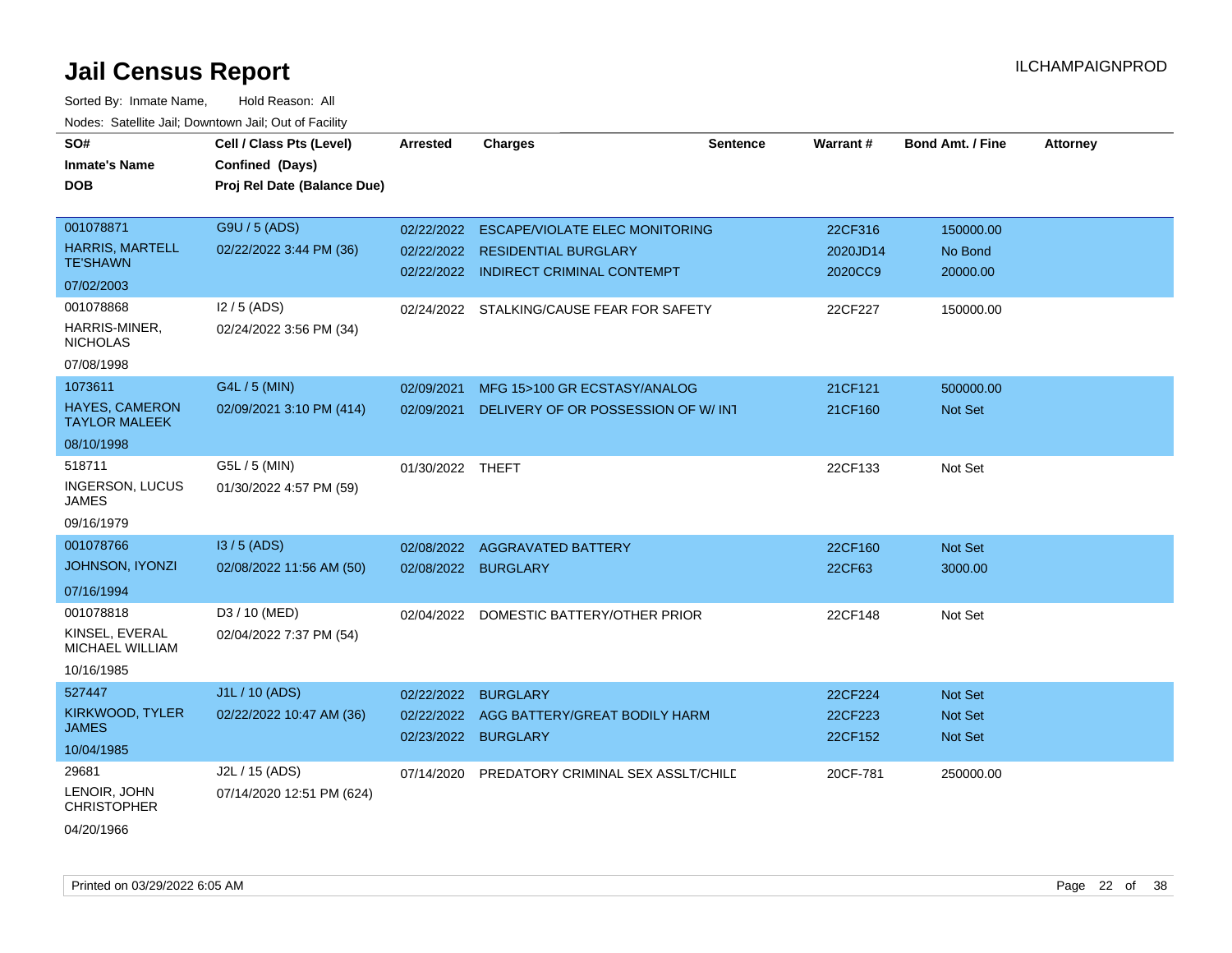# Jail Census Report

ILCHAMPAIGNPROD

Sorted By: Inmate Name, Hold Reason: All

Nodes: Satellite Jail; Downtown Jail; Out of Facility

| SO# / Inmate's Name / DOB | Cell / Class Pts (Level) / Confined (Days) / Proj Rel Date (Balance Due) | Arrested | Charges | Sentence | Warrant # | Bond Amt. / Fine | Attorney |
|---|---|---|---|---|---|---|---|
| 001078871 HARRIS, MARTELL TE'SHAWN 07/02/2003 | G9U / 5 (ADS) 02/22/2022 3:44 PM (36) | 02/22/2022 | ESCAPE/VIOLATE ELEC MONITORING | | 22CF316 | 150000.00 | |
| | | 02/22/2022 | RESIDENTIAL BURGLARY | | 2020JD14 | No Bond | |
| | | 02/22/2022 | INDIRECT CRIMINAL CONTEMPT | | 2020CC9 | 20000.00 | |
| 001078868 HARRIS-MINER, NICHOLAS 07/08/1998 | I2 / 5 (ADS) 02/24/2022 3:56 PM (34) | 02/24/2022 | STALKING/CAUSE FEAR FOR SAFETY | | 22CF227 | 150000.00 | |
| 1073611 HAYES, CAMERON TAYLOR MALEEK 08/10/1998 | G4L / 5 (MIN) 02/09/2021 3:10 PM (414) | 02/09/2021 | MFG 15>100 GR ECSTASY/ANALOG | | 21CF121 | 500000.00 | |
| | | 02/09/2021 | DELIVERY OF OR POSSESSION OF W/ INT | | 21CF160 | Not Set | |
| 518711 INGERSON, LUCUS JAMES 09/16/1979 | G5L / 5 (MIN) 01/30/2022 4:57 PM (59) | 01/30/2022 | THEFT | | 22CF133 | Not Set | |
| 001078766 JOHNSON, IYONZI 07/16/1994 | I3 / 5 (ADS) 02/08/2022 11:56 AM (50) | 02/08/2022 | AGGRAVATED BATTERY | | 22CF160 | Not Set | |
| | | 02/08/2022 | BURGLARY | | 22CF63 | 3000.00 | |
| 001078818 KINSEL, EVERAL MICHAEL WILLIAM 10/16/1985 | D3 / 10 (MED) 02/04/2022 7:37 PM (54) | 02/04/2022 | DOMESTIC BATTERY/OTHER PRIOR | | 22CF148 | Not Set | |
| 527447 KIRKWOOD, TYLER JAMES 10/04/1985 | J1L / 10 (ADS) 02/22/2022 10:47 AM (36) | 02/22/2022 | BURGLARY | | 22CF224 | Not Set | |
| | | 02/22/2022 | AGG BATTERY/GREAT BODILY HARM | | 22CF223 | Not Set | |
| | | 02/23/2022 | BURGLARY | | 22CF152 | Not Set | |
| 29681 LENOIR, JOHN CHRISTOPHER 04/20/1966 | J2L / 15 (ADS) 07/14/2020 12:51 PM (624) | 07/14/2020 | PREDATORY CRIMINAL SEX ASSLT/CHILD | | 20CF-781 | 250000.00 | |

Printed on 03/29/2022 6:05 AM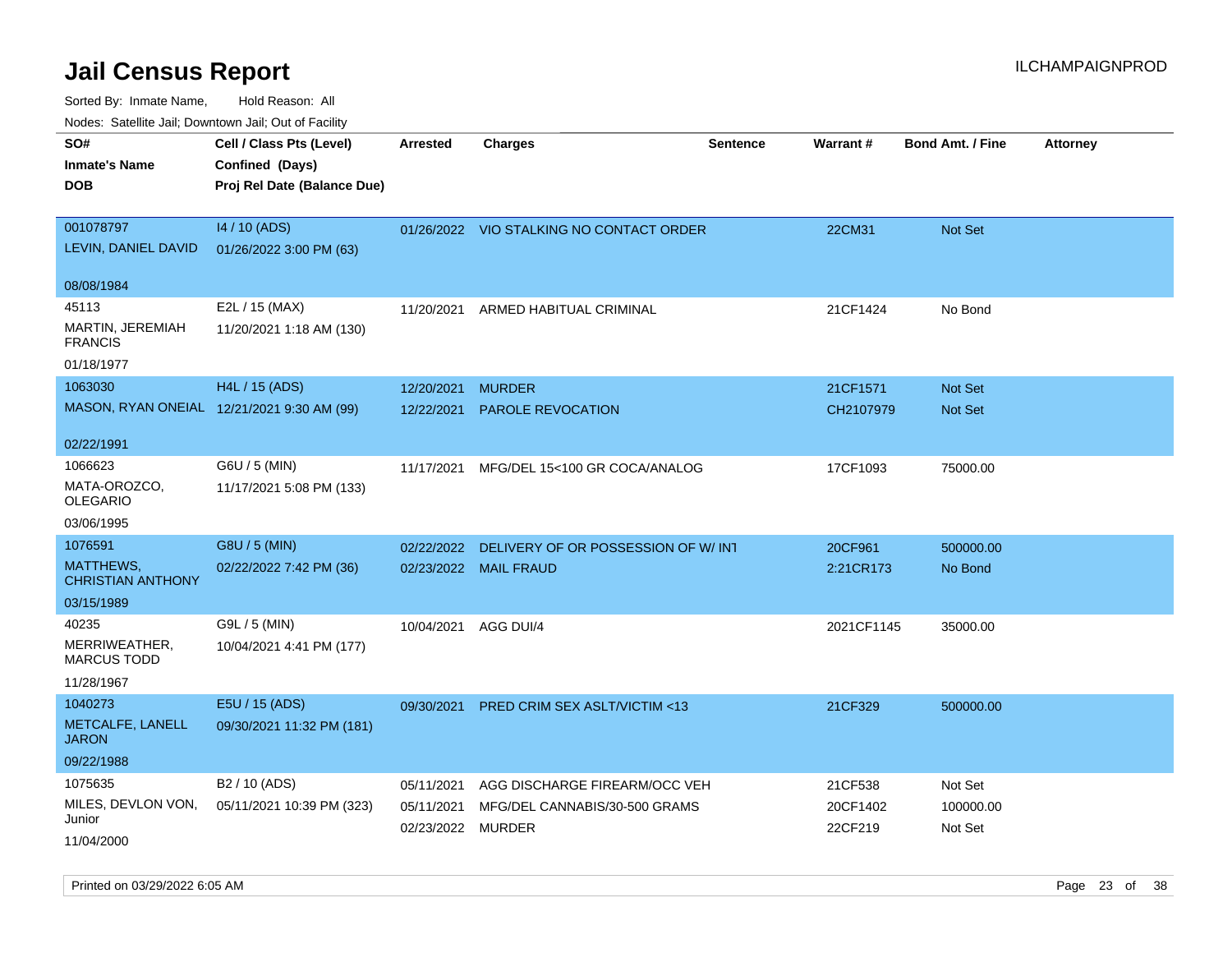# Jail Census Report

Sorted By: Inmate Name, Hold Reason: All

Nodes: Satellite Jail; Downtown Jail; Out of Facility

| SO# / Inmate's Name / DOB | Cell / Class Pts (Level) / Confined (Days) / Proj Rel Date (Balance Due) | Arrested | Charges | Sentence | Warrant # | Bond Amt. / Fine | Attorney |
|---|---|---|---|---|---|---|---|
| 001078797<br>LEVIN, DANIEL DAVID<br>08/08/1984 | I4 / 10 (ADS)<br>01/26/2022 3:00 PM (63) | 01/26/2022 | VIO STALKING NO CONTACT ORDER | | 22CM31 | Not Set | |
| 45113<br>MARTIN, JEREMIAH FRANCIS<br>01/18/1977 | E2L / 15 (MAX)<br>11/20/2021 1:18 AM (130) | 11/20/2021 | ARMED HABITUAL CRIMINAL | | 21CF1424 | No Bond | |
| 1063030<br>MASON, RYAN ONEIAL<br>02/22/1991 | H4L / 15 (ADS)<br>12/21/2021 9:30 AM (99) | 12/20/2021<br>12/22/2021 | MURDER<br>PAROLE REVOCATION | | 21CF1571<br>CH2107979 | Not Set<br>Not Set | |
| 1066623<br>MATA-OROZCO, OLEGARIO<br>03/06/1995 | G6U / 5 (MIN)<br>11/17/2021 5:08 PM (133) | 11/17/2021 | MFG/DEL 15<100 GR COCA/ANALOG | | 17CF1093 | 75000.00 | |
| 1076591<br>MATTHEWS, CHRISTIAN ANTHONY<br>03/15/1989 | G8U / 5 (MIN)<br>02/22/2022 7:42 PM (36) | 02/22/2022<br>02/23/2022 | DELIVERY OF OR POSSESSION OF W/ INT<br>MAIL FRAUD | | 20CF961<br>2:21CR173 | 500000.00<br>No Bond | |
| 40235<br>MERRIWEATHER, MARCUS TODD<br>11/28/1967 | G9L / 5 (MIN)<br>10/04/2021 4:41 PM (177) | 10/04/2021 | AGG DUI/4 | | 2021CF1145 | 35000.00 | |
| 1040273<br>METCALFE, LANELL JARON<br>09/22/1988 | E5U / 15 (ADS)<br>09/30/2021 11:32 PM (181) | 09/30/2021 | PRED CRIM SEX ASLT/VICTIM <13 | | 21CF329 | 500000.00 | |
| 1075635<br>MILES, DEVLON VON, Junior<br>11/04/2000 | B2 / 10 (ADS)<br>05/11/2021 10:39 PM (323) | 05/11/2021<br>05/11/2021<br>02/23/2022 | AGG DISCHARGE FIREARM/OCC VEH<br>MFG/DEL CANNABIS/30-500 GRAMS<br>MURDER | | 21CF538<br>20CF1402<br>22CF219 | Not Set<br>100000.00<br>Not Set | |

Printed on 03/29/2022 6:05 AM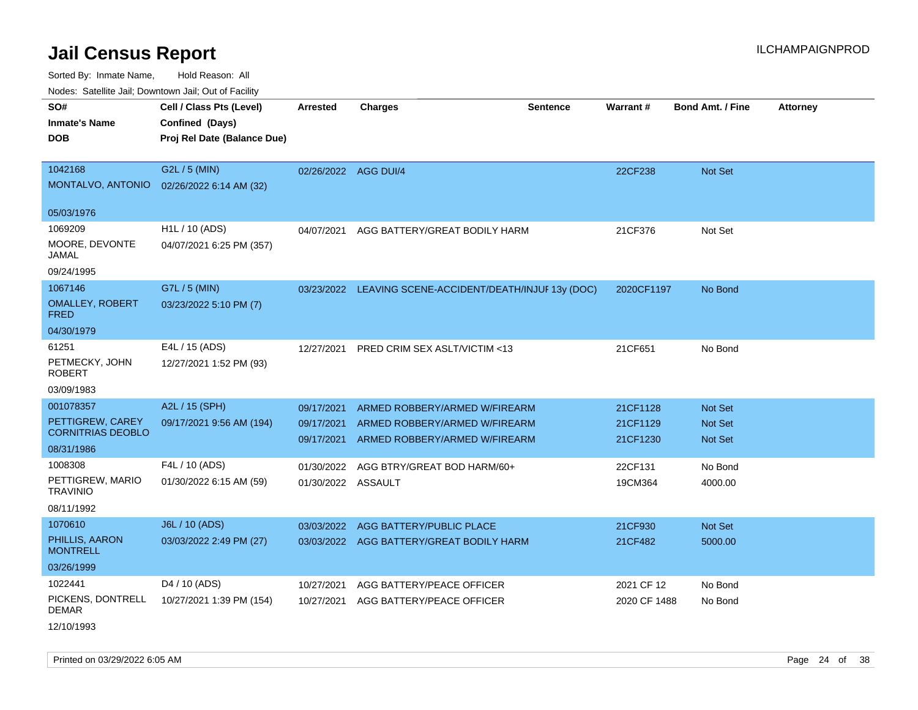# Jail Census Report

ILCHAMPAIGNPROD

Sorted By: Inmate Name, Hold Reason: All

Nodes: Satellite Jail; Downtown Jail; Out of Facility

| SO#<br>Inmate's Name<br>DOB | Cell / Class Pts (Level)<br>Confined (Days)<br>Proj Rel Date (Balance Due) | Arrested | Charges | Sentence | Warrant # | Bond Amt. / Fine | Attorney |
|---|---|---|---|---|---|---|---|
| 1042168<br>MONTALVO, ANTONIO<br>05/03/1976 | G2L / 5 (MIN)<br>02/26/2022 6:14 AM (32) | 02/26/2022 | AGG DUI/4 | | 22CF238 | Not Set | |
| 1069209<br>MOORE, DEVONTE JAMAL<br>09/24/1995 | H1L / 10 (ADS)<br>04/07/2021 6:25 PM (357) | 04/07/2021 | AGG BATTERY/GREAT BODILY HARM | | 21CF376 | Not Set | |
| 1067146<br>OMALLEY, ROBERT FRED<br>04/30/1979 | G7L / 5 (MIN)<br>03/23/2022 5:10 PM (7) | 03/23/2022 | LEAVING SCENE-ACCIDENT/DEATH/INJUF | 13y (DOC) | 2020CF1197 | No Bond | |
| 61251<br>PETMECKY, JOHN ROBERT<br>03/09/1983 | E4L / 15 (ADS)<br>12/27/2021 1:52 PM (93) | 12/27/2021 | PRED CRIM SEX ASLT/VICTIM <13 | | 21CF651 | No Bond | |
| 001078357<br>PETTIGREW, CAREY CORNITRIAS DEOBLO<br>08/31/1986 | A2L / 15 (SPH)<br>09/17/2021 9:56 AM (194) | 09/17/2021<br>09/17/2021<br>09/17/2021 | ARMED ROBBERY/ARMED W/FIREARM<br>ARMED ROBBERY/ARMED W/FIREARM<br>ARMED ROBBERY/ARMED W/FIREARM | | 21CF1128<br>21CF1129<br>21CF1230 | Not Set<br>Not Set<br>Not Set | |
| 1008308<br>PETTIGREW, MARIO TRAVINIO<br>08/11/1992 | F4L / 10 (ADS)<br>01/30/2022 6:15 AM (59) | 01/30/2022<br>01/30/2022 | AGG BTRY/GREAT BOD HARM/60+<br>ASSAULT | | 22CF131<br>19CM364 | No Bond<br>4000.00 | |
| 1070610<br>PHILLIS, AARON MONTRELL<br>03/26/1999 | J6L / 10 (ADS)<br>03/03/2022 2:49 PM (27) | 03/03/2022<br>03/03/2022 | AGG BATTERY/PUBLIC PLACE<br>AGG BATTERY/GREAT BODILY HARM | | 21CF930<br>21CF482 | Not Set<br>5000.00 | |
| 1022441<br>PICKENS, DONTRELL DEMAR<br>12/10/1993 | D4 / 10 (ADS)<br>10/27/2021 1:39 PM (154) | 10/27/2021<br>10/27/2021 | AGG BATTERY/PEACE OFFICER<br>AGG BATTERY/PEACE OFFICER | | 2021 CF 12<br>2020 CF 1488 | No Bond<br>No Bond | |

Printed on 03/29/2022 6:05 AM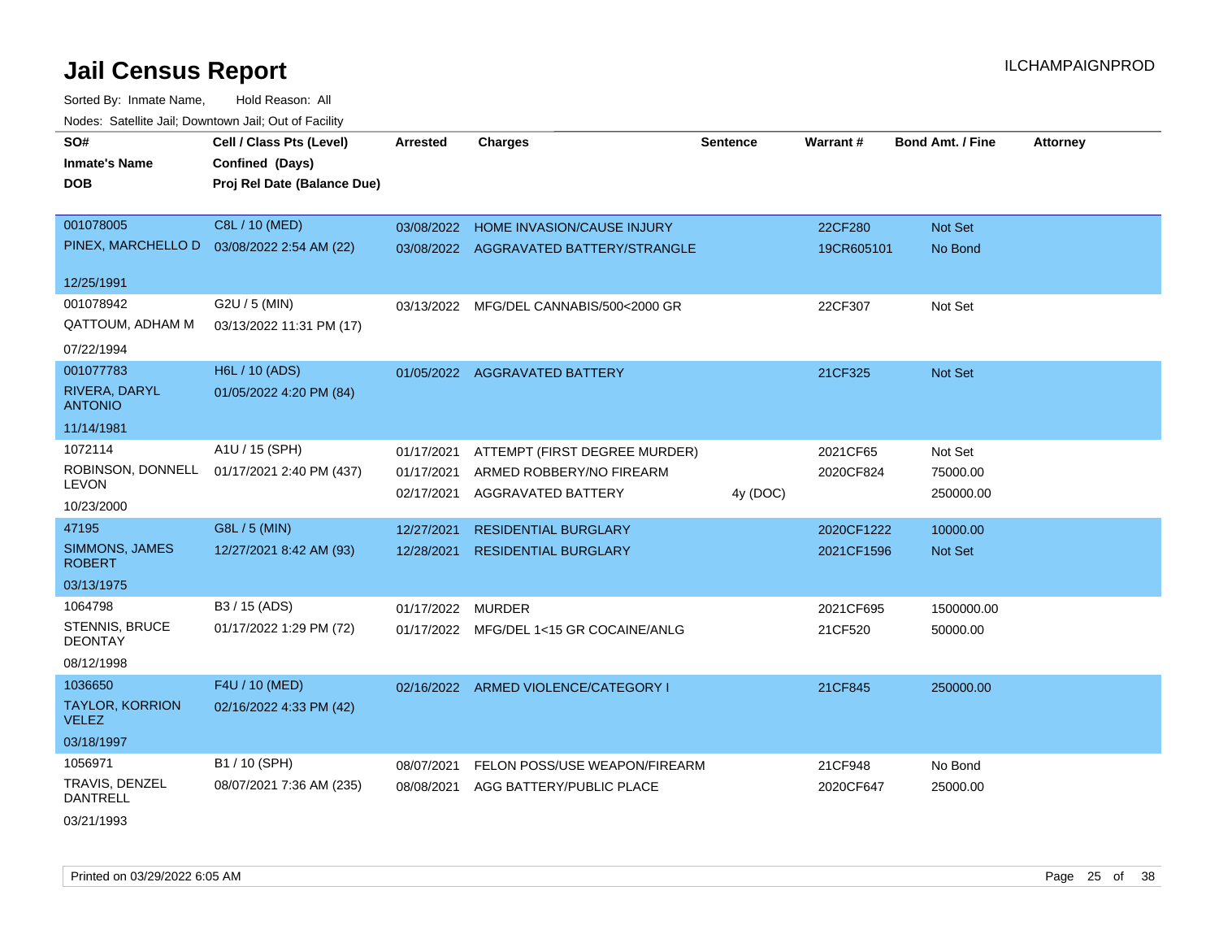# Jail Census Report

ILCHAMPAIGNPROD

Sorted By: Inmate Name, Hold Reason: All

Nodes: Satellite Jail; Downtown Jail; Out of Facility

| SO# / Inmate's Name / DOB | Cell / Class Pts (Level) / Confined (Days) / Proj Rel Date (Balance Due) | Arrested | Charges | Sentence | Warrant # | Bond Amt. / Fine | Attorney |
|---|---|---|---|---|---|---|---|
| 001078005<br>PINEX, MARCHELLO D<br>12/25/1991 | C8L / 10 (MED)<br>03/08/2022 2:54 AM (22) | 03/08/2022 | HOME INVASION/CAUSE INJURY | | 22CF280 | Not Set | |
| | | 03/08/2022 | AGGRAVATED BATTERY/STRANGLE | | 19CR605101 | No Bond | |
| 001078942<br>QATTOUM, ADHAM M<br>07/22/1994 | G2U / 5 (MIN)<br>03/13/2022 11:31 PM (17) | 03/13/2022 | MFG/DEL CANNABIS/500<2000 GR | | 22CF307 | Not Set | |
| 001077783<br>RIVERA, DARYL ANTONIO<br>11/14/1981 | H6L / 10 (ADS)<br>01/05/2022 4:20 PM (84) | 01/05/2022 | AGGRAVATED BATTERY | | 21CF325 | Not Set | |
| 1072114<br>ROBINSON, DONNELL LEVON<br>10/23/2000 | A1U / 15 (SPH)<br>01/17/2021 2:40 PM (437) | 01/17/2021 | ATTEMPT (FIRST DEGREE MURDER) | | 2021CF65 | Not Set | |
| | | 01/17/2021 | ARMED ROBBERY/NO FIREARM | | 2020CF824 | 75000.00 | |
| | | 02/17/2021 | AGGRAVATED BATTERY | 4y (DOC) | | 250000.00 | |
| 47195<br>SIMMONS, JAMES ROBERT<br>03/13/1975 | G8L / 5 (MIN)<br>12/27/2021 8:42 AM (93) | 12/27/2021 | RESIDENTIAL BURGLARY | | 2020CF1222 | 10000.00 | |
| | | 12/28/2021 | RESIDENTIAL BURGLARY | | 2021CF1596 | Not Set | |
| 1064798<br>STENNIS, BRUCE DEONTAY<br>08/12/1998 | B3 / 15 (ADS)<br>01/17/2022 1:29 PM (72) | 01/17/2022 | MURDER | | 2021CF695 | 1500000.00 | |
| | | 01/17/2022 | MFG/DEL 1<15 GR COCAINE/ANLG | | 21CF520 | 50000.00 | |
| 1036650<br>TAYLOR, KORRION VELEZ<br>03/18/1997 | F4U / 10 (MED)<br>02/16/2022 4:33 PM (42) | 02/16/2022 | ARMED VIOLENCE/CATEGORY I | | 21CF845 | 250000.00 | |
| 1056971<br>TRAVIS, DENZEL DANTRELL<br>03/21/1993 | B1 / 10 (SPH)<br>08/07/2021 7:36 AM (235) | 08/07/2021 | FELON POSS/USE WEAPON/FIREARM | | 21CF948 | No Bond | |
| | | 08/08/2021 | AGG BATTERY/PUBLIC PLACE | | 2020CF647 | 25000.00 | |

Printed on 03/29/2022 6:05 AM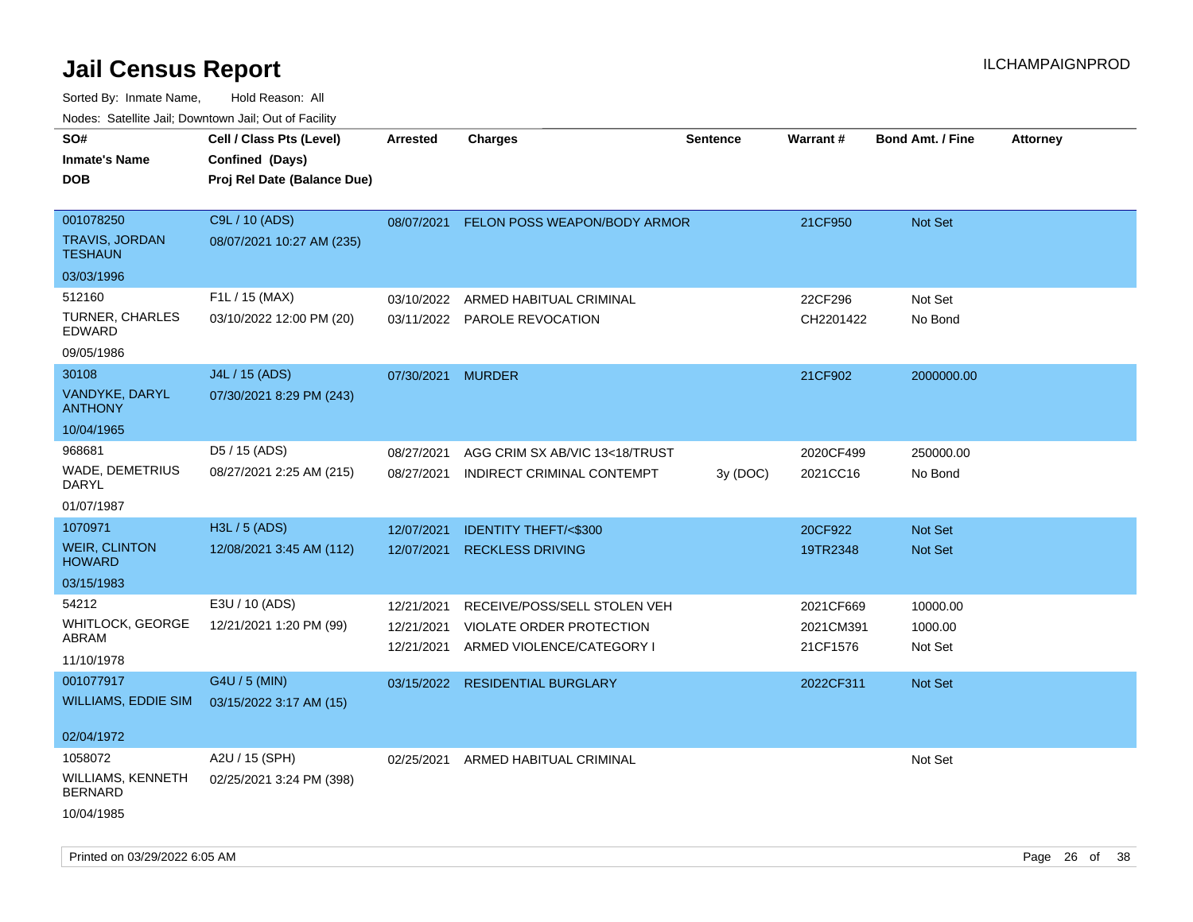# Jail Census Report

ILCHAMPAIGNPROD

Sorted By: Inmate Name, Hold Reason: All

Nodes: Satellite Jail; Downtown Jail; Out of Facility

| SO#<br>Inmate's Name<br>DOB | Cell / Class Pts (Level)<br>Confined (Days)<br>Proj Rel Date (Balance Due) | Arrested | Charges | Sentence | Warrant # | Bond Amt. / Fine | Attorney |
|---|---|---|---|---|---|---|---|
| 001078250<br>TRAVIS, JORDAN TESHAUN<br>03/03/1996 | C9L / 10 (ADS)<br>08/07/2021 10:27 AM (235) | 08/07/2021 | FELON POSS WEAPON/BODY ARMOR | | 21CF950 | Not Set | |
| 512160<br>TURNER, CHARLES EDWARD<br>09/05/1986 | F1L / 15 (MAX)<br>03/10/2022 12:00 PM (20) | 03/10/2022 | ARMED HABITUAL CRIMINAL | | 22CF296 | Not Set | |
| | | 03/11/2022 | PAROLE REVOCATION | | CH2201422 | No Bond | |
| 30108<br>VANDYKE, DARYL ANTHONY<br>10/04/1965 | J4L / 15 (ADS)<br>07/30/2021 8:29 PM (243) | 07/30/2021 | MURDER | | 21CF902 | 2000000.00 | |
| 968681<br>WADE, DEMETRIUS DARYL<br>01/07/1987 | D5 / 15 (ADS)<br>08/27/2021 2:25 AM (215) | 08/27/2021 | AGG CRIM SX AB/VIC 13<18/TRUST | | 2020CF499 | 250000.00 | |
| | | 08/27/2021 | INDIRECT CRIMINAL CONTEMPT | 3y (DOC) | 2021CC16 | No Bond | |
| 1070971<br>WEIR, CLINTON HOWARD<br>03/15/1983 | H3L / 5 (ADS)<br>12/08/2021 3:45 AM (112) | 12/07/2021 | IDENTITY THEFT/<$300 | | 20CF922 | Not Set | |
| | | 12/07/2021 | RECKLESS DRIVING | | 19TR2348 | Not Set | |
| 54212<br>WHITLOCK, GEORGE ABRAM<br>11/10/1978 | E3U / 10 (ADS)<br>12/21/2021 1:20 PM (99) | 12/21/2021 | RECEIVE/POSS/SELL STOLEN VEH | | 2021CF669 | 10000.00 | |
| | | 12/21/2021 | VIOLATE ORDER PROTECTION | | 2021CM391 | 1000.00 | |
| | | 12/21/2021 | ARMED VIOLENCE/CATEGORY I | | 21CF1576 | Not Set | |
| 001077917<br>WILLIAMS, EDDIE SIM<br>02/04/1972 | G4U / 5 (MIN)<br>03/15/2022 3:17 AM (15) | 03/15/2022 | RESIDENTIAL BURGLARY | | 2022CF311 | Not Set | |
| 1058072<br>WILLIAMS, KENNETH BERNARD<br>10/04/1985 | A2U / 15 (SPH)<br>02/25/2021 3:24 PM (398) | 02/25/2021 | ARMED HABITUAL CRIMINAL | | | Not Set | |

Printed on 03/29/2022 6:05 AM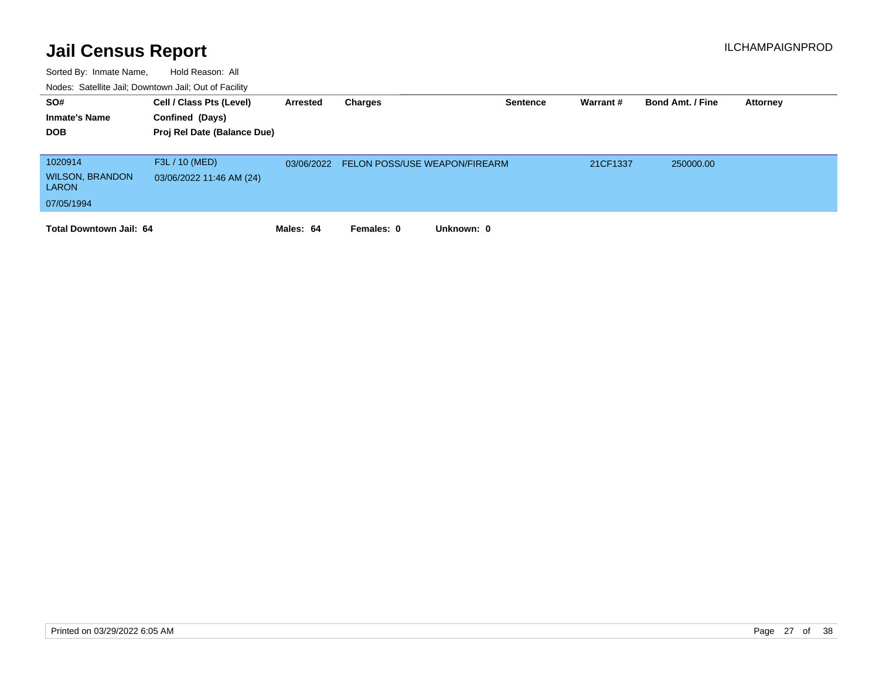# Jail Census Report

ILCHAMPAIGNPROD

Sorted By: Inmate Name, Hold Reason: All

Nodes: Satellite Jail; Downtown Jail; Out of Facility

| SO# / Inmate's Name / DOB | Cell / Class Pts (Level) / Confined (Days) / Proj Rel Date (Balance Due) | Arrested | Charges | Sentence | Warrant # | Bond Amt. / Fine | Attorney |
|---|---|---|---|---|---|---|---|
| 1020914 WILSON, BRANDON LARON 07/05/1994 | F3L / 10 (MED) 03/06/2022 11:46 AM (24) | 03/06/2022 | FELON POSS/USE WEAPON/FIREARM | | 21CF1337 | 250000.00 | |

**Total Downtown Jail: 64** **Males: 64** **Females: 0** **Unknown: 0**

Printed on 03/29/2022 6:05 AM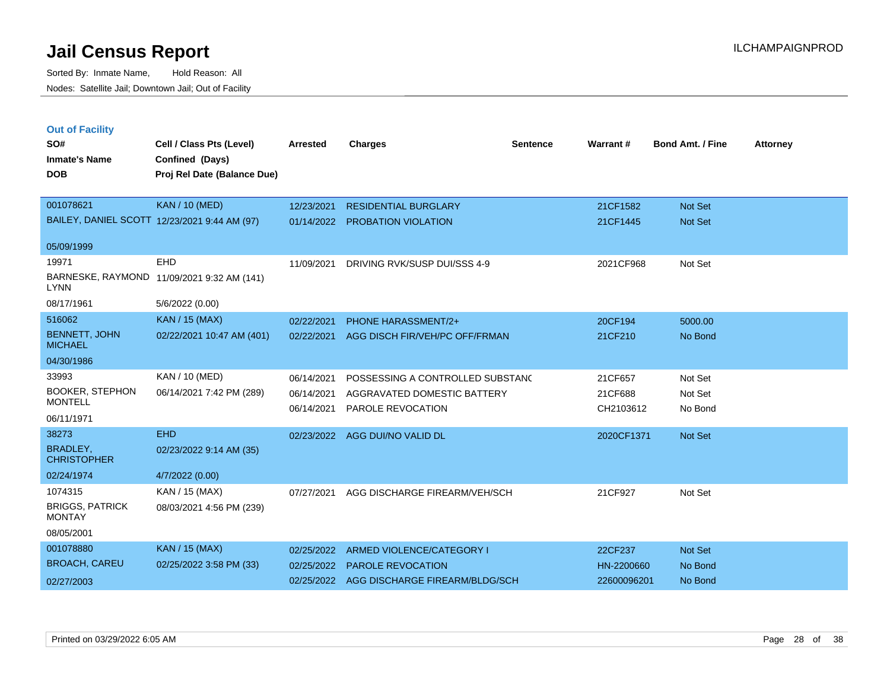# Jail Census Report

ILCHAMPAIGNPROD

Sorted By: Inmate Name, Hold Reason: All

Nodes: Satellite Jail; Downtown Jail; Out of Facility

## Out of Facility

| SO# / Inmate's Name / DOB | Cell / Class Pts (Level) / Confined (Days) / Proj Rel Date (Balance Due) | Arrested | Charges | Sentence | Warrant # | Bond Amt. / Fine | Attorney |
|---|---|---|---|---|---|---|---|
| 001078621 | KAN / 10 (MED) | 12/23/2021 | RESIDENTIAL BURGLARY | | 21CF1582 | Not Set | |
| BAILEY, DANIEL SCOTT | 12/23/2021 9:44 AM (97) | 01/14/2022 | PROBATION VIOLATION | | 21CF1445 | Not Set | |
| 05/09/1999 | | | | | | | |
| 19971 | EHD | 11/09/2021 | DRIVING RVK/SUSP DUI/SSS 4-9 | | 2021CF968 | Not Set | |
| BARNESKE, RAYMOND LYNN | 11/09/2021 9:32 AM (141) | | | | | | |
| 08/17/1961 | 5/6/2022 (0.00) | | | | | | |
| 516062 | KAN / 15 (MAX) | 02/22/2021 | PHONE HARASSMENT/2+ | | 20CF194 | 5000.00 | |
| BENNETT, JOHN MICHAEL | 02/22/2021 10:47 AM (401) | 02/22/2021 | AGG DISCH FIR/VEH/PC OFF/FRMAN | | 21CF210 | No Bond | |
| 04/30/1986 | | | | | | | |
| 33993 | KAN / 10 (MED) | 06/14/2021 | POSSESSING A CONTROLLED SUBSTANC | | 21CF657 | Not Set | |
| BOOKER, STEPHON MONTELL | 06/14/2021 7:42 PM (289) | 06/14/2021 | AGGRAVATED DOMESTIC BATTERY | | 21CF688 | Not Set | |
| | | 06/14/2021 | PAROLE REVOCATION | | CH2103612 | No Bond | |
| 06/11/1971 | | | | | | | |
| 38273 | EHD | 02/23/2022 | AGG DUI/NO VALID DL | | 2020CF1371 | Not Set | |
| BRADLEY, CHRISTOPHER | 02/23/2022 9:14 AM (35) | | | | | | |
| 02/24/1974 | 4/7/2022 (0.00) | | | | | | |
| 1074315 | KAN / 15 (MAX) | 07/27/2021 | AGG DISCHARGE FIREARM/VEH/SCH | | 21CF927 | Not Set | |
| BRIGGS, PATRICK MONTAY | 08/03/2021 4:56 PM (239) | | | | | | |
| 08/05/2001 | | | | | | | |
| 001078880 | KAN / 15 (MAX) | 02/25/2022 | ARMED VIOLENCE/CATEGORY I | | 22CF237 | Not Set | |
| BROACH, CAREU | 02/25/2022 3:58 PM (33) | 02/25/2022 | PAROLE REVOCATION | | HN-2200660 | No Bond | |
| 02/27/2003 | | 02/25/2022 | AGG DISCHARGE FIREARM/BLDG/SCH | | 22600096201 | No Bond | |

Printed on 03/29/2022 6:05 AM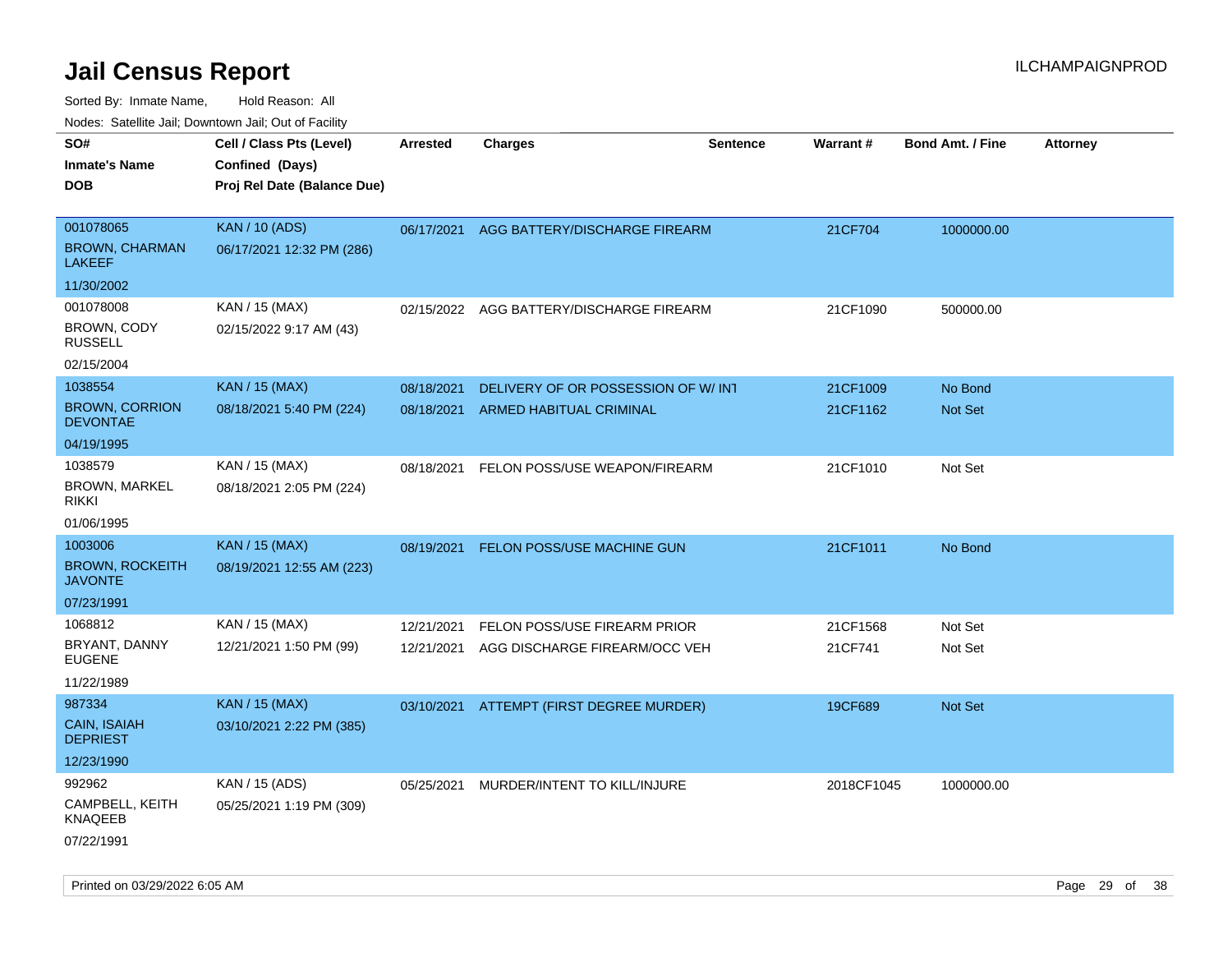# Jail Census Report

ILCHAMPAIGNPROD

Sorted By: Inmate Name, Hold Reason: All

Nodes: Satellite Jail; Downtown Jail; Out of Facility

| SO#<br>Inmate's Name<br>DOB | Cell / Class Pts (Level)<br>Confined (Days)<br>Proj Rel Date (Balance Due) | Arrested | Charges | Sentence | Warrant # | Bond Amt. / Fine | Attorney |
|---|---|---|---|---|---|---|---|
| 001078065<br>BROWN, CHARMAN LAKEEF<br>11/30/2002 | KAN / 10 (ADS)<br>06/17/2021 12:32 PM (286) | 06/17/2021 | AGG BATTERY/DISCHARGE FIREARM | | 21CF704 | 1000000.00 | |
| 001078008<br>BROWN, CODY RUSSELL<br>02/15/2004 | KAN / 15 (MAX)<br>02/15/2022 9:17 AM (43) | 02/15/2022 | AGG BATTERY/DISCHARGE FIREARM | | 21CF1090 | 500000.00 | |
| 1038554<br>BROWN, CORRION DEVONTAE<br>04/19/1995 | KAN / 15 (MAX)<br>08/18/2021 5:40 PM (224) | 08/18/2021<br>08/18/2021 | DELIVERY OF OR POSSESSION OF W/ INT<br>ARMED HABITUAL CRIMINAL | | 21CF1009<br>21CF1162 | No Bond<br>Not Set | |
| 1038579<br>BROWN, MARKEL RIKKI<br>01/06/1995 | KAN / 15 (MAX)<br>08/18/2021 2:05 PM (224) | 08/18/2021 | FELON POSS/USE WEAPON/FIREARM | | 21CF1010 | Not Set | |
| 1003006<br>BROWN, ROCKEITH JAVONTE<br>07/23/1991 | KAN / 15 (MAX)<br>08/19/2021 12:55 AM (223) | 08/19/2021 | FELON POSS/USE MACHINE GUN | | 21CF1011 | No Bond | |
| 1068812<br>BRYANT, DANNY EUGENE<br>11/22/1989 | KAN / 15 (MAX)<br>12/21/2021 1:50 PM (99) | 12/21/2021<br>12/21/2021 | FELON POSS/USE FIREARM PRIOR<br>AGG DISCHARGE FIREARM/OCC VEH | | 21CF1568<br>21CF741 | Not Set<br>Not Set | |
| 987334<br>CAIN, ISAIAH DEPRIEST<br>12/23/1990 | KAN / 15 (MAX)<br>03/10/2021 2:22 PM (385) | 03/10/2021 | ATTEMPT (FIRST DEGREE MURDER) | | 19CF689 | Not Set | |
| 992962<br>CAMPBELL, KEITH KNAQEEB<br>07/22/1991 | KAN / 15 (ADS)<br>05/25/2021 1:19 PM (309) | 05/25/2021 | MURDER/INTENT TO KILL/INJURE | | 2018CF1045 | 1000000.00 | |

Printed on 03/29/2022 6:05 AM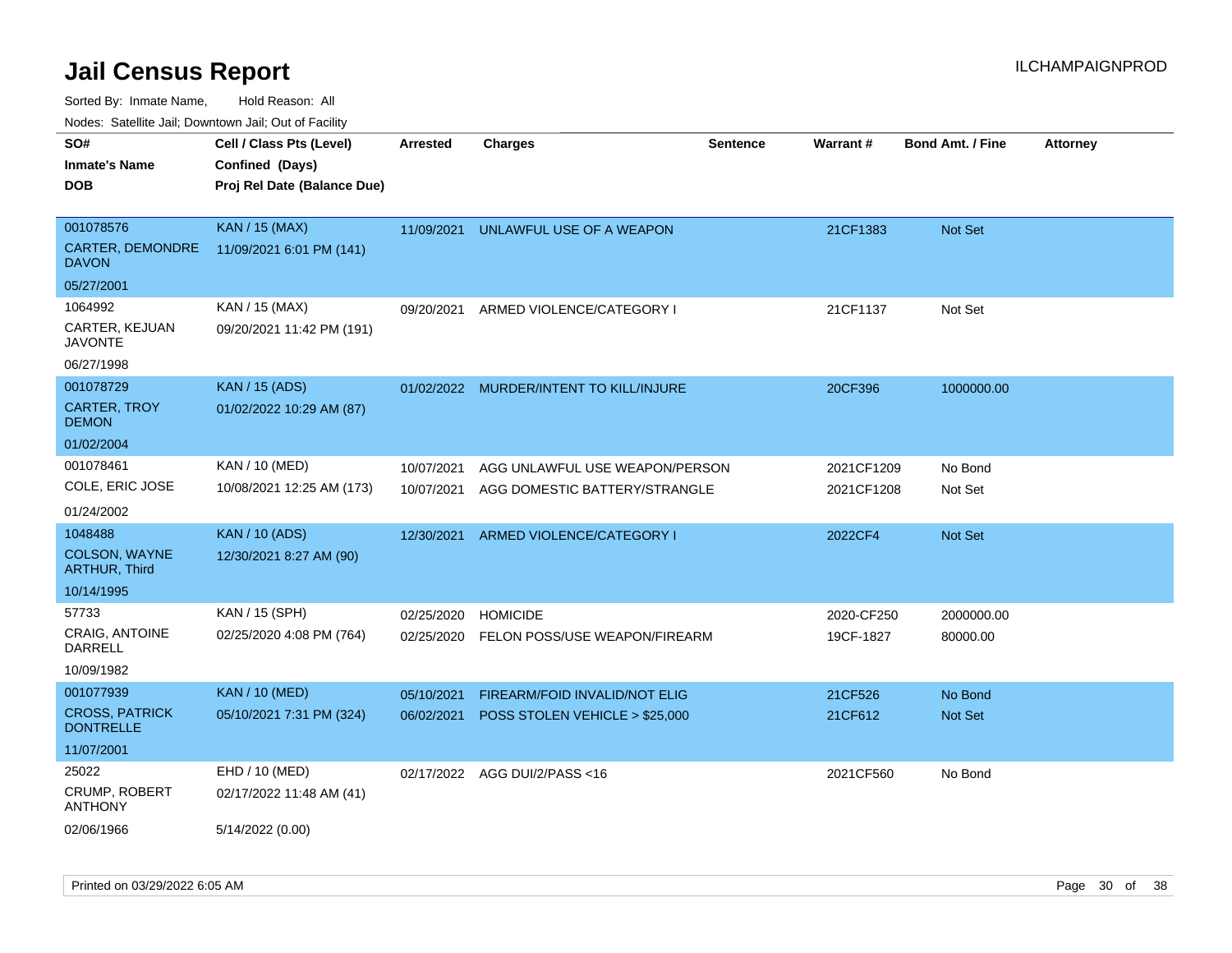# Jail Census Report

ILCHAMPAIGNPROD

Sorted By: Inmate Name, Hold Reason: All

Nodes: Satellite Jail; Downtown Jail; Out of Facility

| SO# / Inmate's Name / DOB | Cell / Class Pts (Level) / Confined (Days) / Proj Rel Date (Balance Due) | Arrested | Charges | Sentence | Warrant # | Bond Amt. / Fine | Attorney |
|---|---|---|---|---|---|---|---|
| 001078576<br>CARTER, DEMONDRE DAVON<br>05/27/2001 | KAN / 15 (MAX)<br>11/09/2021 6:01 PM (141) | 11/09/2021 | UNLAWFUL USE OF A WEAPON | | 21CF1383 | Not Set | |
| 1064992<br>CARTER, KEJUAN JAVONTE<br>06/27/1998 | KAN / 15 (MAX)<br>09/20/2021 11:42 PM (191) | 09/20/2021 | ARMED VIOLENCE/CATEGORY I | | 21CF1137 | Not Set | |
| 001078729<br>CARTER, TROY DEMON<br>01/02/2004 | KAN / 15 (ADS)<br>01/02/2022 10:29 AM (87) | 01/02/2022 | MURDER/INTENT TO KILL/INJURE | | 20CF396 | 1000000.00 | |
| 001078461<br>COLE, ERIC JOSE<br>01/24/2002 | KAN / 10 (MED)<br>10/08/2021 12:25 AM (173) | 10/07/2021<br>10/07/2021 | AGG UNLAWFUL USE WEAPON/PERSON<br>AGG DOMESTIC BATTERY/STRANGLE | | 2021CF1209<br>2021CF1208 | No Bond<br>Not Set | |
| 1048488<br>COLSON, WAYNE ARTHUR, Third<br>10/14/1995 | KAN / 10 (ADS)<br>12/30/2021 8:27 AM (90) | 12/30/2021 | ARMED VIOLENCE/CATEGORY I | | 2022CF4 | Not Set | |
| 57733<br>CRAIG, ANTOINE DARRELL<br>10/09/1982 | KAN / 15 (SPH)<br>02/25/2020 4:08 PM (764) | 02/25/2020<br>02/25/2020 | HOMICIDE<br>FELON POSS/USE WEAPON/FIREARM | | 2020-CF250<br>19CF-1827 | 2000000.00<br>80000.00 | |
| 001077939<br>CROSS, PATRICK DONTRELLE<br>11/07/2001 | KAN / 10 (MED)<br>05/10/2021 7:31 PM (324) | 05/10/2021<br>06/02/2021 | FIREARM/FOID INVALID/NOT ELIG<br>POSS STOLEN VEHICLE > $25,000 | | 21CF526<br>21CF612 | No Bond<br>Not Set | |
| 25022<br>CRUMP, ROBERT ANTHONY<br>02/06/1966 | EHD / 10 (MED)<br>02/17/2022 11:48 AM (41)<br>5/14/2022 (0.00) | 02/17/2022 | AGG DUI/2/PASS <16 | | 2021CF560 | No Bond | |

Printed on 03/29/2022 6:05 AM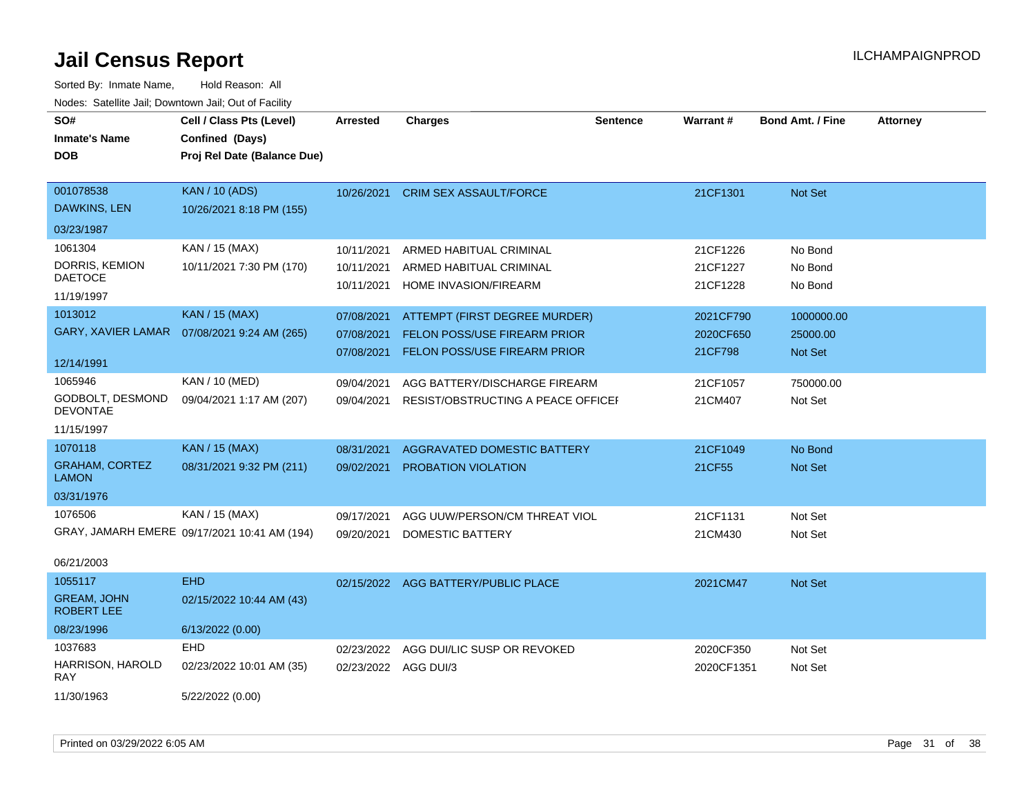# Jail Census Report

Sorted By: Inmate Name, Hold Reason: All

Nodes: Satellite Jail; Downtown Jail; Out of Facility

| SO# / Inmate's Name / DOB | Cell / Class Pts (Level) / Confined (Days) / Proj Rel Date (Balance Due) | Arrested | Charges | Sentence | Warrant # | Bond Amt. / Fine | Attorney |
|---|---|---|---|---|---|---|---|
| 001078538<br>DAWKINS, LEN<br>03/23/1987 | KAN / 10 (ADS)<br>10/26/2021 8:18 PM (155) | 10/26/2021 | CRIM SEX ASSAULT/FORCE | | 21CF1301 | Not Set | |
| 1061304<br>DORRIS, KEMION DAETOCE<br>11/19/1997 | KAN / 15 (MAX)<br>10/11/2021 7:30 PM (170) | 10/11/2021<br>10/11/2021<br>10/11/2021 | ARMED HABITUAL CRIMINAL<br>ARMED HABITUAL CRIMINAL<br>HOME INVASION/FIREARM | | 21CF1226<br>21CF1227<br>21CF1228 | No Bond<br>No Bond<br>No Bond | |
| 1013012<br>GARY, XAVIER LAMAR<br>12/14/1991 | KAN / 15 (MAX)<br>07/08/2021 9:24 AM (265) | 07/08/2021<br>07/08/2021<br>07/08/2021 | ATTEMPT (FIRST DEGREE MURDER)<br>FELON POSS/USE FIREARM PRIOR<br>FELON POSS/USE FIREARM PRIOR | | 2021CF790<br>2020CF650<br>21CF798 | 1000000.00<br>25000.00<br>Not Set | |
| 1065946<br>GODBOLT, DESMOND DEVONTAE<br>11/15/1997 | KAN / 10 (MED)<br>09/04/2021 1:17 AM (207) | 09/04/2021<br>09/04/2021 | AGG BATTERY/DISCHARGE FIREARM<br>RESIST/OBSTRUCTING A PEACE OFFICEI | | 21CF1057<br>21CM407 | 750000.00<br>Not Set | |
| 1070118<br>GRAHAM, CORTEZ LAMON<br>03/31/1976 | KAN / 15 (MAX)<br>08/31/2021 9:32 PM (211) | 08/31/2021<br>09/02/2021 | AGGRAVATED DOMESTIC BATTERY<br>PROBATION VIOLATION | | 21CF1049<br>21CF55 | No Bond<br>Not Set | |
| 1076506<br>GRAY, JAMARH EMERE<br>06/21/2003 | KAN / 15 (MAX)<br>09/17/2021 10:41 AM (194) | 09/17/2021<br>09/20/2021 | AGG UUW/PERSON/CM THREAT VIOL<br>DOMESTIC BATTERY | | 21CF1131<br>21CM430 | Not Set<br>Not Set | |
| 1055117<br>GREAM, JOHN ROBERT LEE<br>08/23/1996 | EHD<br>02/15/2022 10:44 AM (43)<br>6/13/2022 (0.00) | 02/15/2022 | AGG BATTERY/PUBLIC PLACE | | 2021CM47 | Not Set | |
| 1037683<br>HARRISON, HAROLD RAY<br>11/30/1963 | EHD<br>02/23/2022 10:01 AM (35)<br>5/22/2022 (0.00) | 02/23/2022<br>02/23/2022 | AGG DUI/LIC SUSP OR REVOKED<br>AGG DUI/3 | | 2020CF350<br>2020CF1351 | Not Set<br>Not Set | |

Printed on 03/29/2022 6:05 AM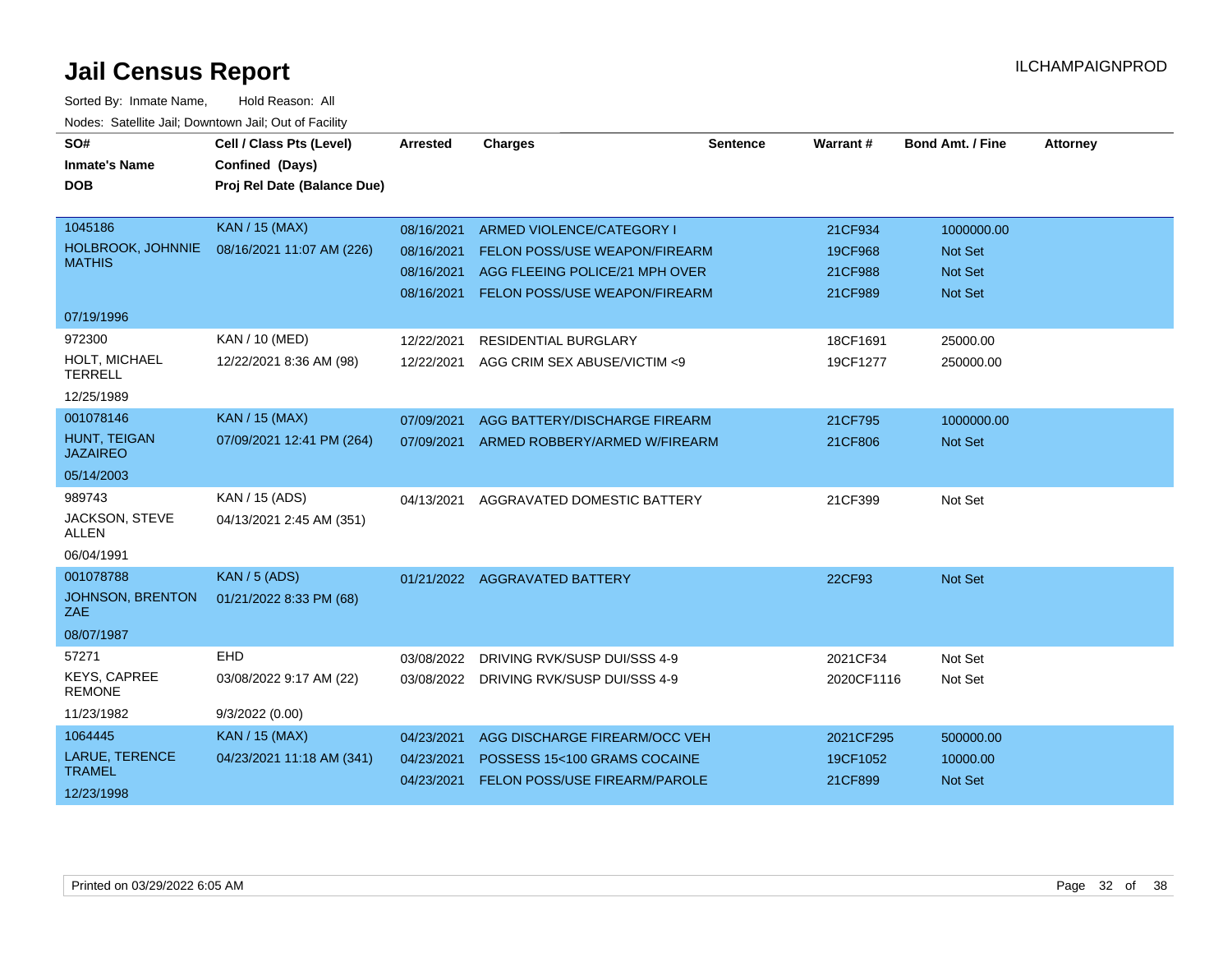# Jail Census Report

ILCHAMPAIGNPROD

Sorted By: Inmate Name, Hold Reason: All

Nodes: Satellite Jail; Downtown Jail; Out of Facility

| SO# / Inmate's Name / DOB | Cell / Class Pts (Level) / Confined (Days) / Proj Rel Date (Balance Due) | Arrested | Charges | Sentence | Warrant # | Bond Amt. / Fine | Attorney |
|---|---|---|---|---|---|---|---|
| 1045186 HOLBROOK, JOHNNIE MATHIS 07/19/1996 | KAN / 15 (MAX) 08/16/2021 11:07 AM (226) | 08/16/2021 | ARMED VIOLENCE/CATEGORY I | | 21CF934 | 1000000.00 | |
| | | 08/16/2021 | FELON POSS/USE WEAPON/FIREARM | | 19CF968 | Not Set | |
| | | 08/16/2021 | AGG FLEEING POLICE/21 MPH OVER | | 21CF988 | Not Set | |
| | | 08/16/2021 | FELON POSS/USE WEAPON/FIREARM | | 21CF989 | Not Set | |
| 972300 HOLT, MICHAEL TERRELL 12/25/1989 | KAN / 10 (MED) 12/22/2021 8:36 AM (98) | 12/22/2021 | RESIDENTIAL BURGLARY | | 18CF1691 | 25000.00 | |
| | | 12/22/2021 | AGG CRIM SEX ABUSE/VICTIM <9 | | 19CF1277 | 250000.00 | |
| 001078146 HUNT, TEIGAN JAZAIREO 05/14/2003 | KAN / 15 (MAX) 07/09/2021 12:41 PM (264) | 07/09/2021 | AGG BATTERY/DISCHARGE FIREARM | | 21CF795 | 1000000.00 | |
| | | 07/09/2021 | ARMED ROBBERY/ARMED W/FIREARM | | 21CF806 | Not Set | |
| 989743 JACKSON, STEVE ALLEN 06/04/1991 | KAN / 15 (ADS) 04/13/2021 2:45 AM (351) | 04/13/2021 | AGGRAVATED DOMESTIC BATTERY | | 21CF399 | Not Set | |
| 001078788 JOHNSON, BRENTON ZAE 08/07/1987 | KAN / 5 (ADS) 01/21/2022 8:33 PM (68) | 01/21/2022 | AGGRAVATED BATTERY | | 22CF93 | Not Set | |
| 57271 KEYS, CAPREE REMONE 11/23/1982 | EHD 03/08/2022 9:17 AM (22) 9/3/2022 (0.00) | 03/08/2022 | DRIVING RVK/SUSP DUI/SSS 4-9 | | 2021CF34 | Not Set | |
| | | 03/08/2022 | DRIVING RVK/SUSP DUI/SSS 4-9 | | 2020CF1116 | Not Set | |
| 1064445 LARUE, TERENCE TRAMEL 12/23/1998 | KAN / 15 (MAX) 04/23/2021 11:18 AM (341) | 04/23/2021 | AGG DISCHARGE FIREARM/OCC VEH | | 2021CF295 | 500000.00 | |
| | | 04/23/2021 | POSSESS 15<100 GRAMS COCAINE | | 19CF1052 | 10000.00 | |
| | | 04/23/2021 | FELON POSS/USE FIREARM/PAROLE | | 21CF899 | Not Set | |

Printed on 03/29/2022 6:05 AM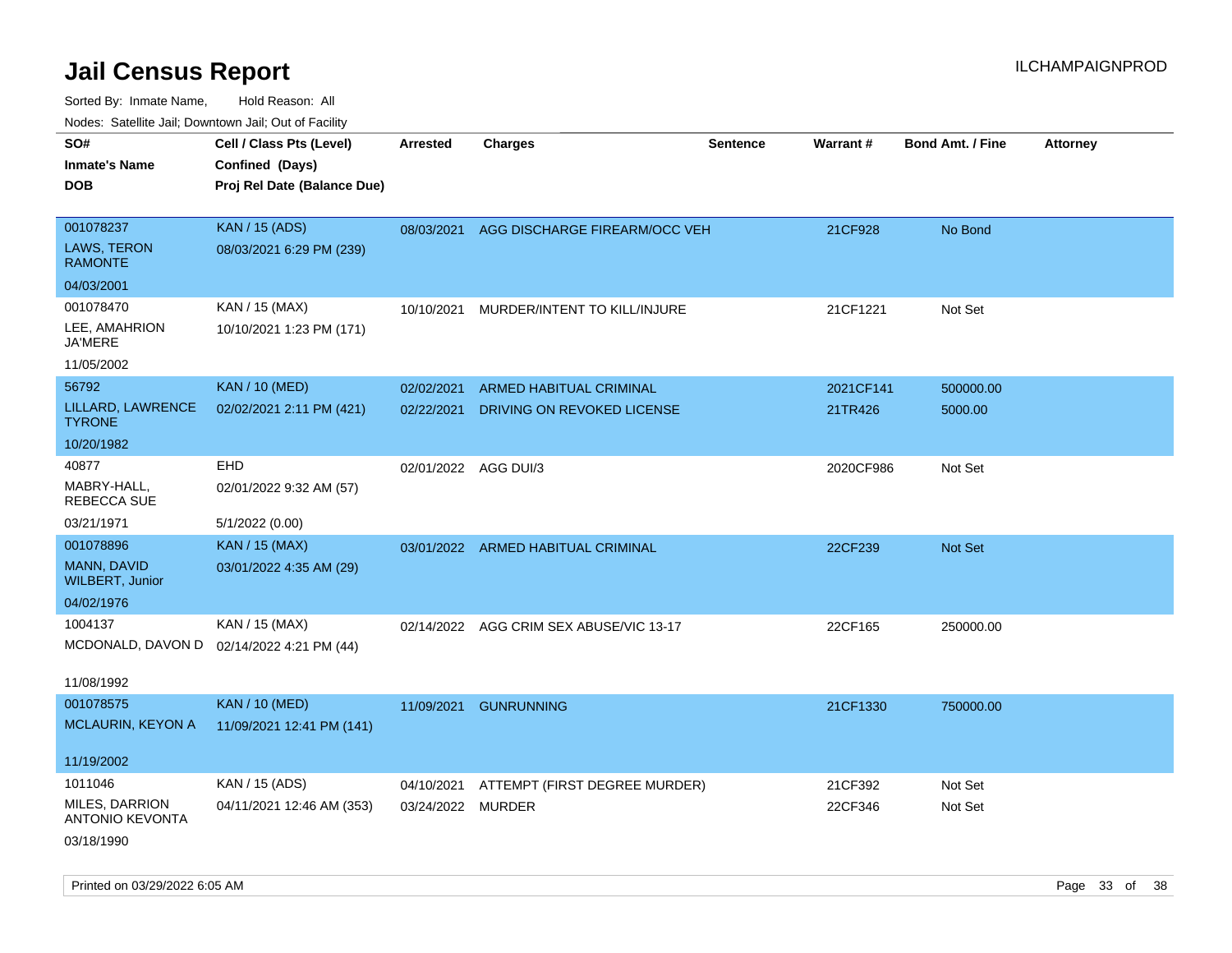# Jail Census Report

Sorted By: Inmate Name, Hold Reason: All

Nodes: Satellite Jail; Downtown Jail; Out of Facility

| SO# / Inmate's Name / DOB | Cell / Class Pts (Level) / Confined (Days) / Proj Rel Date (Balance Due) | Arrested | Charges | Sentence | Warrant # | Bond Amt. / Fine | Attorney |
|---|---|---|---|---|---|---|---|
| 001078237<br>LAWS, TERON RAMONTE<br>04/03/2001 | KAN / 15 (ADS)<br>08/03/2021 6:29 PM (239) | 08/03/2021 | AGG DISCHARGE FIREARM/OCC VEH | | 21CF928 | No Bond | |
| 001078470<br>LEE, AMAHRION JA'MERE<br>11/05/2002 | KAN / 15 (MAX)<br>10/10/2021 1:23 PM (171) | 10/10/2021 | MURDER/INTENT TO KILL/INJURE | | 21CF1221 | Not Set | |
| 56792<br>LILLARD, LAWRENCE TYRONE<br>10/20/1982 | KAN / 10 (MED)<br>02/02/2021 2:11 PM (421) | 02/02/2021<br>02/22/2021 | ARMED HABITUAL CRIMINAL<br>DRIVING ON REVOKED LICENSE | | 2021CF141<br>21TR426 | 500000.00<br>5000.00 | |
| 40877<br>MABRY-HALL, REBECCA SUE<br>03/21/1971 | EHD<br>02/01/2022 9:32 AM (57)<br>5/1/2022 (0.00) | 02/01/2022 | AGG DUI/3 | | 2020CF986 | Not Set | |
| 001078896<br>MANN, DAVID WILBERT, Junior<br>04/02/1976 | KAN / 15 (MAX)<br>03/01/2022 4:35 AM (29) | 03/01/2022 | ARMED HABITUAL CRIMINAL | | 22CF239 | Not Set | |
| 1004137<br>MCDONALD, DAVON D<br>11/08/1992 | KAN / 15 (MAX)<br>02/14/2022 4:21 PM (44) | 02/14/2022 | AGG CRIM SEX ABUSE/VIC 13-17 | | 22CF165 | 250000.00 | |
| 001078575<br>MCLAURIN, KEYON A<br>11/19/2002 | KAN / 10 (MED)<br>11/09/2021 12:41 PM (141) | 11/09/2021 | GUNRUNNING | | 21CF1330 | 750000.00 | |
| 1011046<br>MILES, DARRION ANTONIO KEVONTA<br>03/18/1990 | KAN / 15 (ADS)<br>04/11/2021 12:46 AM (353) | 04/10/2021<br>03/24/2022 | ATTEMPT (FIRST DEGREE MURDER)<br>MURDER | | 21CF392<br>22CF346 | Not Set<br>Not Set | |

Printed on 03/29/2022 6:05 AM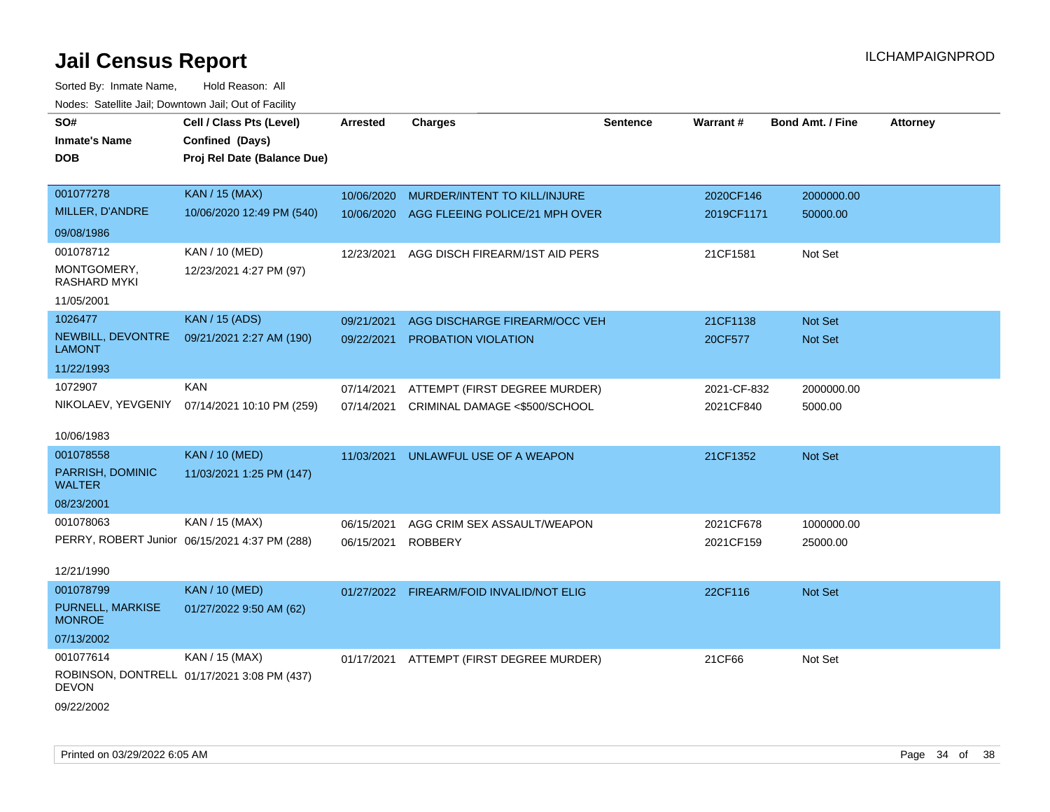# Jail Census Report

ILCHAMPAIGNPROD

Sorted By: Inmate Name, Hold Reason: All

Nodes: Satellite Jail; Downtown Jail; Out of Facility

| SO#<br>Inmate's Name<br>DOB | Cell / Class Pts (Level)<br>Confined (Days)<br>Proj Rel Date (Balance Due) | Arrested | Charges | Sentence | Warrant # | Bond Amt. / Fine | Attorney |
|---|---|---|---|---|---|---|---|
| 001077278<br>MILLER, D'ANDRE<br>09/08/1986 | KAN / 15 (MAX)<br>10/06/2020 12:49 PM (540) | 10/06/2020 | MURDER/INTENT TO KILL/INJURE | | 2020CF146 | 2000000.00 | |
| | | 10/06/2020 | AGG FLEEING POLICE/21 MPH OVER | | 2019CF1171 | 50000.00 | |
| 001078712<br>MONTGOMERY, RASHARD MYKI<br>11/05/2001 | KAN / 10 (MED)<br>12/23/2021 4:27 PM (97) | 12/23/2021 | AGG DISCH FIREARM/1ST AID PERS | | 21CF1581 | Not Set | |
| 1026477<br>NEWBILL, DEVONTRE LAMONT<br>11/22/1993 | KAN / 15 (ADS)<br>09/21/2021 2:27 AM (190) | 09/21/2021 | AGG DISCHARGE FIREARM/OCC VEH | | 21CF1138 | Not Set | |
| | | 09/22/2021 | PROBATION VIOLATION | | 20CF577 | Not Set | |
| 1072907<br>NIKOLAEV, YEVGENIY<br>10/06/1983 | KAN<br>07/14/2021 10:10 PM (259) | 07/14/2021 | ATTEMPT (FIRST DEGREE MURDER) | | 2021-CF-832 | 2000000.00 | |
| | | 07/14/2021 | CRIMINAL DAMAGE <$500/SCHOOL | | 2021CF840 | 5000.00 | |
| 001078558<br>PARRISH, DOMINIC WALTER<br>08/23/2001 | KAN / 10 (MED)<br>11/03/2021 1:25 PM (147) | 11/03/2021 | UNLAWFUL USE OF A WEAPON | | 21CF1352 | Not Set | |
| 001078063<br>PERRY, ROBERT Junior<br>12/21/1990 | KAN / 15 (MAX)<br>06/15/2021 4:37 PM (288) | 06/15/2021 | AGG CRIM SEX ASSAULT/WEAPON | | 2021CF678 | 1000000.00 | |
| | | 06/15/2021 | ROBBERY | | 2021CF159 | 25000.00 | |
| 001078799<br>PURNELL, MARKISE MONROE<br>07/13/2002 | KAN / 10 (MED)<br>01/27/2022 9:50 AM (62) | 01/27/2022 | FIREARM/FOID INVALID/NOT ELIG | | 22CF116 | Not Set | |
| 001077614<br>ROBINSON, DONTRELL DEVON<br>09/22/2002 | KAN / 15 (MAX)<br>01/17/2021 3:08 PM (437) | 01/17/2021 | ATTEMPT (FIRST DEGREE MURDER) | | 21CF66 | Not Set | |

Printed on 03/29/2022 6:05 AM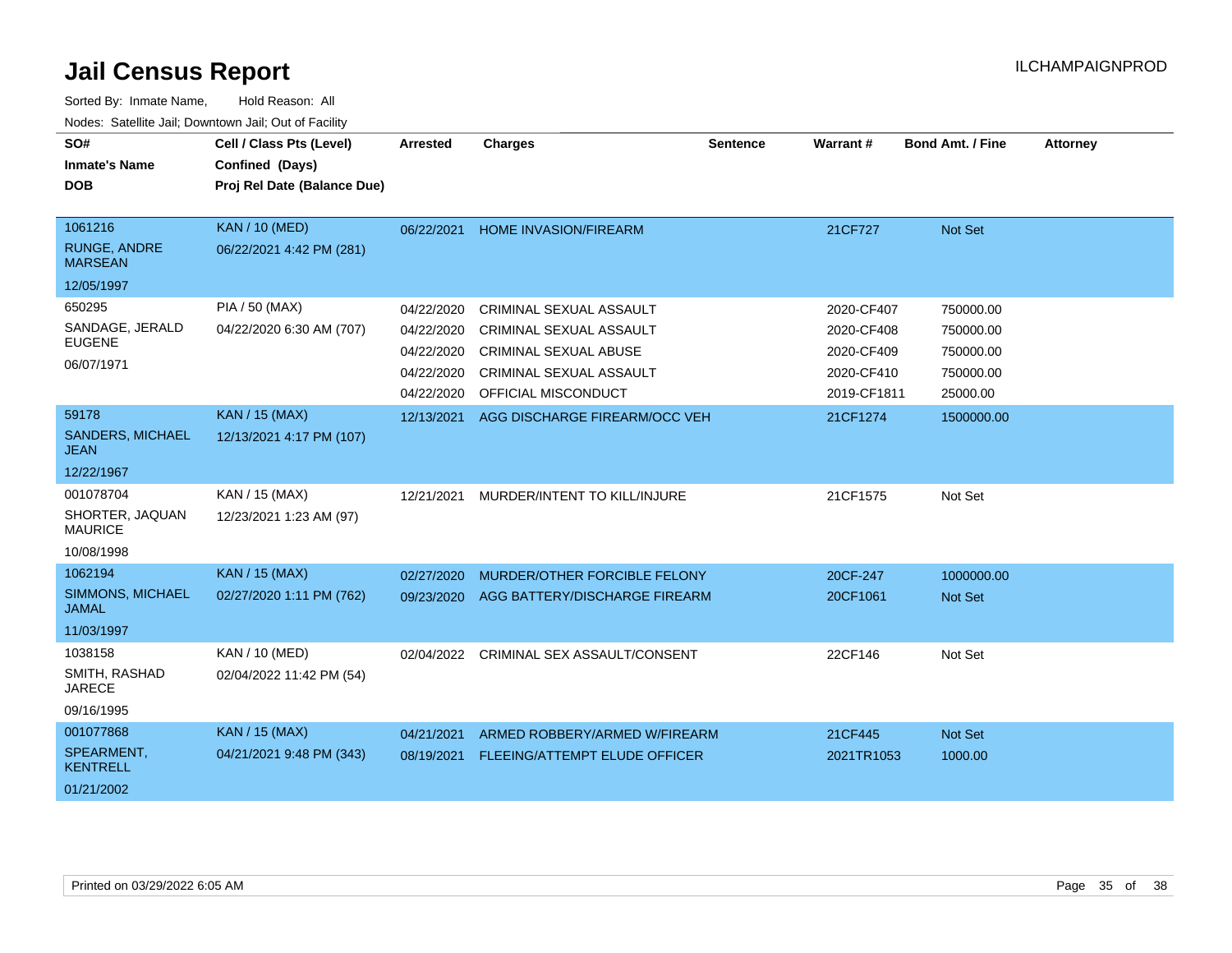# Jail Census Report

ILCHAMPAIGNPROD

Sorted By: Inmate Name, Hold Reason: All

Nodes: Satellite Jail; Downtown Jail; Out of Facility

| SO# / Inmate's Name / DOB | Cell / Class Pts (Level) / Confined (Days) / Proj Rel Date (Balance Due) | Arrested | Charges | Sentence | Warrant # | Bond Amt. / Fine | Attorney |
|---|---|---|---|---|---|---|---|
| 1061216 RUNGE, ANDRE MARSEAN 12/05/1997 | KAN / 10 (MED) 06/22/2021 4:42 PM (281) | 06/22/2021 | HOME INVASION/FIREARM | | 21CF727 | Not Set | |
| 650295 SANDAGE, JERALD EUGENE 06/07/1971 | PIA / 50 (MAX) 04/22/2020 6:30 AM (707) | 04/22/2020 | CRIMINAL SEXUAL ASSAULT | | 2020-CF407 | 750000.00 | |
| | | 04/22/2020 | CRIMINAL SEXUAL ASSAULT | | 2020-CF408 | 750000.00 | |
| | | 04/22/2020 | CRIMINAL SEXUAL ABUSE | | 2020-CF409 | 750000.00 | |
| | | 04/22/2020 | CRIMINAL SEXUAL ASSAULT | | 2020-CF410 | 750000.00 | |
| | | 04/22/2020 | OFFICIAL MISCONDUCT | | 2019-CF1811 | 25000.00 | |
| 59178 SANDERS, MICHAEL JEAN 12/22/1967 | KAN / 15 (MAX) 12/13/2021 4:17 PM (107) | 12/13/2021 | AGG DISCHARGE FIREARM/OCC VEH | | 21CF1274 | 1500000.00 | |
| 001078704 SHORTER, JAQUAN MAURICE 10/08/1998 | KAN / 15 (MAX) 12/23/2021 1:23 AM (97) | 12/21/2021 | MURDER/INTENT TO KILL/INJURE | | 21CF1575 | Not Set | |
| 1062194 SIMMONS, MICHAEL JAMAL 11/03/1997 | KAN / 15 (MAX) 02/27/2020 1:11 PM (762) | 02/27/2020 | MURDER/OTHER FORCIBLE FELONY | | 20CF-247 | 1000000.00 | |
| | | 09/23/2020 | AGG BATTERY/DISCHARGE FIREARM | | 20CF1061 | Not Set | |
| 1038158 SMITH, RASHAD JARECE 09/16/1995 | KAN / 10 (MED) 02/04/2022 11:42 PM (54) | 02/04/2022 | CRIMINAL SEX ASSAULT/CONSENT | | 22CF146 | Not Set | |
| 001077868 SPEARMENT, KENTRELL 01/21/2002 | KAN / 15 (MAX) 04/21/2021 9:48 PM (343) | 04/21/2021 | ARMED ROBBERY/ARMED W/FIREARM | | 21CF445 | Not Set | |
| | | 08/19/2021 | FLEEING/ATTEMPT ELUDE OFFICER | | 2021TR1053 | 1000.00 | |

Printed on 03/29/2022 6:05 AM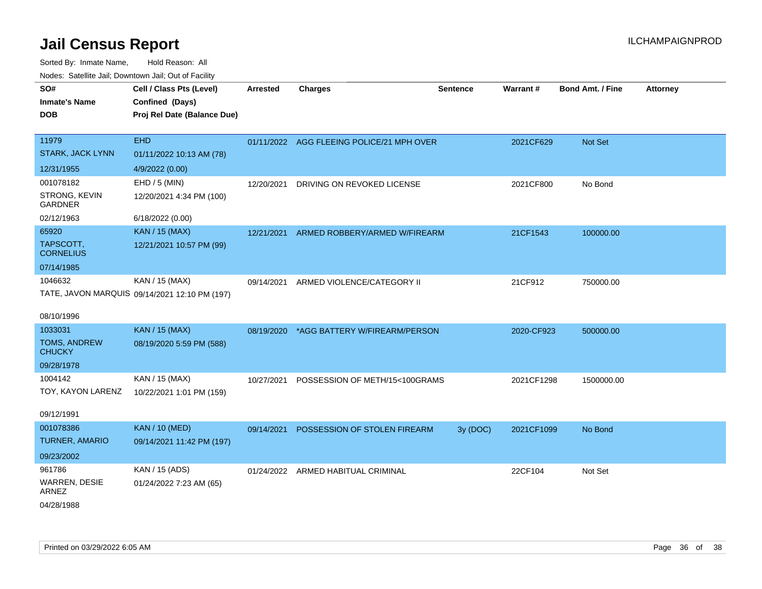# Jail Census Report

ILCHAMPAIGNPROD

Sorted By: Inmate Name, Hold Reason: All

Nodes: Satellite Jail; Downtown Jail; Out of Facility

| SO# / Inmate's Name / DOB | Cell / Class Pts (Level) / Confined (Days) / Proj Rel Date (Balance Due) | Arrested | Charges | Sentence | Warrant # | Bond Amt. / Fine | Attorney |
|---|---|---|---|---|---|---|---|
| 11979<br>STARK, JACK LYNN<br>12/31/1955 | EHD<br>01/11/2022 10:13 AM (78)<br>4/9/2022 (0.00) | 01/11/2022 | AGG FLEEING POLICE/21 MPH OVER | | 2021CF629 | Not Set | |
| 001078182<br>STRONG, KEVIN GARDNER<br>02/12/1963 | EHD / 5 (MIN)<br>12/20/2021 4:34 PM (100)<br>6/18/2022 (0.00) | 12/20/2021 | DRIVING ON REVOKED LICENSE | | 2021CF800 | No Bond | |
| 65920<br>TAPSCOTT, CORNELIUS<br>07/14/1985 | KAN / 15 (MAX)<br>12/21/2021 10:57 PM (99) | 12/21/2021 | ARMED ROBBERY/ARMED W/FIREARM | | 21CF1543 | 100000.00 | |
| 1046632<br>TATE, JAVON MARQUIS<br>08/10/1996 | KAN / 15 (MAX)<br>09/14/2021 12:10 PM (197) | 09/14/2021 | ARMED VIOLENCE/CATEGORY II | | 21CF912 | 750000.00 | |
| 1033031<br>TOMS, ANDREW CHUCKY<br>09/28/1978 | KAN / 15 (MAX)<br>08/19/2020 5:59 PM (588) | 08/19/2020 | *AGG BATTERY W/FIREARM/PERSON | | 2020-CF923 | 500000.00 | |
| 1004142<br>TOY, KAYON LARENZ<br>09/12/1991 | KAN / 15 (MAX)<br>10/22/2021 1:01 PM (159) | 10/27/2021 | POSSESSION OF METH/15<100GRAMS | | 2021CF1298 | 1500000.00 | |
| 001078386<br>TURNER, AMARIO<br>09/23/2002 | KAN / 10 (MED)<br>09/14/2021 11:42 PM (197) | 09/14/2021 | POSSESSION OF STOLEN FIREARM | 3y (DOC) | 2021CF1099 | No Bond | |
| 961786<br>WARREN, DESIE ARNEZ<br>04/28/1988 | KAN / 15 (ADS)<br>01/24/2022 7:23 AM (65) | 01/24/2022 | ARMED HABITUAL CRIMINAL | | 22CF104 | Not Set | |

Printed on 03/29/2022 6:05 AM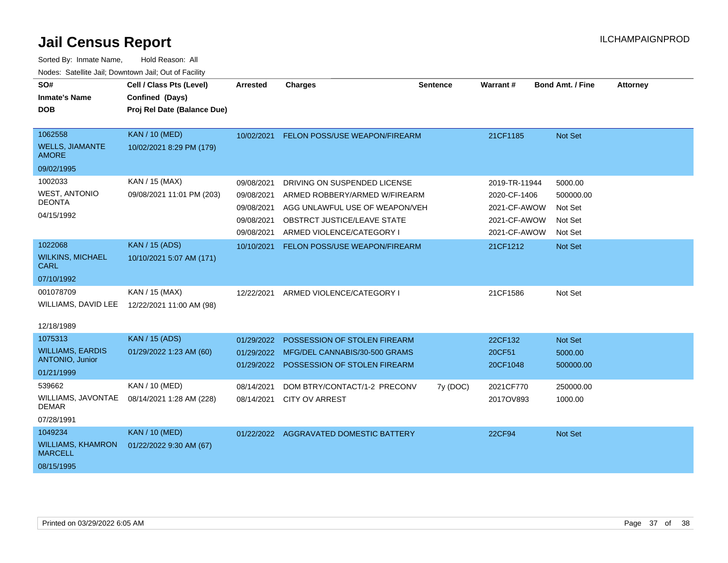# Jail Census Report

Sorted By: Inmate Name, Hold Reason: All

Nodes: Satellite Jail; Downtown Jail; Out of Facility

| SO# / Inmate's Name / DOB | Cell / Class Pts (Level) / Confined (Days) / Proj Rel Date (Balance Due) | Arrested | Charges | Sentence | Warrant # | Bond Amt. / Fine | Attorney |
|---|---|---|---|---|---|---|---|
| 1062558<br>WELLS, JIAMANTE AMORE<br>09/02/1995 | KAN / 10 (MED)<br>10/02/2021 8:29 PM (179) | 10/02/2021 | FELON POSS/USE WEAPON/FIREARM | | 21CF1185 | Not Set | |
| 1002033<br>WEST, ANTONIO DEONTA<br>04/15/1992 | KAN / 15 (MAX)<br>09/08/2021 11:01 PM (203) | 09/08/2021 | DRIVING ON SUSPENDED LICENSE | | 2019-TR-11944 | 5000.00 | |
| | | 09/08/2021 | ARMED ROBBERY/ARMED W/FIREARM | | 2020-CF-1406 | 500000.00 | |
| | | 09/08/2021 | AGG UNLAWFUL USE OF WEAPON/VEH | | 2021-CF-AWOW | Not Set | |
| | | 09/08/2021 | OBSTRCT JUSTICE/LEAVE STATE | | 2021-CF-AWOW | Not Set | |
| | | 09/08/2021 | ARMED VIOLENCE/CATEGORY I | | 2021-CF-AWOW | Not Set | |
| 1022068<br>WILKINS, MICHAEL CARL<br>07/10/1992 | KAN / 15 (ADS)<br>10/10/2021 5:07 AM (171) | 10/10/2021 | FELON POSS/USE WEAPON/FIREARM | | 21CF1212 | Not Set | |
| 001078709<br>WILLIAMS, DAVID LEE<br>12/18/1989 | KAN / 15 (MAX)<br>12/22/2021 11:00 AM (98) | 12/22/2021 | ARMED VIOLENCE/CATEGORY I | | 21CF1586 | Not Set | |
| 1075313<br>WILLIAMS, EARDIS ANTONIO, Junior<br>01/21/1999 | KAN / 15 (ADS)<br>01/29/2022 1:23 AM (60) | 01/29/2022 | POSSESSION OF STOLEN FIREARM | | 22CF132 | Not Set | |
| | | 01/29/2022 | MFG/DEL CANNABIS/30-500 GRAMS | | 20CF51 | 5000.00 | |
| | | 01/29/2022 | POSSESSION OF STOLEN FIREARM | | 20CF1048 | 500000.00 | |
| 539662<br>WILLIAMS, JAVONTAE DEMAR<br>07/28/1991 | KAN / 10 (MED)<br>08/14/2021 1:28 AM (228) | 08/14/2021 | DOM BTRY/CONTACT/1-2 PRECONV | 7y (DOC) | 2021CF770 | 250000.00 | |
| | | 08/14/2021 | CITY OV ARREST | | 2017OV893 | 1000.00 | |
| 1049234<br>WILLIAMS, KHAMRON MARCELL<br>08/15/1995 | KAN / 10 (MED)<br>01/22/2022 9:30 AM (67) | 01/22/2022 | AGGRAVATED DOMESTIC BATTERY | | 22CF94 | Not Set | |

Printed on 03/29/2022 6:05 AM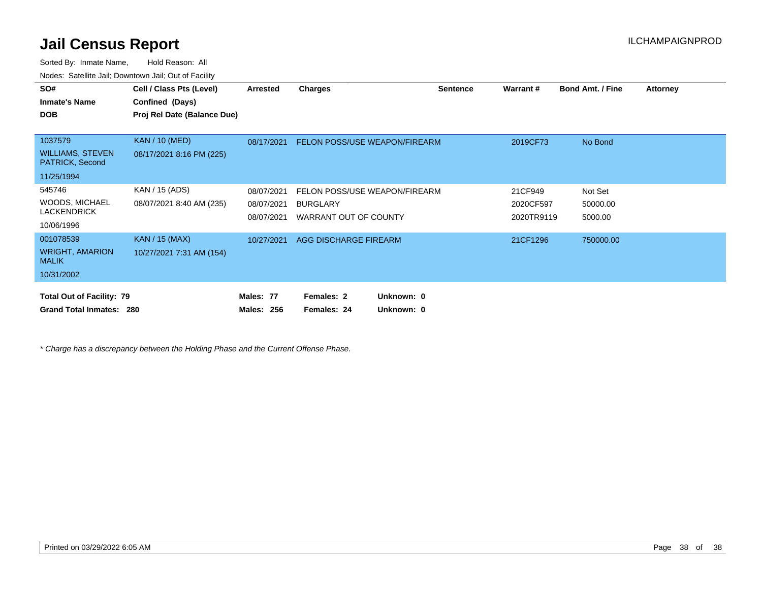# Jail Census Report

ILCHAMPAIGNPROD

Sorted By: Inmate Name, Hold Reason: All

Nodes: Satellite Jail; Downtown Jail; Out of Facility

| SO# / Inmate's Name / DOB | Cell / Class Pts (Level) / Confined (Days) / Proj Rel Date (Balance Due) | Arrested | Charges | Sentence | Warrant # | Bond Amt. / Fine | Attorney |
|---|---|---|---|---|---|---|---|
| 1037579<br>WILLIAMS, STEVEN PATRICK, Second<br>11/25/1994 | KAN / 10 (MED)<br>08/17/2021 8:16 PM (225) | 08/17/2021 | FELON POSS/USE WEAPON/FIREARM | | 2019CF73 | No Bond | |
| 545746<br>WOODS, MICHAEL LACKENDRICK<br>10/06/1996 | KAN / 15 (ADS)<br>08/07/2021 8:40 AM (235) | 08/07/2021 | FELON POSS/USE WEAPON/FIREARM | | 21CF949 | Not Set | |
| | | 08/07/2021 | BURGLARY | | 2020CF597 | 50000.00 | |
| | | 08/07/2021 | WARRANT OUT OF COUNTY | | 2020TR9119 | 5000.00 | |
| 001078539<br>WRIGHT, AMARION MALIK<br>10/31/2002 | KAN / 15 (MAX)<br>10/27/2021 7:31 AM (154) | 10/27/2021 | AGG DISCHARGE FIREARM | | 21CF1296 | 750000.00 | |

**Total Out of Facility: 79** **Males: 77** **Females: 2** **Unknown: 0**

**Grand Total Inmates: 280** **Males: 256** **Females: 24** **Unknown: 0**

*\* Charge has a discrepancy between the Holding Phase and the Current Offense Phase.*

Printed on 03/29/2022 6:05 AM